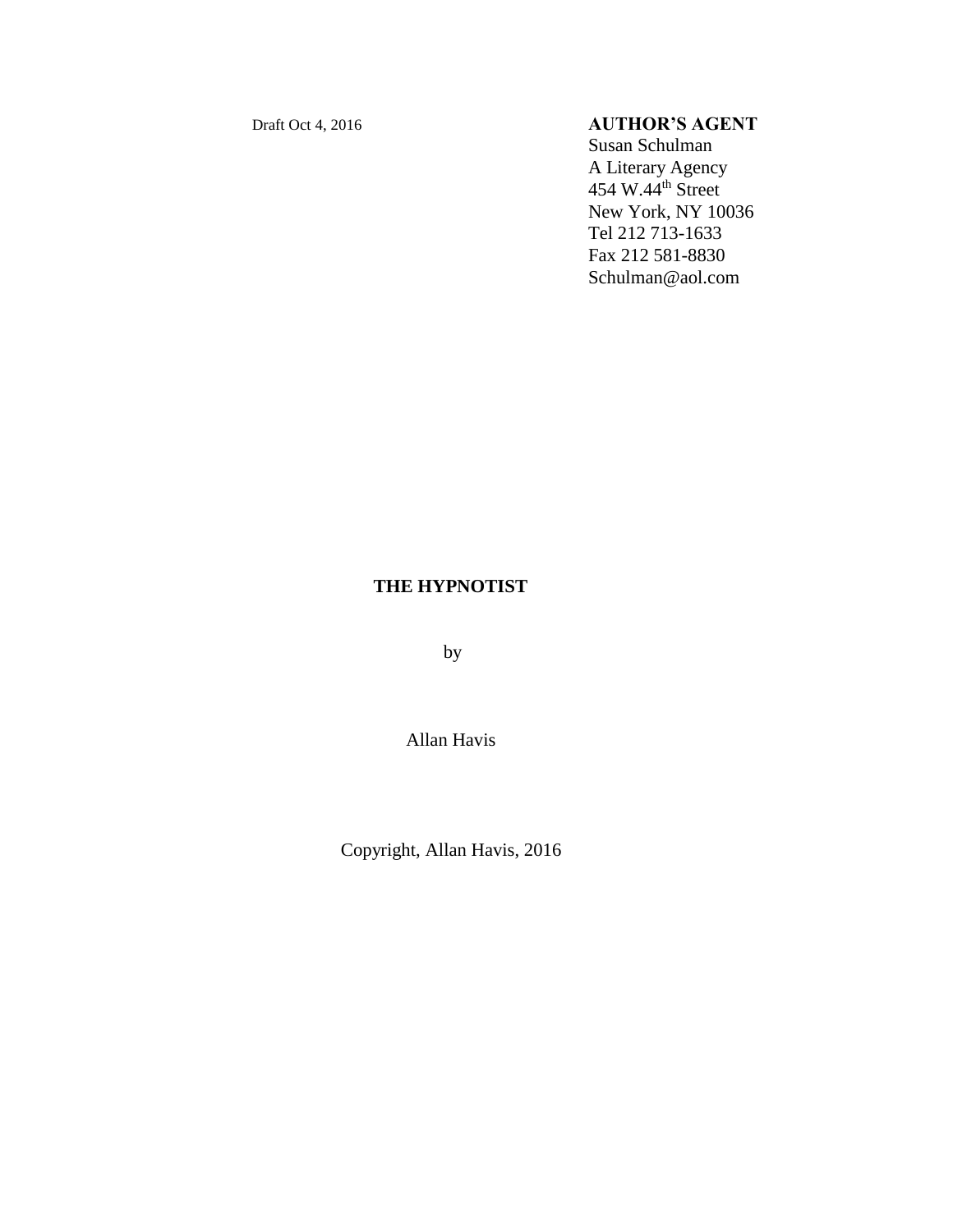Draft Oct 4, 2016

**AUTHOR'S AGENT**
Susan Schulman
A Literary Agency
454 W.44th Street
New York, NY 10036
Tel 212 713-1633
Fax 212 581-8830
Schulman@aol.com

# THE HYPNOTIST

by

Allan Havis

Copyright, Allan Havis, 2016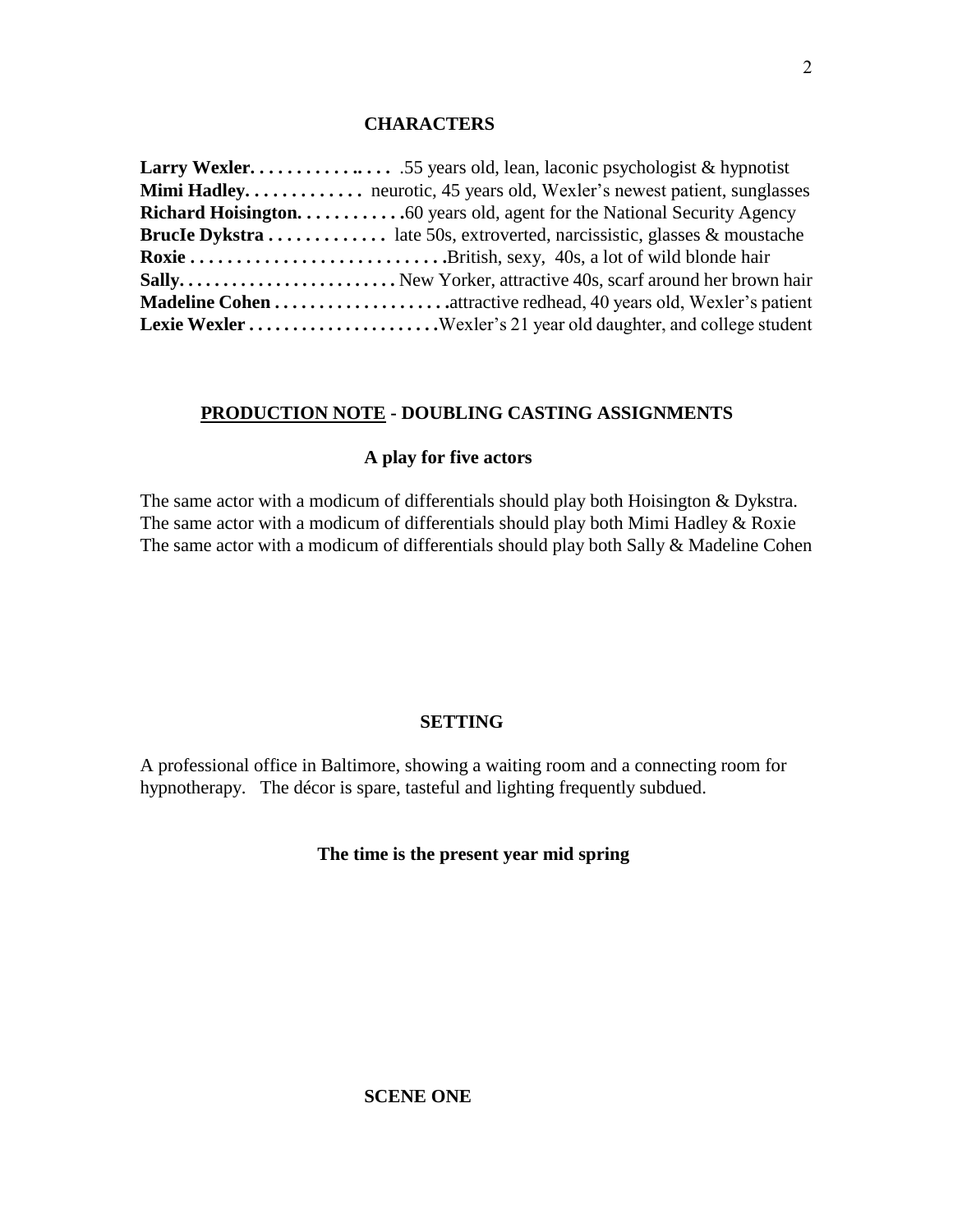## CHARACTERS

**Larry Wexler. . . . . . . . . . . .. . . .** .55 years old, lean, laconic psychologist & hypnotist
**Mimi Hadley. . . . . . . . . . . . .** neurotic, 45 years old, Wexler's newest patient, sunglasses
**Richard Hoisington. . . . . . . . . . . .**60 years old, agent for the National Security Agency
**BrucIe Dykstra . . . . . . . . . . . . .** late 50s, extroverted, narcissistic, glasses & moustache
**Roxie . . . . . . . . . . . . . . . . . . . . . . . . . . . .**British, sexy, 40s, a lot of wild blonde hair
**Sally. . . . . . . . . . . . . . . . . . . . . . . . .** New Yorker, attractive 40s, scarf around her brown hair
**Madeline Cohen . . . . . . . . . . . . . . . . . . . .**attractive redhead, 40 years old, Wexler's patient
**Lexie Wexler . . . . . . . . . . . . . . . . . . . . . .**Wexler's 21 year old daughter, and college student

## <u>PRODUCTION NOTE</u> - DOUBLING CASTING ASSIGNMENTS

### A play for five actors

The same actor with a modicum of differentials should play both Hoisington & Dykstra.
The same actor with a modicum of differentials should play both Mimi Hadley & Roxie
The same actor with a modicum of differentials should play both Sally & Madeline Cohen

## SETTING

A professional office in Baltimore, showing a waiting room and a connecting room for hypnotherapy. The décor is spare, tasteful and lighting frequently subdued.

**The time is the present year mid spring**

## SCENE ONE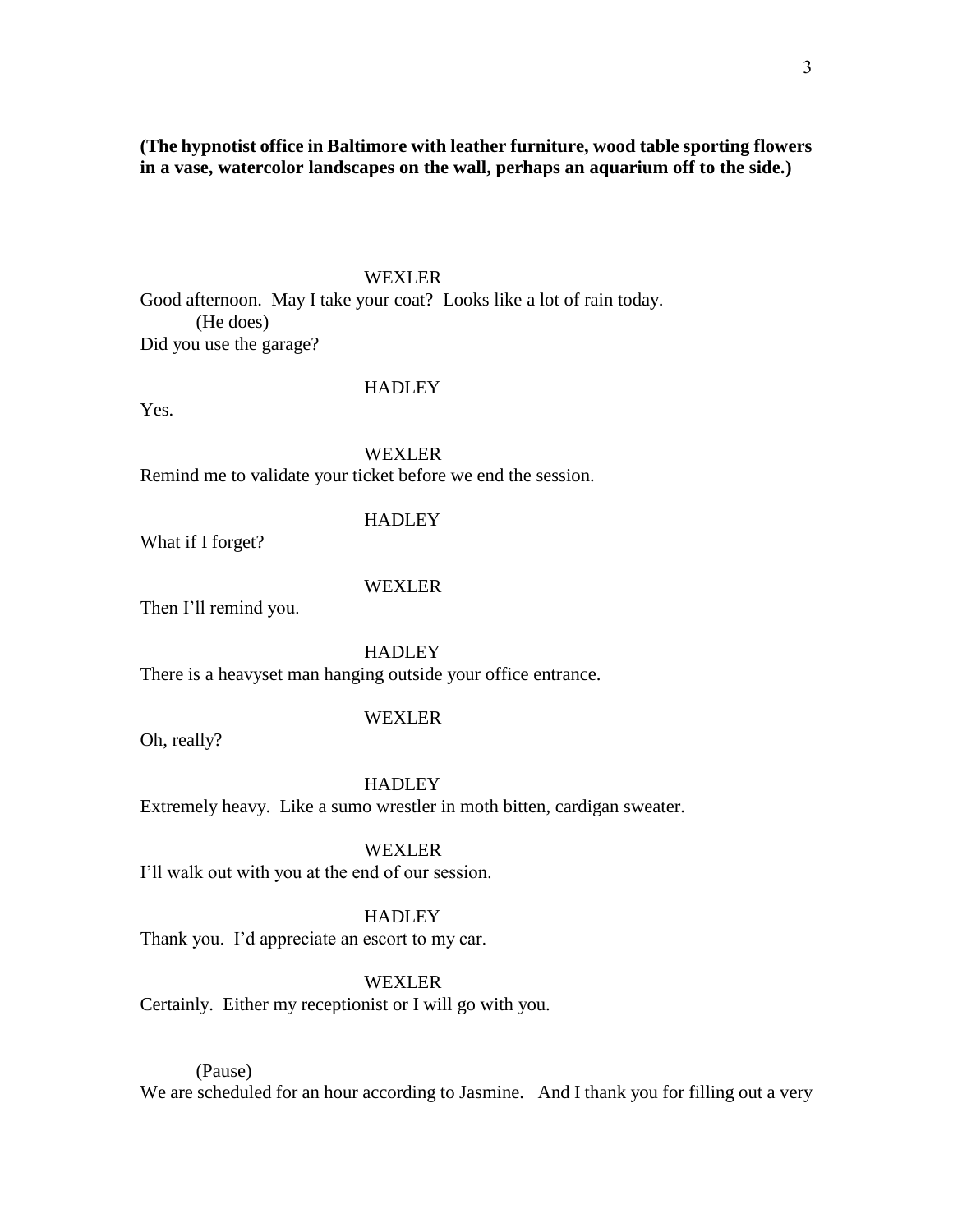**(The hypnotist office in Baltimore with leather furniture, wood table sporting flowers in a vase, watercolor landscapes on the wall, perhaps an aquarium off to the side.)**

WEXLER

Good afternoon. May I take your coat? Looks like a lot of rain today.

(He does)

Did you use the garage?

HADLEY

Yes.

WEXLER

Remind me to validate your ticket before we end the session.

HADLEY

What if I forget?

WEXLER

Then I'll remind you.

HADLEY

There is a heavyset man hanging outside your office entrance.

WEXLER

Oh, really?

HADLEY

Extremely heavy. Like a sumo wrestler in moth bitten, cardigan sweater.

WEXLER

I'll walk out with you at the end of our session.

HADLEY

Thank you. I'd appreciate an escort to my car.

WEXLER

Certainly. Either my receptionist or I will go with you.

(Pause)

We are scheduled for an hour according to Jasmine. And I thank you for filling out a very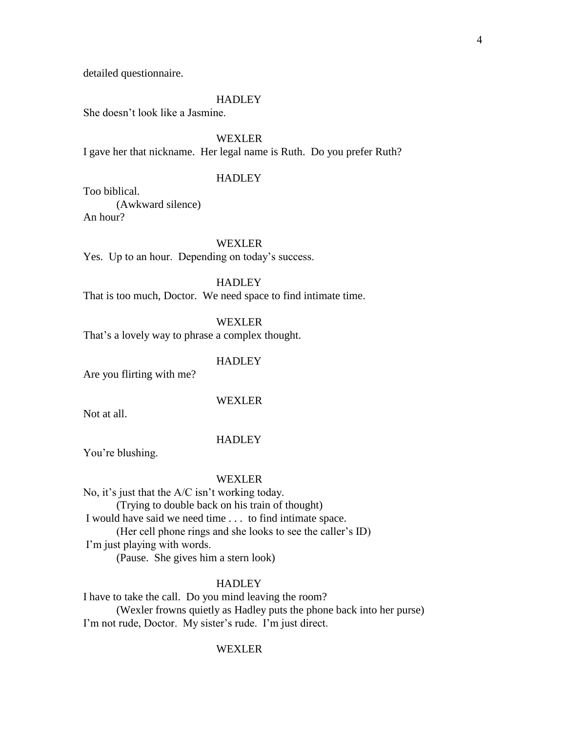detailed questionnaire.

HADLEY

She doesn't look like a Jasmine.

WEXLER

I gave her that nickname. Her legal name is Ruth. Do you prefer Ruth?

HADLEY

Too biblical.

(Awkward silence)

An hour?

WEXLER

Yes. Up to an hour. Depending on today's success.

HADLEY

That is too much, Doctor. We need space to find intimate time.

WEXLER

That's a lovely way to phrase a complex thought.

HADLEY

Are you flirting with me?

WEXLER

Not at all.

HADLEY

You're blushing.

WEXLER

No, it's just that the A/C isn't working today.

(Trying to double back on his train of thought)

I would have said we need time . . . to find intimate space.

(Her cell phone rings and she looks to see the caller's ID)

I'm just playing with words.

(Pause. She gives him a stern look)

HADLEY

I have to take the call. Do you mind leaving the room?

(Wexler frowns quietly as Hadley puts the phone back into her purse)

I'm not rude, Doctor. My sister's rude. I'm just direct.

WEXLER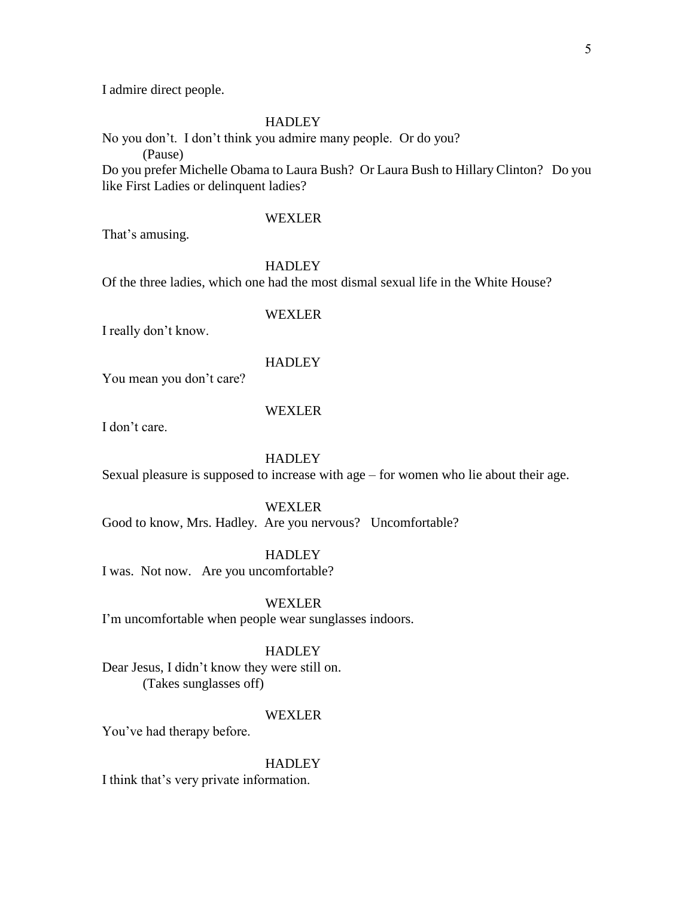I admire direct people.

HADLEY

No you don't. I don't think you admire many people. Or do you?

(Pause)

Do you prefer Michelle Obama to Laura Bush? Or Laura Bush to Hillary Clinton? Do you like First Ladies or delinquent ladies?

WEXLER

That's amusing.

HADLEY

Of the three ladies, which one had the most dismal sexual life in the White House?

WEXLER

I really don't know.

HADLEY

You mean you don't care?

WEXLER

I don't care.

HADLEY

Sexual pleasure is supposed to increase with age – for women who lie about their age.

WEXLER

Good to know, Mrs. Hadley. Are you nervous? Uncomfortable?

HADLEY

I was. Not now. Are you uncomfortable?

WEXLER

I'm uncomfortable when people wear sunglasses indoors.

HADLEY

Dear Jesus, I didn't know they were still on.

(Takes sunglasses off)

WEXLER

You've had therapy before.

HADLEY

I think that's very private information.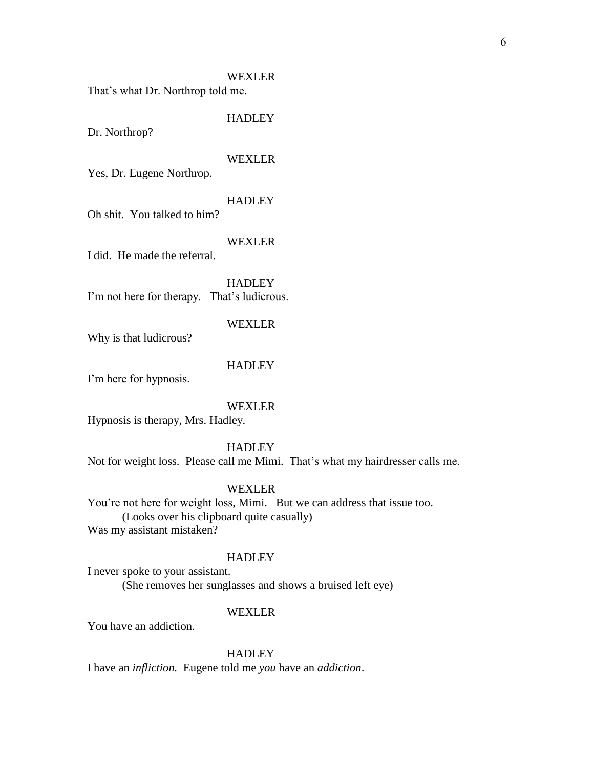WEXLER

That's what Dr. Northrop told me.

HADLEY

Dr. Northrop?

WEXLER

Yes, Dr. Eugene Northrop.

HADLEY

Oh shit. You talked to him?

WEXLER

I did. He made the referral.

HADLEY

I'm not here for therapy. That's ludicrous.

WEXLER

Why is that ludicrous?

HADLEY

I'm here for hypnosis.

WEXLER

Hypnosis is therapy, Mrs. Hadley.

HADLEY

Not for weight loss. Please call me Mimi. That's what my hairdresser calls me.

WEXLER

You're not here for weight loss, Mimi. But we can address that issue too.

(Looks over his clipboard quite casually)

Was my assistant mistaken?

HADLEY

I never spoke to your assistant.

(She removes her sunglasses and shows a bruised left eye)

WEXLER

You have an addiction.

HADLEY

I have an *infliction.* Eugene told me *you* have an *addiction*.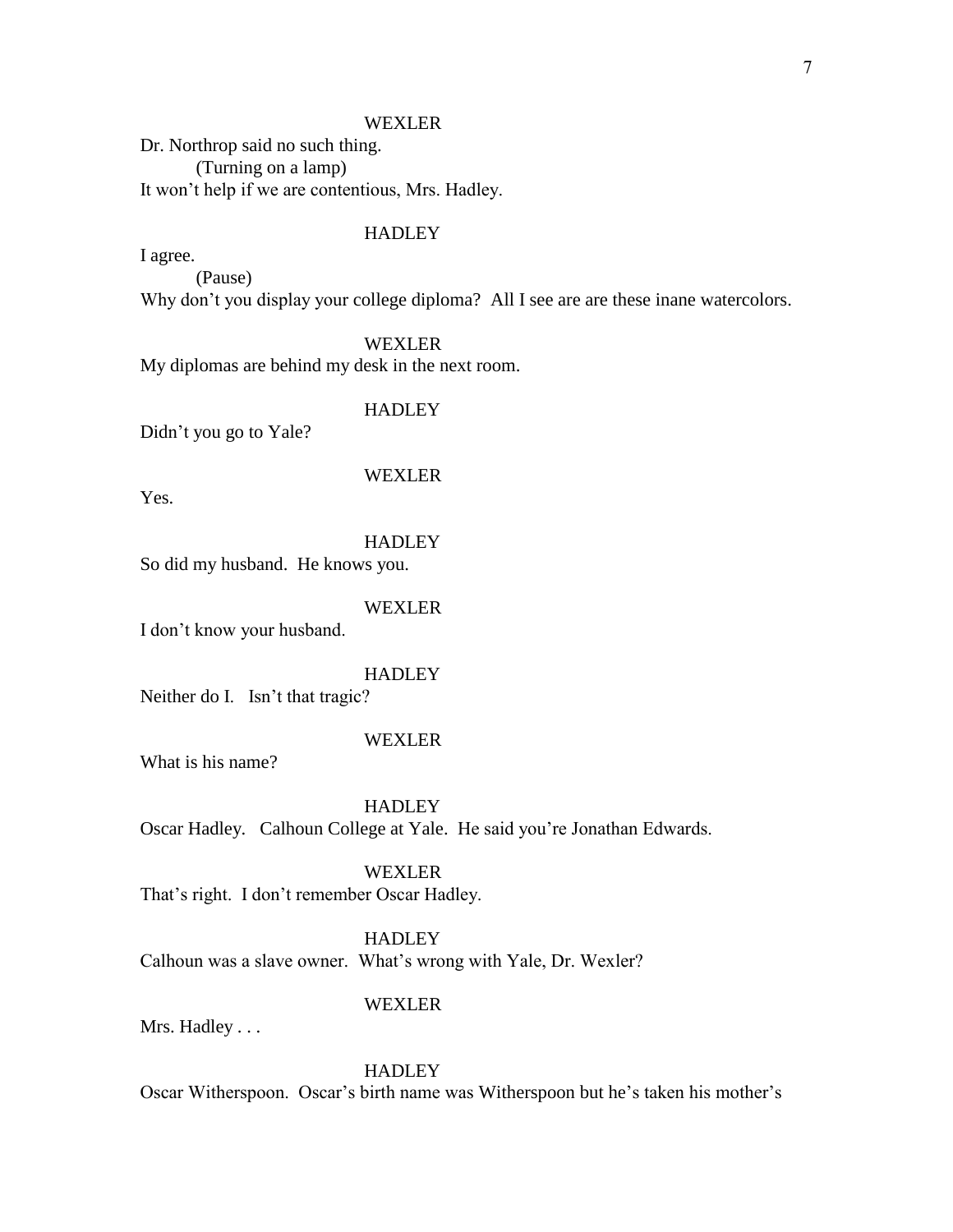WEXLER

Dr. Northrop said no such thing.

(Turning on a lamp)

It won't help if we are contentious, Mrs. Hadley.

HADLEY

I agree.

(Pause)

Why don't you display your college diploma? All I see are are these inane watercolors.

WEXLER

My diplomas are behind my desk in the next room.

HADLEY

Didn't you go to Yale?

WEXLER

Yes.

HADLEY

So did my husband. He knows you.

WEXLER

I don't know your husband.

HADLEY

Neither do I. Isn't that tragic?

WEXLER

What is his name?

HADLEY

Oscar Hadley. Calhoun College at Yale. He said you're Jonathan Edwards.

WEXLER

That's right. I don't remember Oscar Hadley.

HADLEY

Calhoun was a slave owner. What's wrong with Yale, Dr. Wexler?

WEXLER

Mrs. Hadley . . .

HADLEY

Oscar Witherspoon. Oscar's birth name was Witherspoon but he's taken his mother's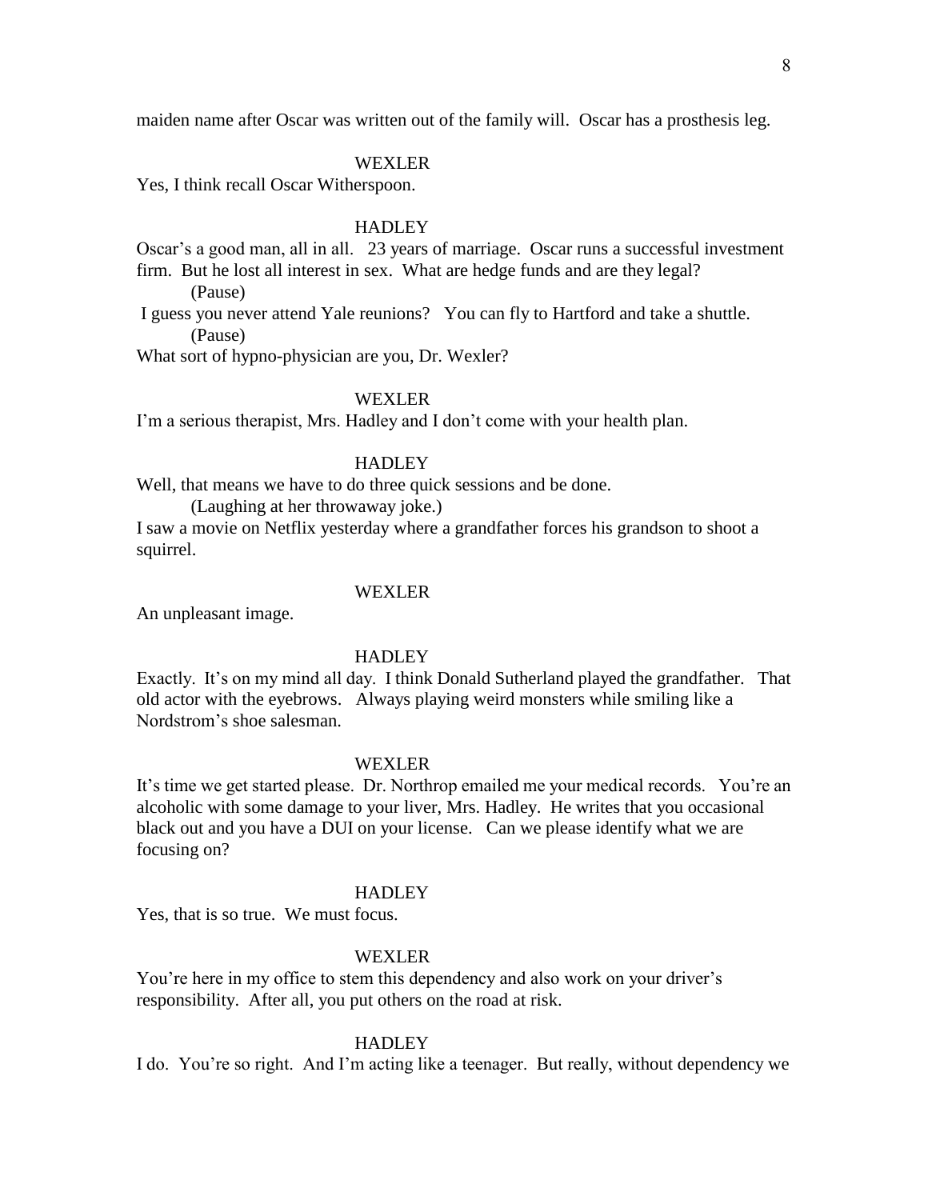maiden name after Oscar was written out of the family will. Oscar has a prosthesis leg.

WEXLER

Yes, I think recall Oscar Witherspoon.

HADLEY

Oscar's a good man, all in all. 23 years of marriage. Oscar runs a successful investment firm. But he lost all interest in sex. What are hedge funds and are they legal?

(Pause)

I guess you never attend Yale reunions? You can fly to Hartford and take a shuttle.

(Pause)

What sort of hypno-physician are you, Dr. Wexler?

WEXLER

I'm a serious therapist, Mrs. Hadley and I don't come with your health plan.

HADLEY

Well, that means we have to do three quick sessions and be done.

(Laughing at her throwaway joke.)

I saw a movie on Netflix yesterday where a grandfather forces his grandson to shoot a squirrel.

WEXLER

An unpleasant image.

HADLEY

Exactly. It's on my mind all day. I think Donald Sutherland played the grandfather. That old actor with the eyebrows. Always playing weird monsters while smiling like a Nordstrom's shoe salesman.

WEXLER

It's time we get started please. Dr. Northrop emailed me your medical records. You're an alcoholic with some damage to your liver, Mrs. Hadley. He writes that you occasional black out and you have a DUI on your license. Can we please identify what we are focusing on?

HADLEY

Yes, that is so true. We must focus.

WEXLER

You're here in my office to stem this dependency and also work on your driver's responsibility. After all, you put others on the road at risk.

HADLEY

I do. You're so right. And I'm acting like a teenager. But really, without dependency we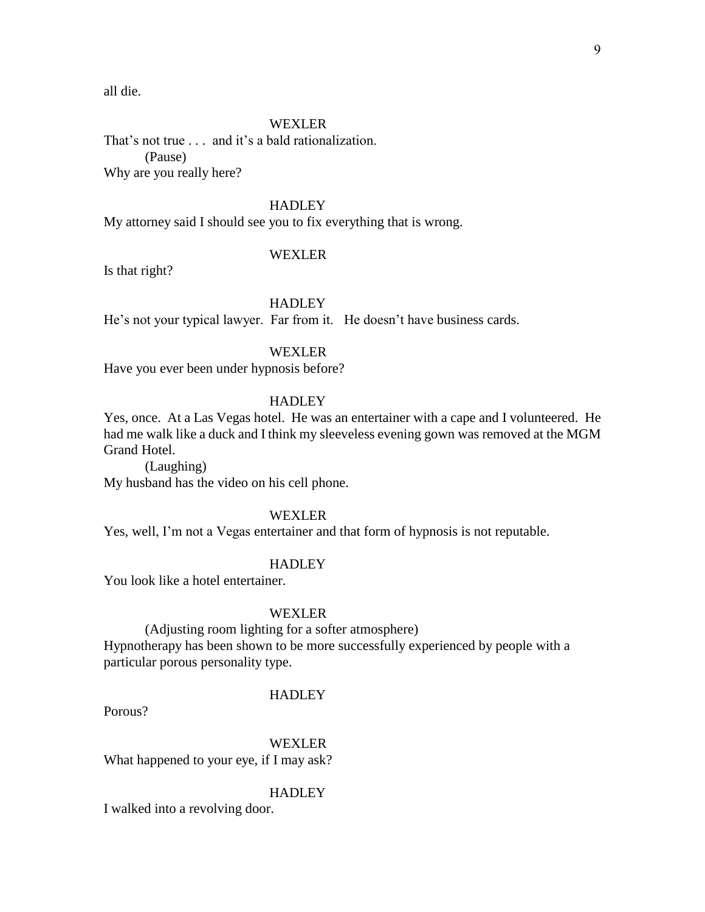all die.

WEXLER

That's not true . . . and it's a bald rationalization.

(Pause)

Why are you really here?

HADLEY

My attorney said I should see you to fix everything that is wrong.

WEXLER

Is that right?

HADLEY

He's not your typical lawyer. Far from it. He doesn't have business cards.

WEXLER

Have you ever been under hypnosis before?

HADLEY

Yes, once. At a Las Vegas hotel. He was an entertainer with a cape and I volunteered. He had me walk like a duck and I think my sleeveless evening gown was removed at the MGM Grand Hotel.

(Laughing)

My husband has the video on his cell phone.

WEXLER

Yes, well, I'm not a Vegas entertainer and that form of hypnosis is not reputable.

HADLEY

You look like a hotel entertainer.

WEXLER

(Adjusting room lighting for a softer atmosphere)

Hypnotherapy has been shown to be more successfully experienced by people with a particular porous personality type.

HADLEY

Porous?

WEXLER

What happened to your eye, if I may ask?

HADLEY

I walked into a revolving door.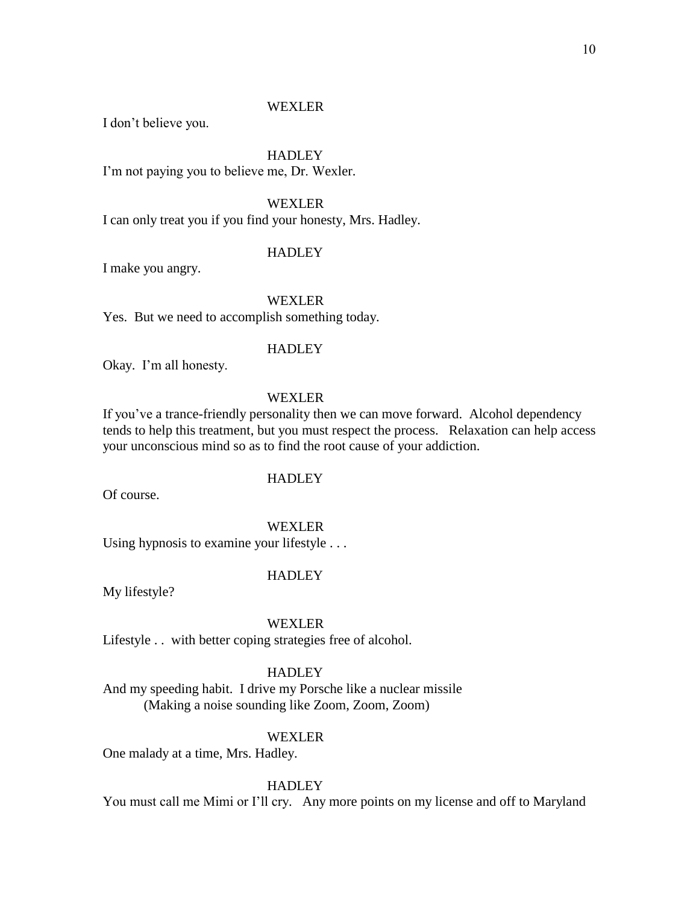WEXLER

I don't believe you.

HADLEY

I'm not paying you to believe me, Dr. Wexler.

WEXLER

I can only treat you if you find your honesty, Mrs. Hadley.

HADLEY

I make you angry.

WEXLER

Yes. But we need to accomplish something today.

HADLEY

Okay. I'm all honesty.

WEXLER

If you've a trance-friendly personality then we can move forward. Alcohol dependency tends to help this treatment, but you must respect the process. Relaxation can help access your unconscious mind so as to find the root cause of your addiction.

HADLEY

Of course.

WEXLER

Using hypnosis to examine your lifestyle . . .

HADLEY

My lifestyle?

WEXLER

Lifestyle . . with better coping strategies free of alcohol.

HADLEY

And my speeding habit. I drive my Porsche like a nuclear missile

(Making a noise sounding like Zoom, Zoom, Zoom)

WEXLER

One malady at a time, Mrs. Hadley.

HADLEY

You must call me Mimi or I'll cry. Any more points on my license and off to Maryland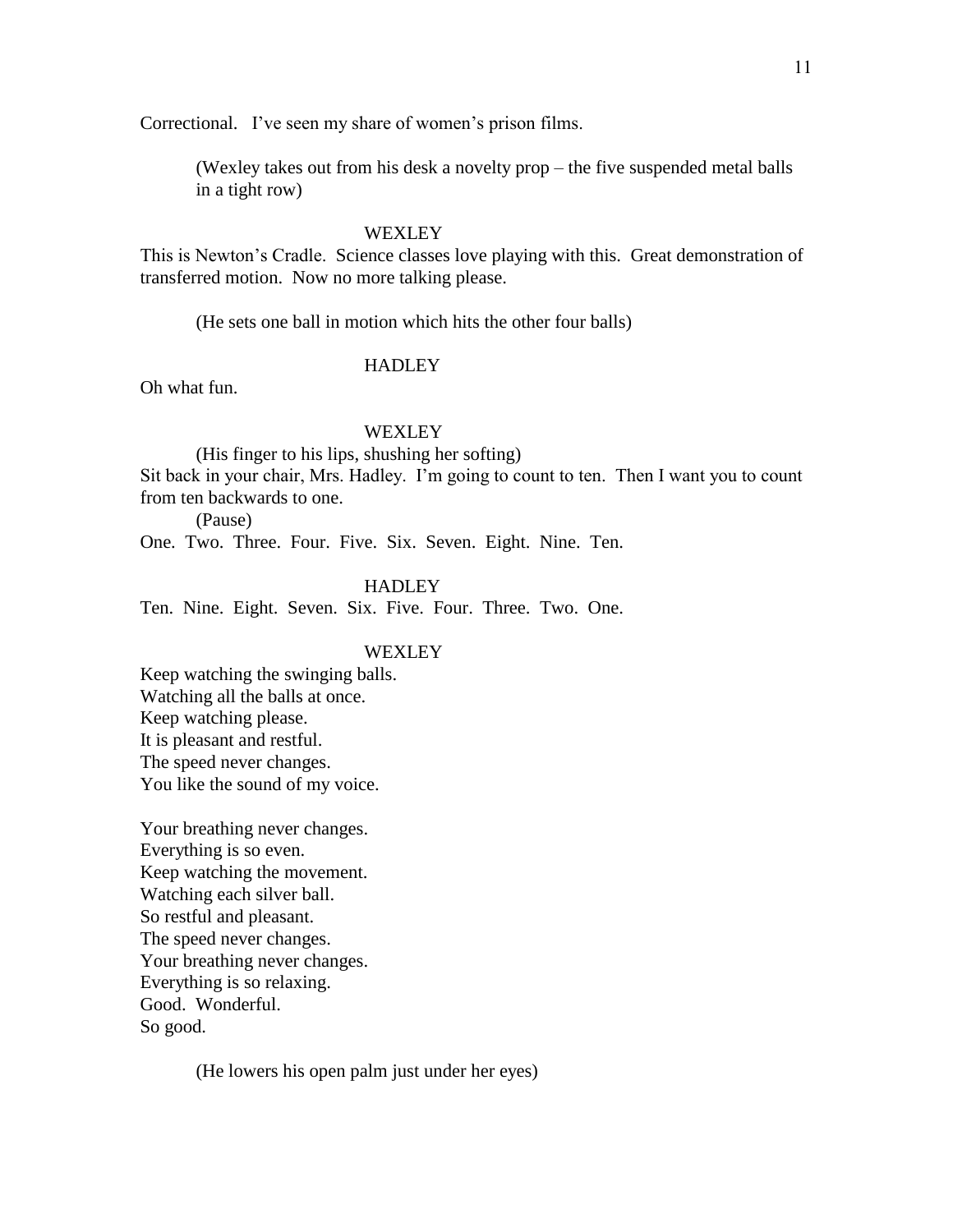Correctional.   I've seen my share of women's prison films.

(Wexley takes out from his desk a novelty prop – the five suspended metal balls in a tight row)

WEXLEY

This is Newton's Cradle.  Science classes love playing with this.  Great demonstration of transferred motion.  Now no more talking please.

(He sets one ball in motion which hits the other four balls)

HADLEY

Oh what fun.

WEXLEY

(His finger to his lips, shushing her softing)

Sit back in your chair, Mrs. Hadley.  I'm going to count to ten.  Then I want you to count from ten backwards to one.

(Pause)

One.  Two.  Three.  Four.  Five.  Six.  Seven.  Eight.  Nine.  Ten.

HADLEY

Ten.  Nine.  Eight.  Seven.  Six.  Five.  Four.  Three.  Two.  One.

WEXLEY

Keep watching the swinging balls.
Watching all the balls at once.
Keep watching please.
It is pleasant and restful.
The speed never changes.
You like the sound of my voice.

Your breathing never changes.
Everything is so even.
Keep watching the movement.
Watching each silver ball.
So restful and pleasant.
The speed never changes.
Your breathing never changes.
Everything is so relaxing.
Good.  Wonderful.
So good.

(He lowers his open palm just under her eyes)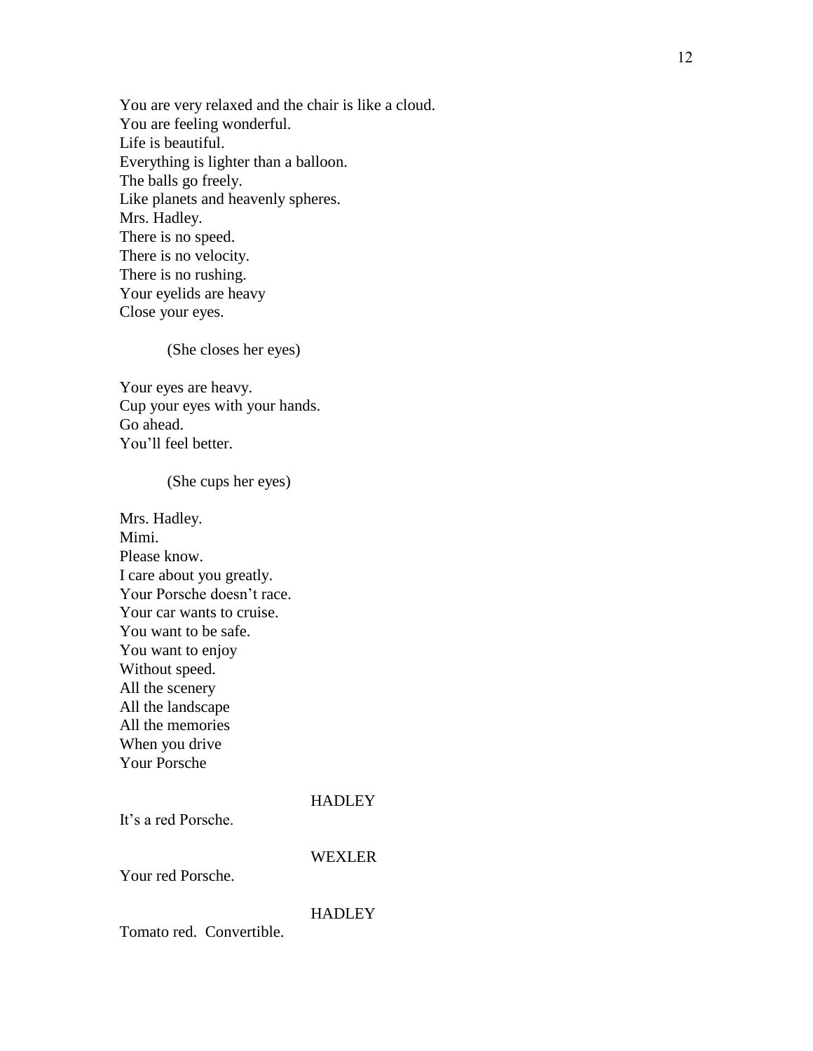You are very relaxed and the chair is like a cloud.
You are feeling wonderful.
Life is beautiful.
Everything is lighter than a balloon.
The balls go freely.
Like planets and heavenly spheres.
Mrs. Hadley.
There is no speed.
There is no velocity.
There is no rushing.
Your eyelids are heavy
Close your eyes.

(She closes her eyes)

Your eyes are heavy.
Cup your eyes with your hands.
Go ahead.
You'll feel better.

(She cups her eyes)

Mrs. Hadley.
Mimi.
Please know.
I care about you greatly.
Your Porsche doesn't race.
Your car wants to cruise.
You want to be safe.
You want to enjoy
Without speed.
All the scenery
All the landscape
All the memories
When you drive
Your Porsche

HADLEY

It's a red Porsche.

WEXLER

Your red Porsche.

HADLEY

Tomato red.  Convertible.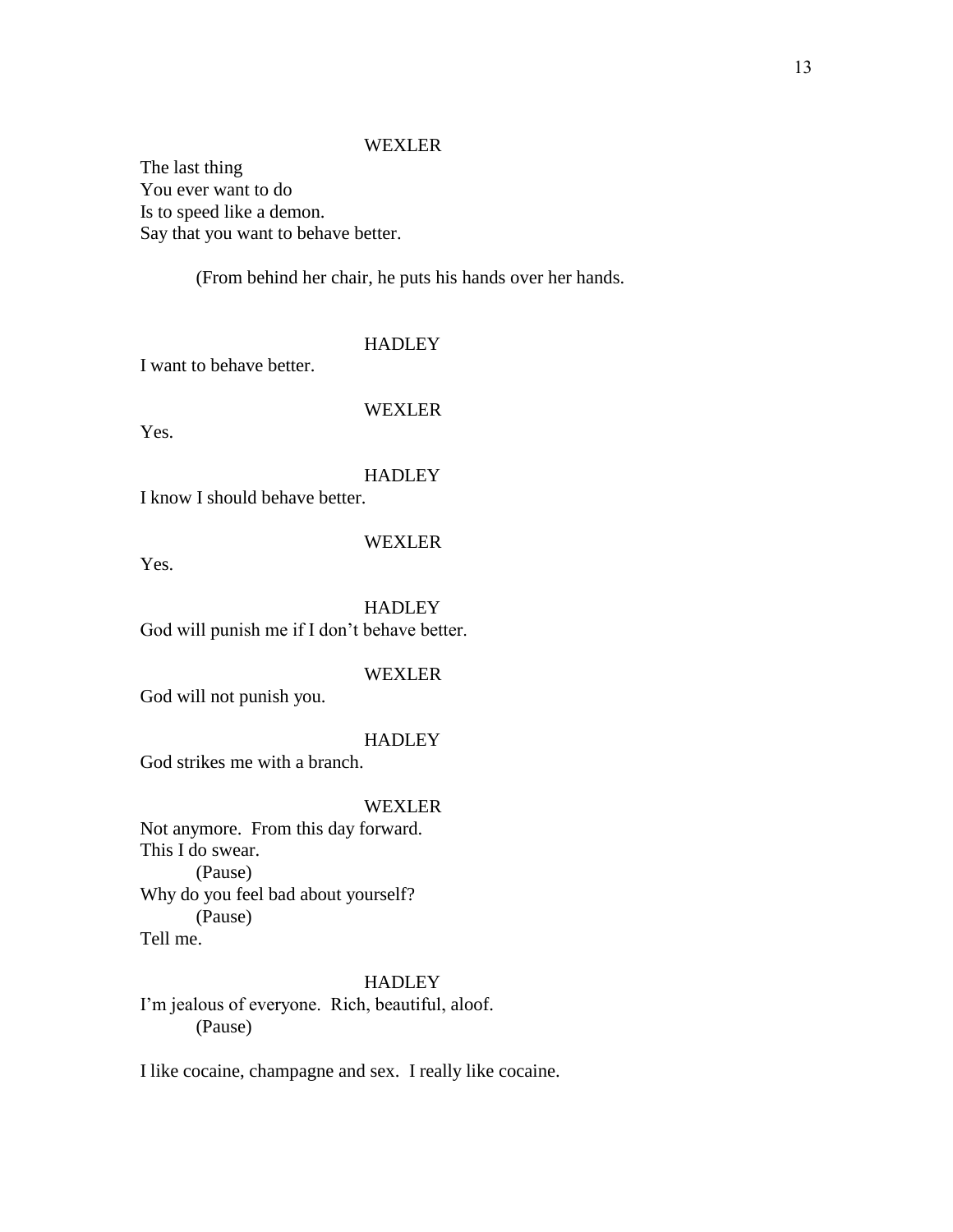WEXLER

The last thing
You ever want to do
Is to speed like a demon.
Say that you want to behave better.

(From behind her chair, he puts his hands over her hands.

HADLEY

I want to behave better.

WEXLER

Yes.

HADLEY

I know I should behave better.

WEXLER

Yes.

HADLEY

God will punish me if I don't behave better.

WEXLER

God will not punish you.

HADLEY

God strikes me with a branch.

WEXLER

Not anymore. From this day forward.
This I do swear.
(Pause)
Why do you feel bad about yourself?
(Pause)
Tell me.

HADLEY

I'm jealous of everyone. Rich, beautiful, aloof.
(Pause)

I like cocaine, champagne and sex. I really like cocaine.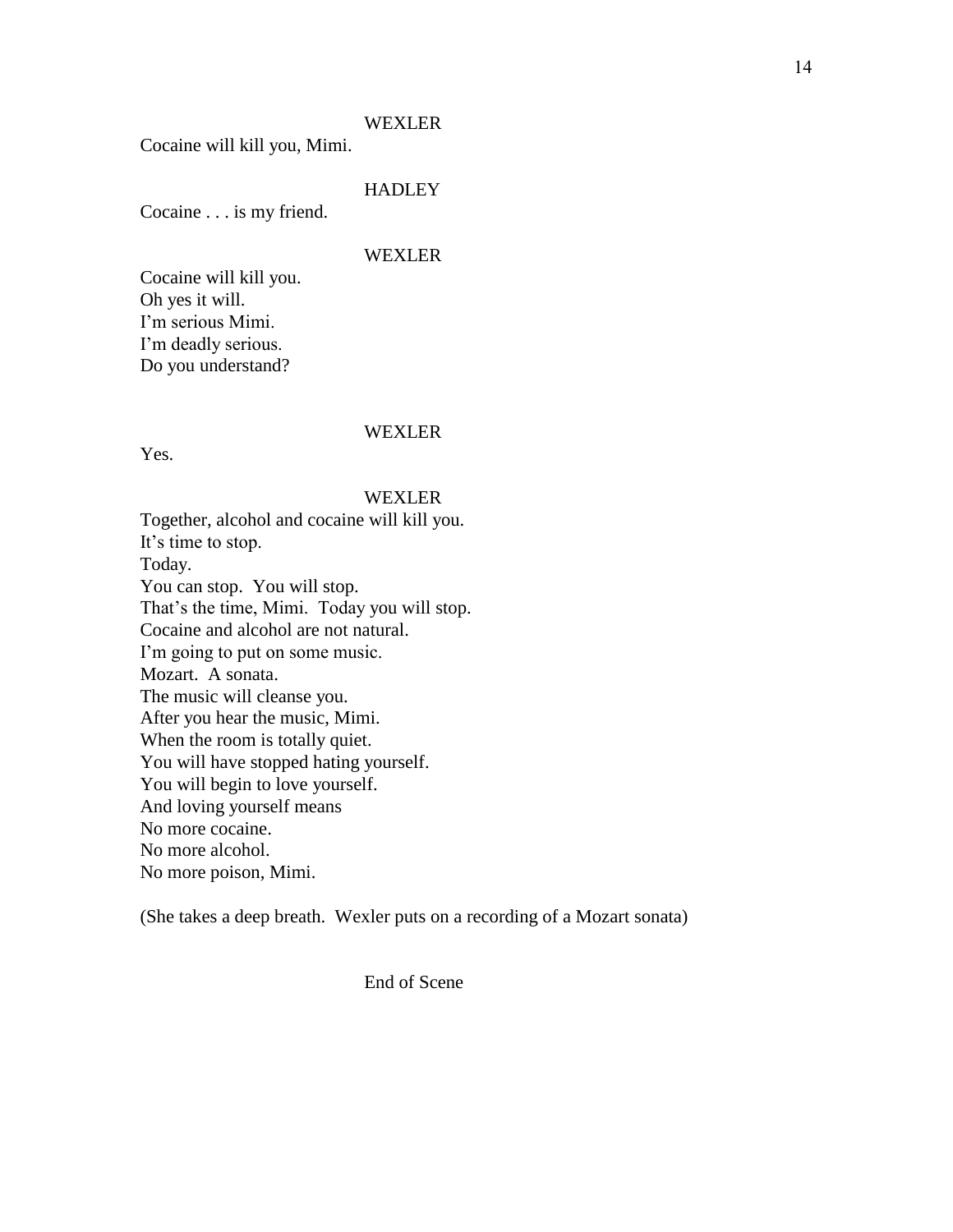WEXLER

Cocaine will kill you, Mimi.

HADLEY

Cocaine . . . is my friend.

WEXLER

Cocaine will kill you.
Oh yes it will.
I'm serious Mimi.
I'm deadly serious.
Do you understand?

WEXLER

Yes.

WEXLER

Together, alcohol and cocaine will kill you.
It's time to stop.
Today.
You can stop. You will stop.
That's the time, Mimi. Today you will stop.
Cocaine and alcohol are not natural.
I'm going to put on some music.
Mozart. A sonata.
The music will cleanse you.
After you hear the music, Mimi.
When the room is totally quiet.
You will have stopped hating yourself.
You will begin to love yourself.
And loving yourself means
No more cocaine.
No more alcohol.
No more poison, Mimi.

(She takes a deep breath. Wexler puts on a recording of a Mozart sonata)

End of Scene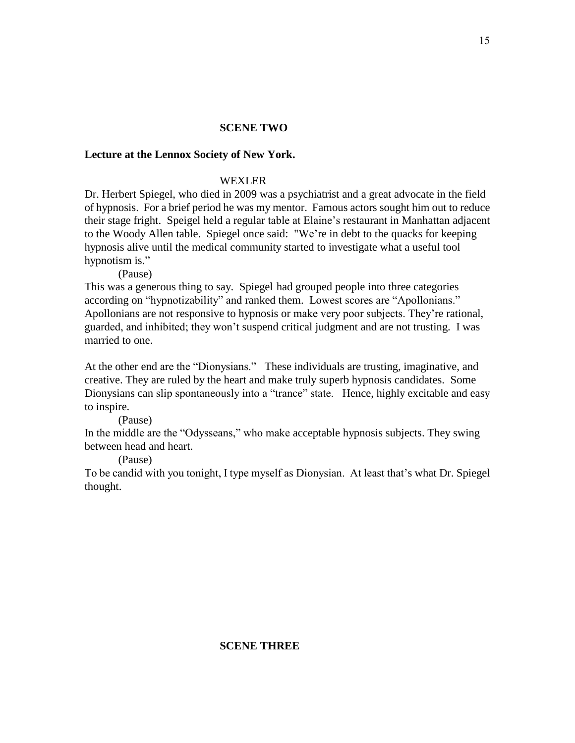**SCENE TWO**

**Lecture at the Lennox Society of New York.**

WEXLER

Dr. Herbert Spiegel, who died in 2009 was a psychiatrist and a great advocate in the field of hypnosis. For a brief period he was my mentor. Famous actors sought him out to reduce their stage fright. Speigel held a regular table at Elaine's restaurant in Manhattan adjacent to the Woody Allen table. Spiegel once said: "We're in debt to the quacks for keeping hypnosis alive until the medical community started to investigate what a useful tool hypnotism is."

(Pause)

This was a generous thing to say. Spiegel had grouped people into three categories according on "hypnotizability" and ranked them. Lowest scores are "Apollonians." Apollonians are not responsive to hypnosis or make very poor subjects. They're rational, guarded, and inhibited; they won't suspend critical judgment and are not trusting. I was married to one.

At the other end are the "Dionysians." These individuals are trusting, imaginative, and creative. They are ruled by the heart and make truly superb hypnosis candidates. Some Dionysians can slip spontaneously into a "trance" state. Hence, highly excitable and easy to inspire.

(Pause)

In the middle are the "Odysseans," who make acceptable hypnosis subjects. They swing between head and heart.

(Pause)

To be candid with you tonight, I type myself as Dionysian. At least that's what Dr. Spiegel thought.

**SCENE THREE**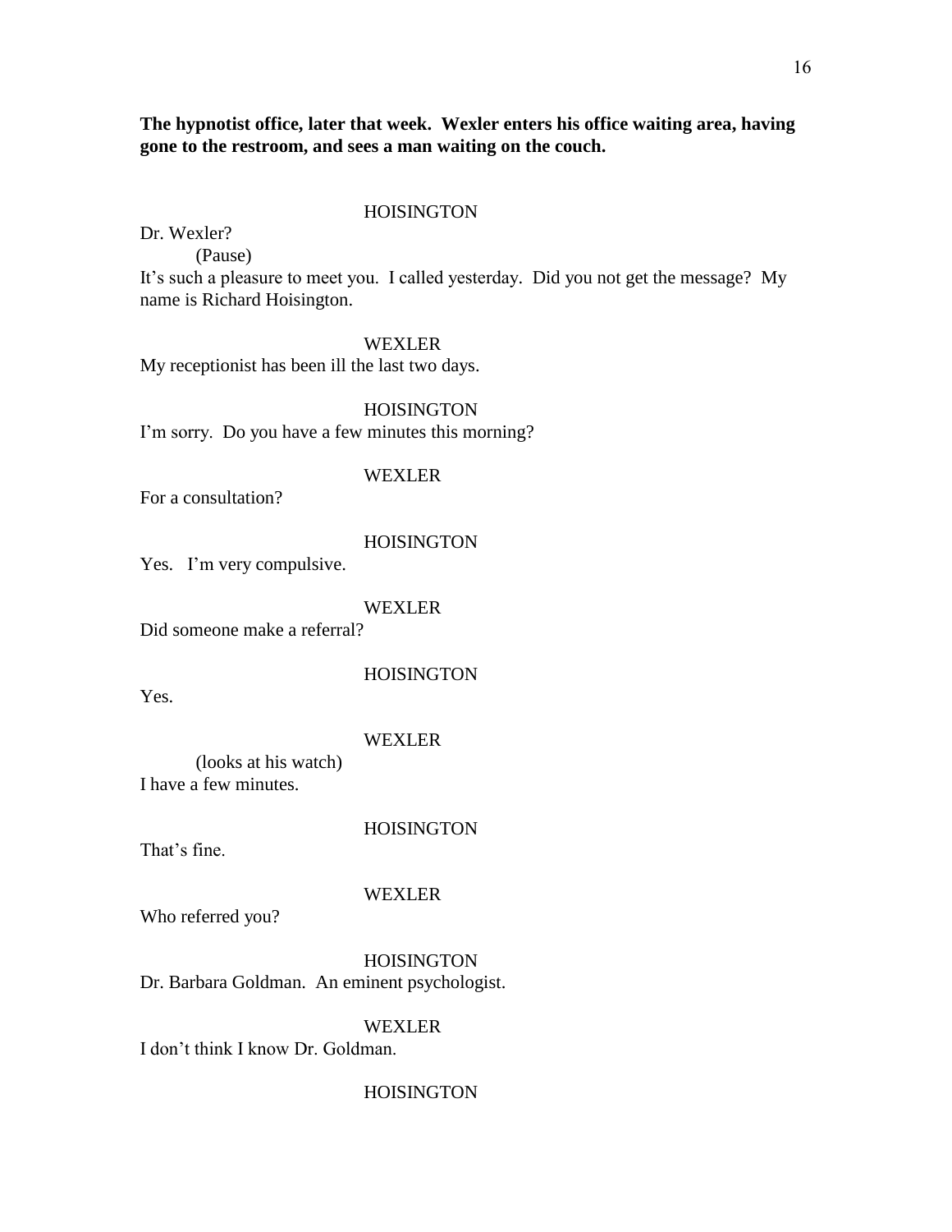**The hypnotist office, later that week. Wexler enters his office waiting area, having gone to the restroom, and sees a man waiting on the couch.**

HOISINGTON

Dr. Wexler?

(Pause)

It's such a pleasure to meet you. I called yesterday. Did you not get the message? My name is Richard Hoisington.

WEXLER

My receptionist has been ill the last two days.

HOISINGTON

I'm sorry. Do you have a few minutes this morning?

WEXLER

For a consultation?

HOISINGTON

Yes. I'm very compulsive.

WEXLER

Did someone make a referral?

HOISINGTON

Yes.

WEXLER

(looks at his watch)

I have a few minutes.

HOISINGTON

That's fine.

WEXLER

Who referred you?

HOISINGTON

Dr. Barbara Goldman. An eminent psychologist.

WEXLER

I don't think I know Dr. Goldman.

HOISINGTON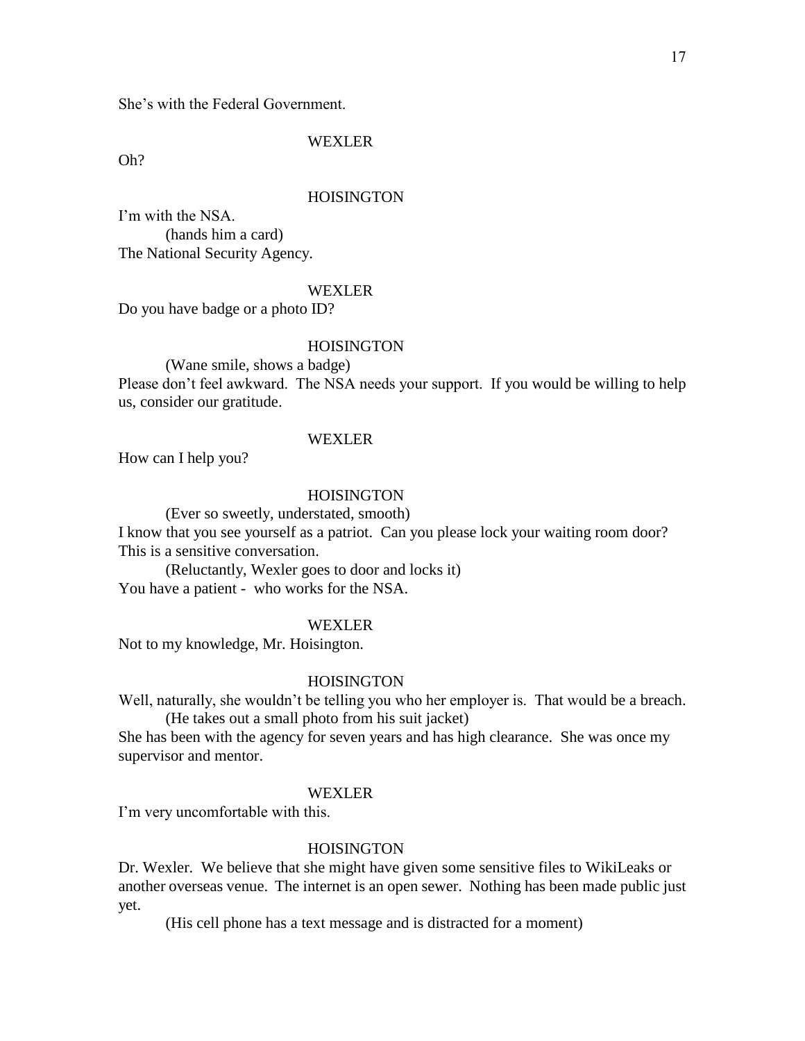She's with the Federal Government.

WEXLER

Oh?

HOISINGTON

I'm with the NSA.

(hands him a card)

The National Security Agency.

WEXLER

Do you have badge or a photo ID?

HOISINGTON

(Wane smile, shows a badge)

Please don't feel awkward. The NSA needs your support. If you would be willing to help us, consider our gratitude.

WEXLER

How can I help you?

HOISINGTON

(Ever so sweetly, understated, smooth)

I know that you see yourself as a patriot. Can you please lock your waiting room door? This is a sensitive conversation.

(Reluctantly, Wexler goes to door and locks it)

You have a patient - who works for the NSA.

WEXLER

Not to my knowledge, Mr. Hoisington.

HOISINGTON

Well, naturally, she wouldn't be telling you who her employer is. That would be a breach.

(He takes out a small photo from his suit jacket)

She has been with the agency for seven years and has high clearance. She was once my supervisor and mentor.

WEXLER

I'm very uncomfortable with this.

HOISINGTON

Dr. Wexler. We believe that she might have given some sensitive files to WikiLeaks or another overseas venue. The internet is an open sewer. Nothing has been made public just yet.

(His cell phone has a text message and is distracted for a moment)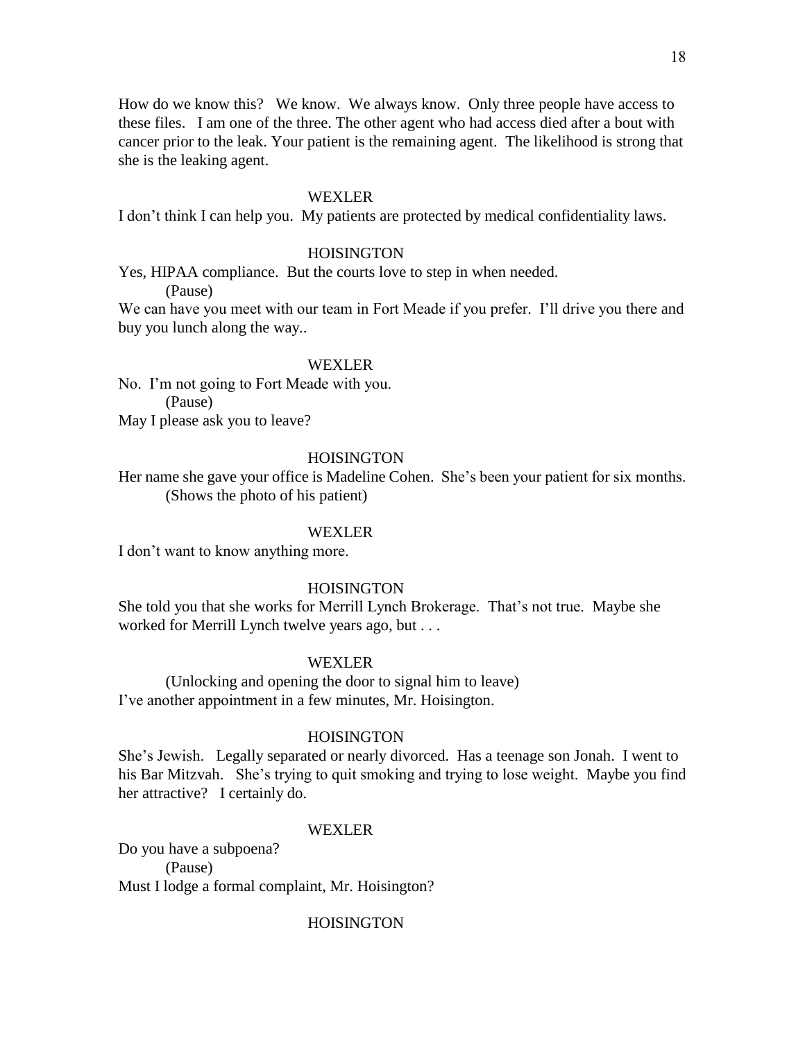How do we know this?  We know.  We always know.  Only three people have access to these files.  I am one of the three. The other agent who had access died after a bout with cancer prior to the leak. Your patient is the remaining agent.  The likelihood is strong that she is the leaking agent.

WEXLER

I don't think I can help you.  My patients are protected by medical confidentiality laws.

HOISINGTON

Yes, HIPAA compliance.  But the courts love to step in when needed.

(Pause)

We can have you meet with our team in Fort Meade if you prefer.  I'll drive you there and buy you lunch along the way..

WEXLER

No.  I'm not going to Fort Meade with you.

(Pause)

May I please ask you to leave?

HOISINGTON

Her name she gave your office is Madeline Cohen.  She's been your patient for six months.

(Shows the photo of his patient)

WEXLER

I don't want to know anything more.

HOISINGTON

She told you that she works for Merrill Lynch Brokerage.  That's not true.  Maybe she worked for Merrill Lynch twelve years ago, but . . .

WEXLER

(Unlocking and opening the door to signal him to leave)

I've another appointment in a few minutes, Mr. Hoisington.

HOISINGTON

She's Jewish.  Legally separated or nearly divorced.  Has a teenage son Jonah.  I went to his Bar Mitzvah.  She's trying to quit smoking and trying to lose weight.  Maybe you find her attractive?  I certainly do.

WEXLER

Do you have a subpoena?

(Pause)

Must I lodge a formal complaint, Mr. Hoisington?

HOISINGTON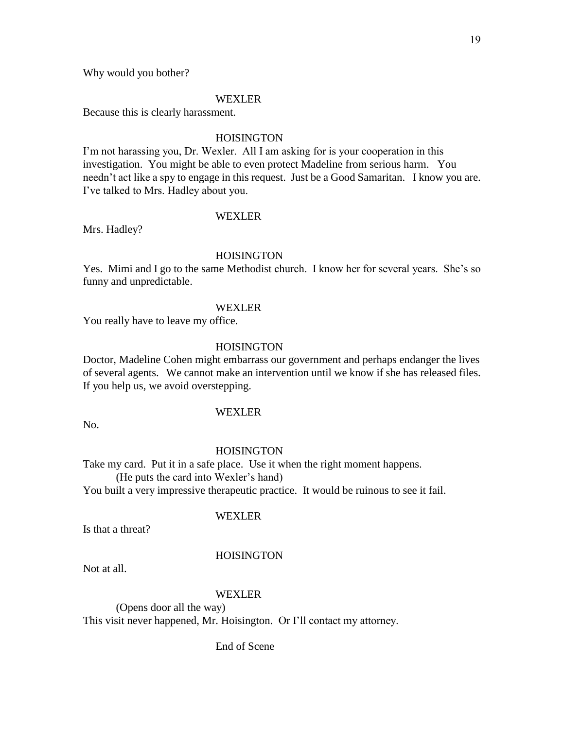Why would you bother?

WEXLER

Because this is clearly harassment.

HOISINGTON

I'm not harassing you, Dr. Wexler. All I am asking for is your cooperation in this investigation. You might be able to even protect Madeline from serious harm. You needn't act like a spy to engage in this request. Just be a Good Samaritan. I know you are. I've talked to Mrs. Hadley about you.

WEXLER

Mrs. Hadley?

HOISINGTON

Yes. Mimi and I go to the same Methodist church. I know her for several years. She's so funny and unpredictable.

WEXLER

You really have to leave my office.

HOISINGTON

Doctor, Madeline Cohen might embarrass our government and perhaps endanger the lives of several agents. We cannot make an intervention until we know if she has released files. If you help us, we avoid overstepping.

WEXLER

No.

HOISINGTON

Take my card. Put it in a safe place. Use it when the right moment happens.

(He puts the card into Wexler's hand)

You built a very impressive therapeutic practice. It would be ruinous to see it fail.

WEXLER

Is that a threat?

HOISINGTON

Not at all.

WEXLER

(Opens door all the way)

This visit never happened, Mr. Hoisington. Or I'll contact my attorney.

End of Scene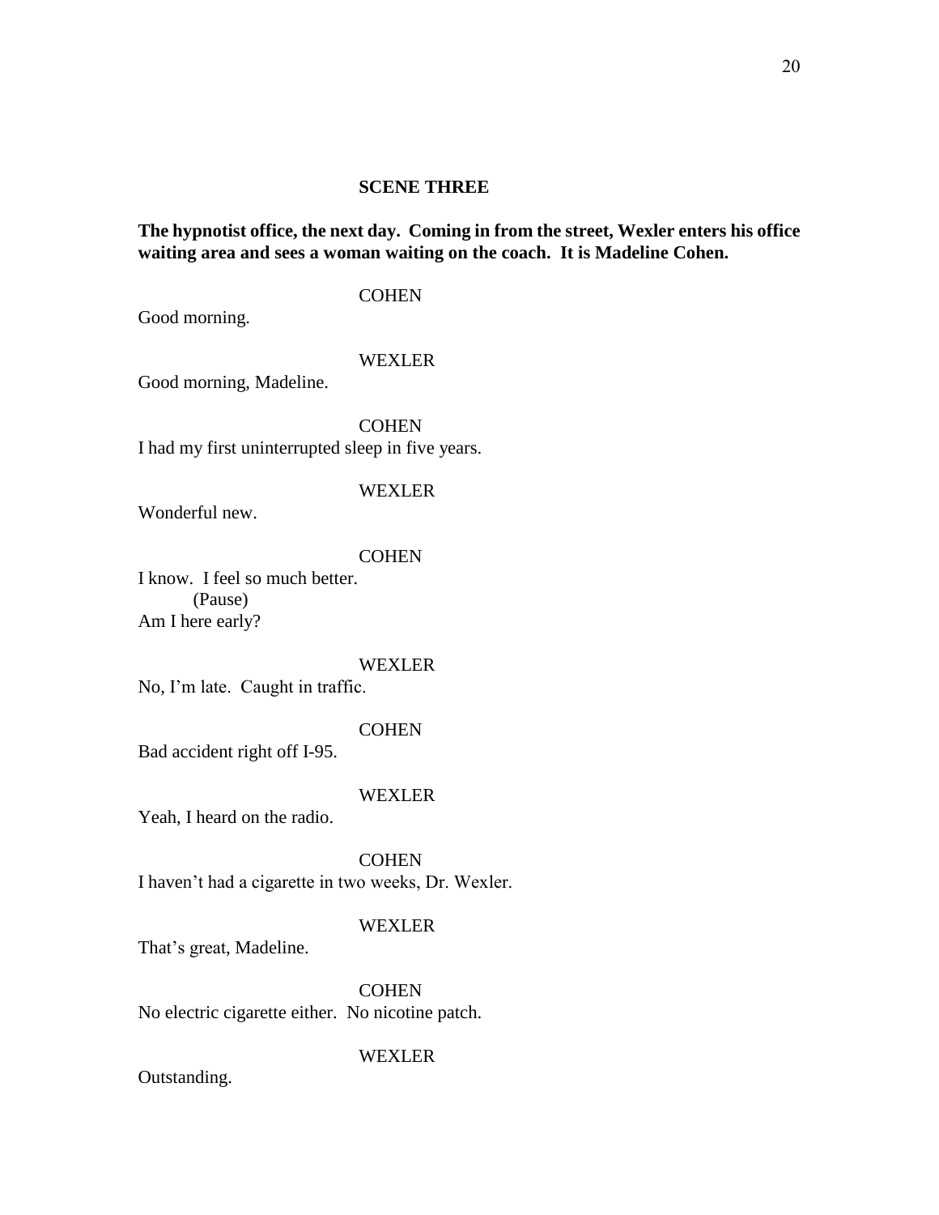**SCENE THREE**

**The hypnotist office, the next day. Coming in from the street, Wexler enters his office waiting area and sees a woman waiting on the coach. It is Madeline Cohen.**

COHEN

Good morning.

WEXLER

Good morning, Madeline.

COHEN

I had my first uninterrupted sleep in five years.

WEXLER

Wonderful new.

COHEN

I know. I feel so much better.

(Pause)

Am I here early?

WEXLER

No, I'm late. Caught in traffic.

COHEN

Bad accident right off I-95.

WEXLER

Yeah, I heard on the radio.

COHEN

I haven't had a cigarette in two weeks, Dr. Wexler.

WEXLER

That's great, Madeline.

COHEN

No electric cigarette either. No nicotine patch.

WEXLER

Outstanding.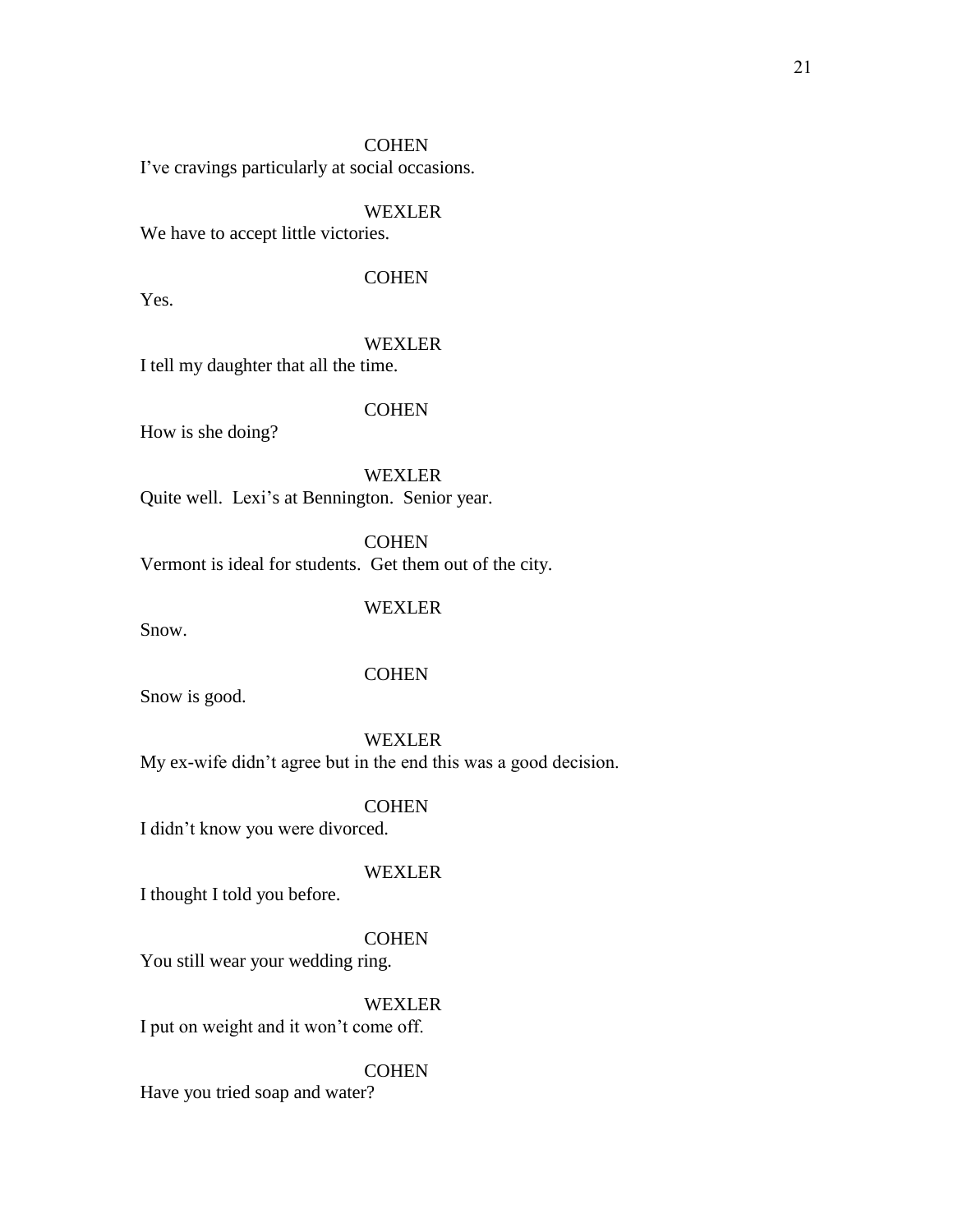COHEN

I've cravings particularly at social occasions.

WEXLER

We have to accept little victories.

COHEN

Yes.

WEXLER

I tell my daughter that all the time.

COHEN

How is she doing?

WEXLER

Quite well. Lexi's at Bennington. Senior year.

COHEN

Vermont is ideal for students. Get them out of the city.

WEXLER

Snow.

COHEN

Snow is good.

WEXLER

My ex-wife didn't agree but in the end this was a good decision.

COHEN

I didn't know you were divorced.

WEXLER

I thought I told you before.

COHEN

You still wear your wedding ring.

WEXLER

I put on weight and it won't come off.

COHEN

Have you tried soap and water?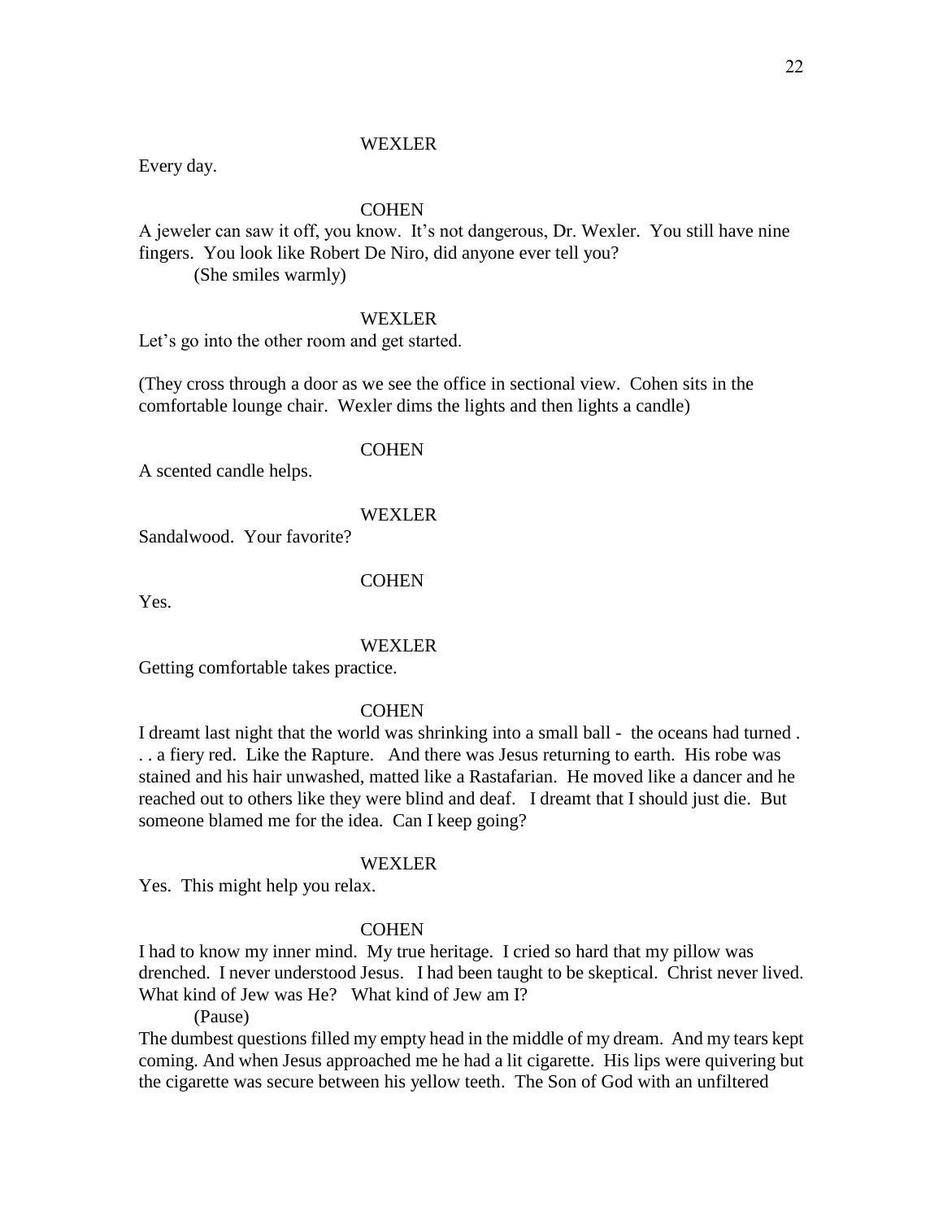WEXLER

Every day.

COHEN

A jeweler can saw it off, you know. It's not dangerous, Dr. Wexler. You still have nine fingers. You look like Robert De Niro, did anyone ever tell you?

(She smiles warmly)

WEXLER

Let's go into the other room and get started.

(They cross through a door as we see the office in sectional view. Cohen sits in the comfortable lounge chair. Wexler dims the lights and then lights a candle)

COHEN

A scented candle helps.

WEXLER

Sandalwood. Your favorite?

COHEN

Yes.

WEXLER

Getting comfortable takes practice.

COHEN

I dreamt last night that the world was shrinking into a small ball - the oceans had turned . . . a fiery red. Like the Rapture. And there was Jesus returning to earth. His robe was stained and his hair unwashed, matted like a Rastafarian. He moved like a dancer and he reached out to others like they were blind and deaf. I dreamt that I should just die. But someone blamed me for the idea. Can I keep going?

WEXLER

Yes. This might help you relax.

COHEN

I had to know my inner mind. My true heritage. I cried so hard that my pillow was drenched. I never understood Jesus. I had been taught to be skeptical. Christ never lived. What kind of Jew was He? What kind of Jew am I?

(Pause)

The dumbest questions filled my empty head in the middle of my dream. And my tears kept coming. And when Jesus approached me he had a lit cigarette. His lips were quivering but the cigarette was secure between his yellow teeth. The Son of God with an unfiltered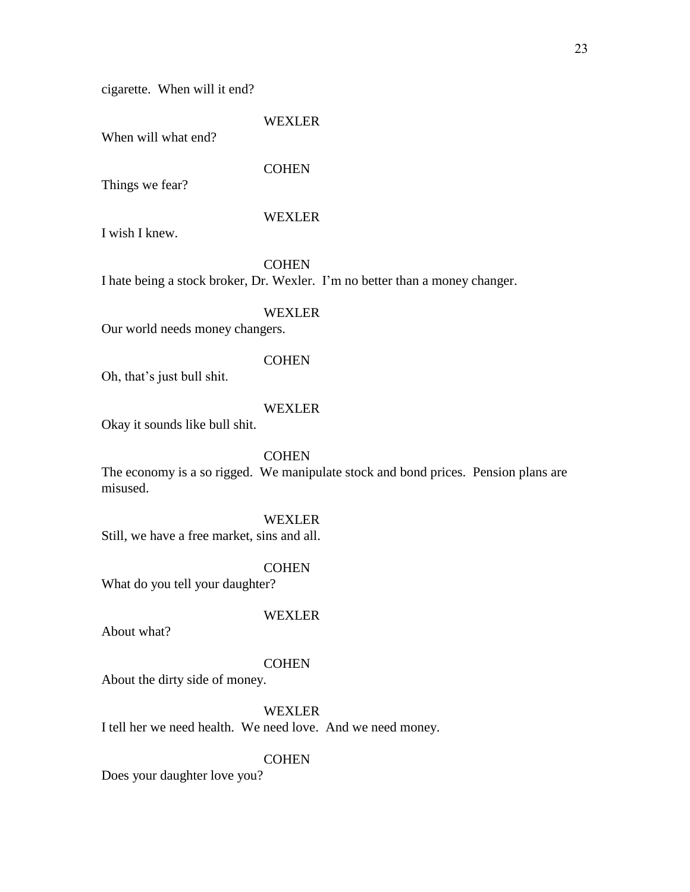cigarette.  When will it end?

WEXLER

When will what end?

COHEN

Things we fear?

WEXLER

I wish I knew.

COHEN

I hate being a stock broker, Dr. Wexler.  I'm no better than a money changer.

WEXLER

Our world needs money changers.

COHEN

Oh, that's just bull shit.

WEXLER

Okay it sounds like bull shit.

COHEN

The economy is a so rigged.  We manipulate stock and bond prices.  Pension plans are misused.

WEXLER

Still, we have a free market, sins and all.

COHEN

What do you tell your daughter?

WEXLER

About what?

COHEN

About the dirty side of money.

WEXLER

I tell her we need health.  We need love.  And we need money.

COHEN

Does your daughter love you?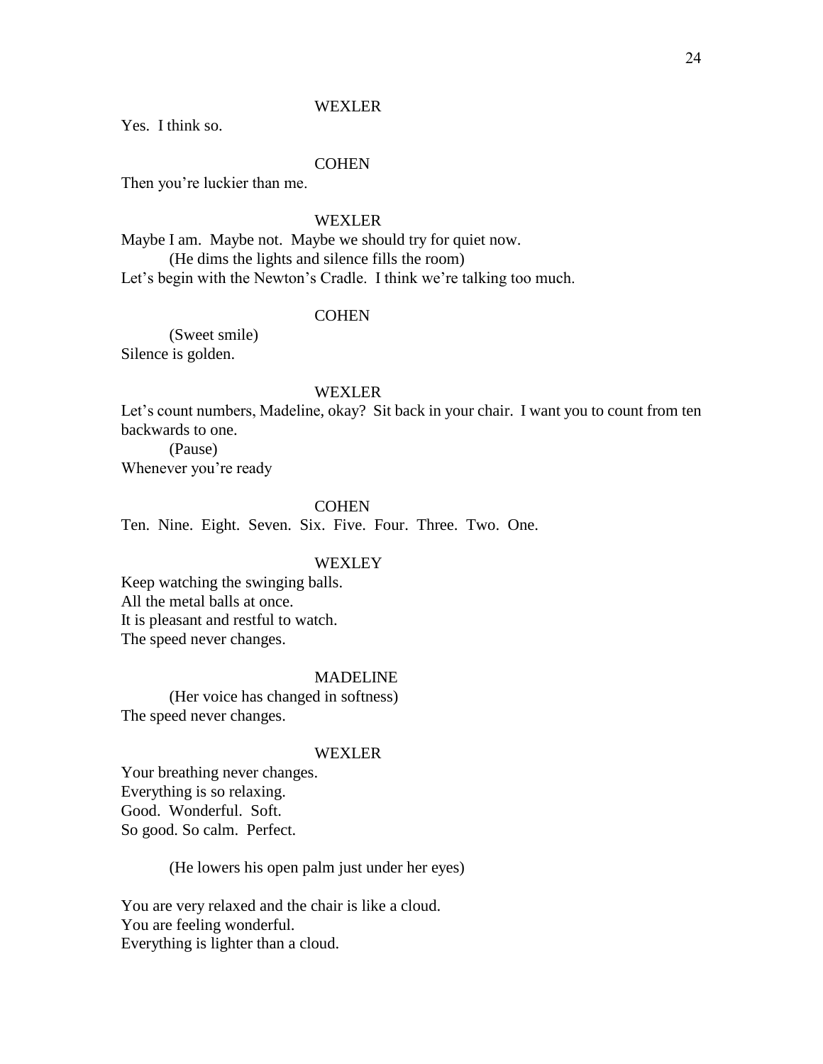WEXLER

Yes. I think so.

COHEN

Then you're luckier than me.

WEXLER

Maybe I am. Maybe not. Maybe we should try for quiet now.

(He dims the lights and silence fills the room)

Let's begin with the Newton's Cradle. I think we're talking too much.

COHEN

(Sweet smile)

Silence is golden.

WEXLER

Let's count numbers, Madeline, okay? Sit back in your chair. I want you to count from ten backwards to one.

(Pause)

Whenever you're ready

COHEN

Ten. Nine. Eight. Seven. Six. Five. Four. Three. Two. One.

WEXLEY

Keep watching the swinging balls.
All the metal balls at once.
It is pleasant and restful to watch.
The speed never changes.

MADELINE

(Her voice has changed in softness)

The speed never changes.

WEXLER

Your breathing never changes.
Everything is so relaxing.
Good. Wonderful. Soft.
So good. So calm. Perfect.

(He lowers his open palm just under her eyes)

You are very relaxed and the chair is like a cloud.
You are feeling wonderful.
Everything is lighter than a cloud.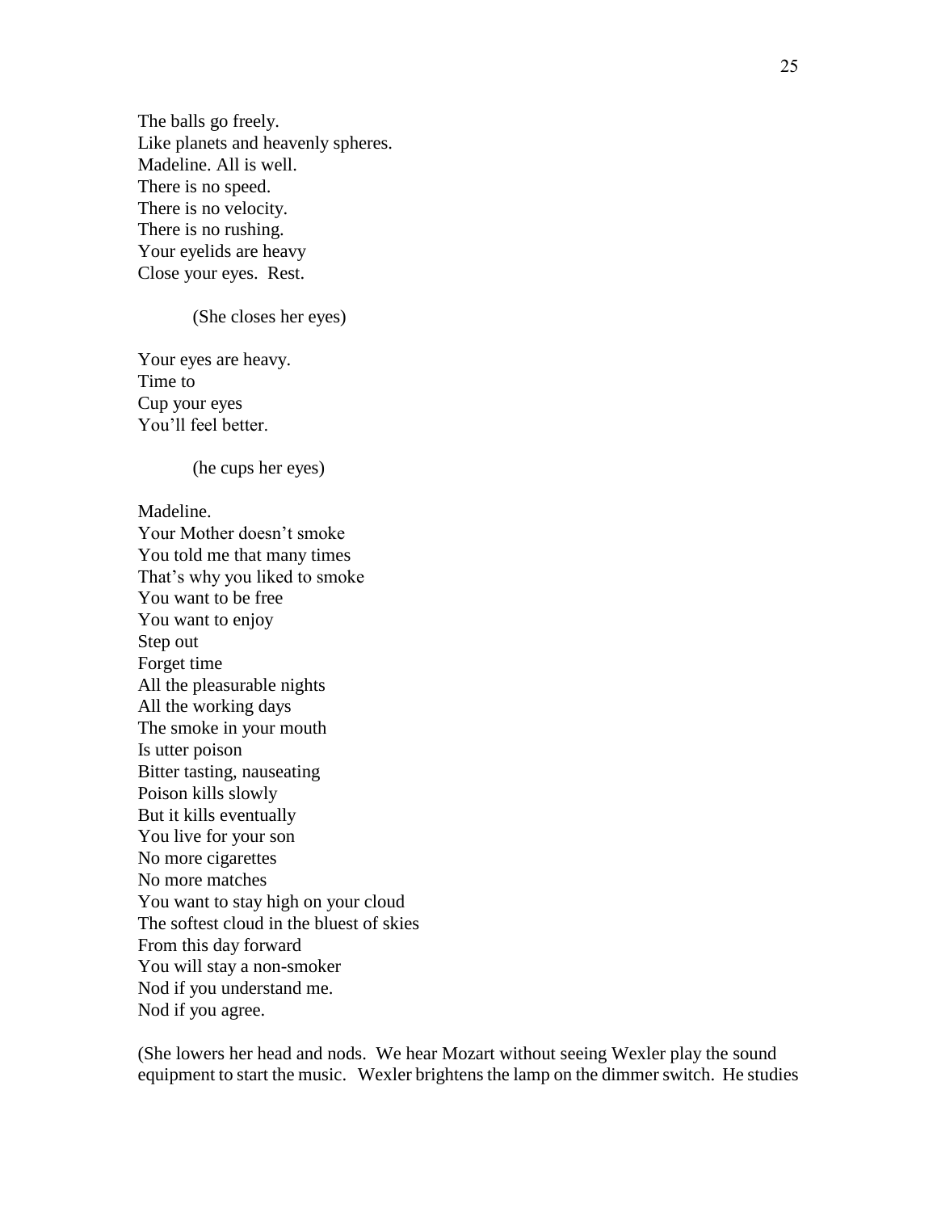The balls go freely.
Like planets and heavenly spheres.
Madeline. All is well.
There is no speed.
There is no velocity.
There is no rushing.
Your eyelids are heavy
Close your eyes. Rest.

(She closes her eyes)

Your eyes are heavy.
Time to
Cup your eyes
You'll feel better.

(he cups her eyes)

Madeline.
Your Mother doesn't smoke
You told me that many times
That's why you liked to smoke
You want to be free
You want to enjoy
Step out
Forget time
All the pleasurable nights
All the working days
The smoke in your mouth
Is utter poison
Bitter tasting, nauseating
Poison kills slowly
But it kills eventually
You live for your son
No more cigarettes
No more matches
You want to stay high on your cloud
The softest cloud in the bluest of skies
From this day forward
You will stay a non-smoker
Nod if you understand me.
Nod if you agree.

(She lowers her head and nods. We hear Mozart without seeing Wexler play the sound equipment to start the music. Wexler brightens the lamp on the dimmer switch. He studies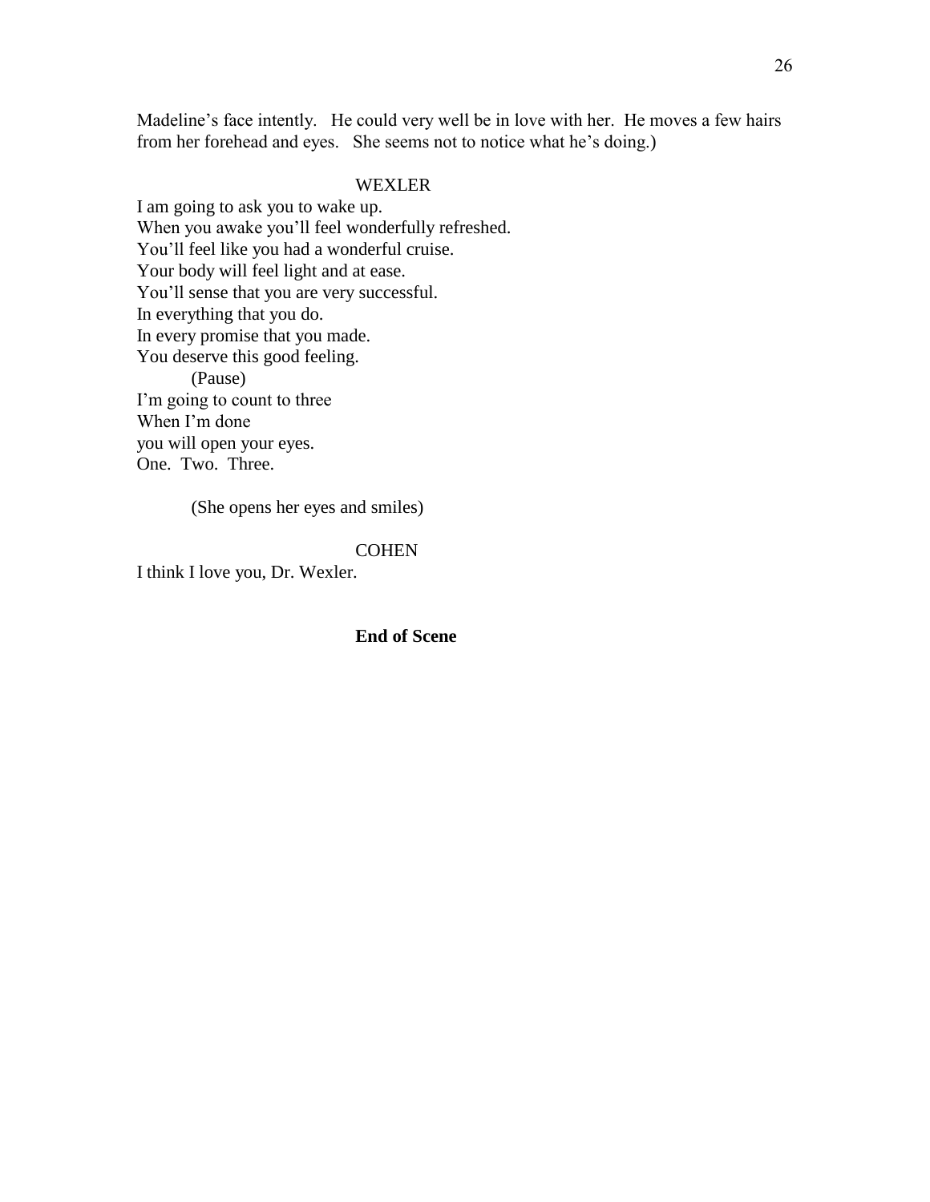Madeline's face intently.   He could very well be in love with her.  He moves a few hairs from her forehead and eyes.   She seems not to notice what he's doing.)

WEXLER

I am going to ask you to wake up.
When you awake you'll feel wonderfully refreshed.
You'll feel like you had a wonderful cruise.
Your body will feel light and at ease.
You'll sense that you are very successful.
In everything that you do.
In every promise that you made.
You deserve this good feeling.

(Pause)

I'm going to count to three
When I'm done
you will open your eyes.
One.  Two.  Three.

(She opens her eyes and smiles)

COHEN

I think I love you, Dr. Wexler.

**End of Scene**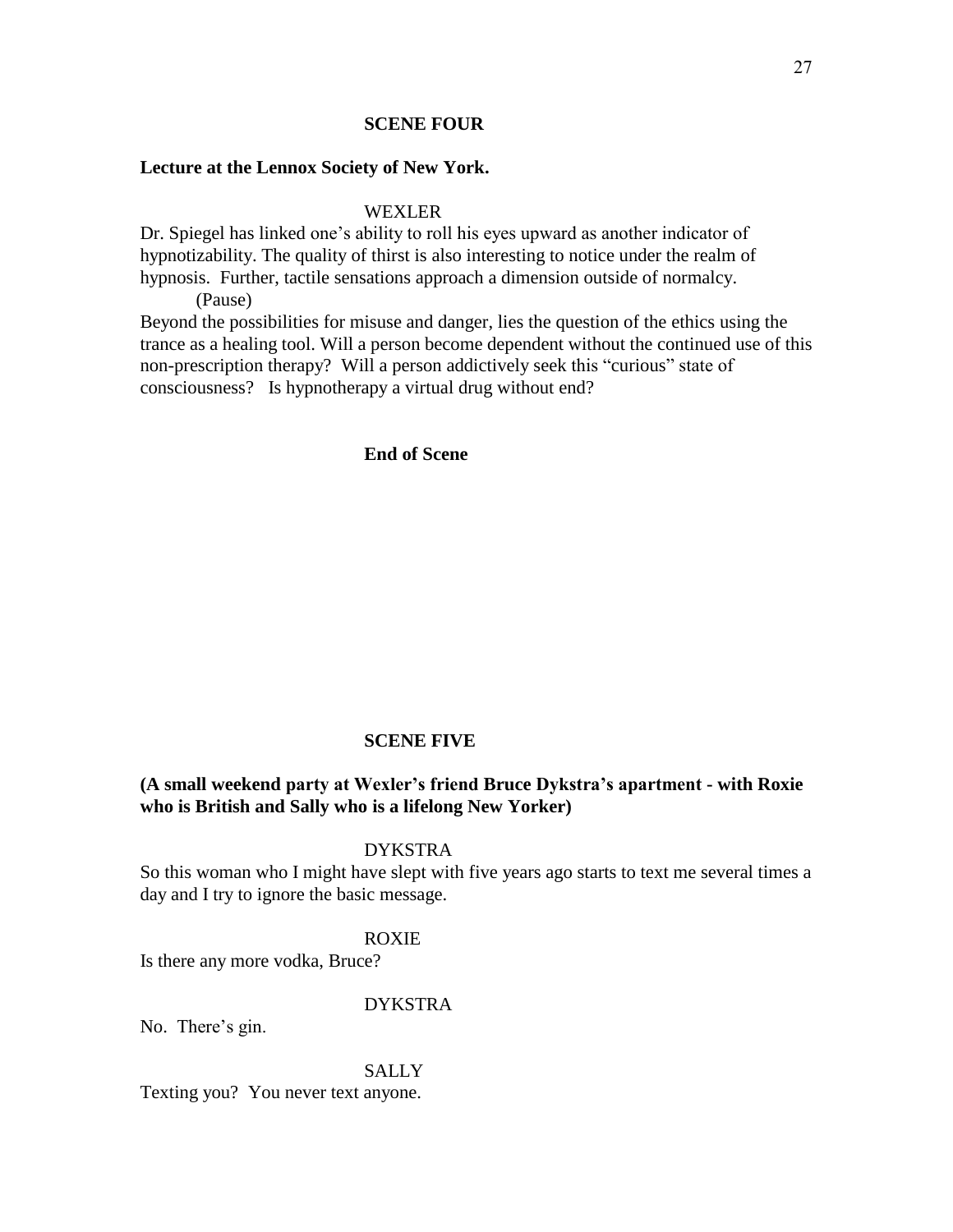**SCENE FOUR**

**Lecture at the Lennox Society of New York.**

WEXLER

Dr. Spiegel has linked one's ability to roll his eyes upward as another indicator of hypnotizability. The quality of thirst is also interesting to notice under the realm of hypnosis. Further, tactile sensations approach a dimension outside of normalcy.

(Pause)

Beyond the possibilities for misuse and danger, lies the question of the ethics using the trance as a healing tool. Will a person become dependent without the continued use of this non-prescription therapy? Will a person addictively seek this "curious" state of consciousness? Is hypnotherapy a virtual drug without end?

**End of Scene**

**SCENE FIVE**

**(A small weekend party at Wexler's friend Bruce Dykstra's apartment - with Roxie who is British and Sally who is a lifelong New Yorker)**

DYKSTRA

So this woman who I might have slept with five years ago starts to text me several times a day and I try to ignore the basic message.

ROXIE

Is there any more vodka, Bruce?

DYKSTRA

No. There's gin.

SALLY

Texting you? You never text anyone.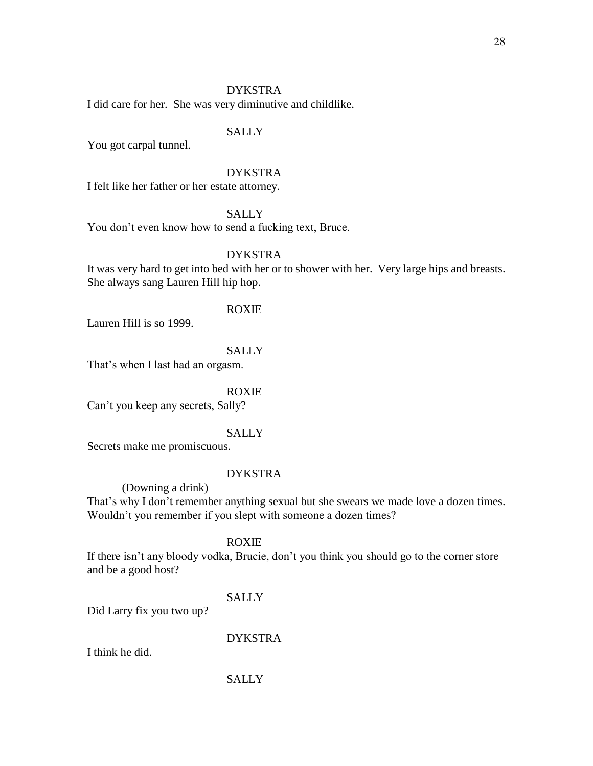DYKSTRA

I did care for her. She was very diminutive and childlike.

SALLY

You got carpal tunnel.

DYKSTRA

I felt like her father or her estate attorney.

SALLY

You don't even know how to send a fucking text, Bruce.

DYKSTRA

It was very hard to get into bed with her or to shower with her. Very large hips and breasts. She always sang Lauren Hill hip hop.

ROXIE

Lauren Hill is so 1999.

SALLY

That's when I last had an orgasm.

ROXIE

Can't you keep any secrets, Sally?

SALLY

Secrets make me promiscuous.

DYKSTRA

(Downing a drink)

That's why I don't remember anything sexual but she swears we made love a dozen times. Wouldn't you remember if you slept with someone a dozen times?

ROXIE

If there isn't any bloody vodka, Brucie, don't you think you should go to the corner store and be a good host?

SALLY

Did Larry fix you two up?

DYKSTRA

I think he did.

SALLY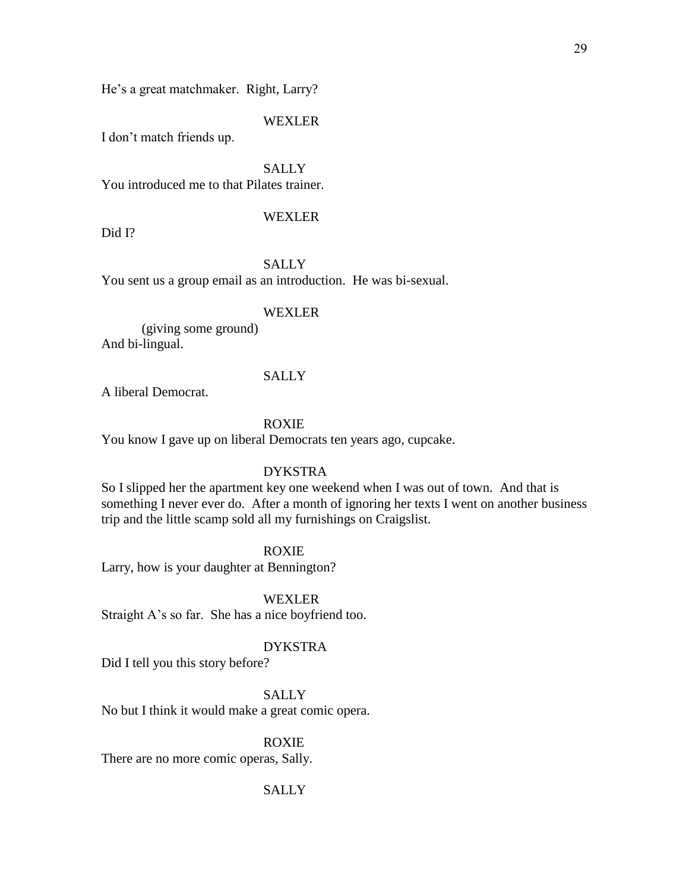He's a great matchmaker. Right, Larry?

WEXLER

I don't match friends up.

SALLY

You introduced me to that Pilates trainer.

WEXLER

Did I?

SALLY

You sent us a group email as an introduction. He was bi-sexual.

WEXLER

(giving some ground)

And bi-lingual.

SALLY

A liberal Democrat.

ROXIE

You know I gave up on liberal Democrats ten years ago, cupcake.

DYKSTRA

So I slipped her the apartment key one weekend when I was out of town. And that is something I never ever do. After a month of ignoring her texts I went on another business trip and the little scamp sold all my furnishings on Craigslist.

ROXIE

Larry, how is your daughter at Bennington?

WEXLER

Straight A's so far. She has a nice boyfriend too.

DYKSTRA

Did I tell you this story before?

SALLY

No but I think it would make a great comic opera.

ROXIE

There are no more comic operas, Sally.

SALLY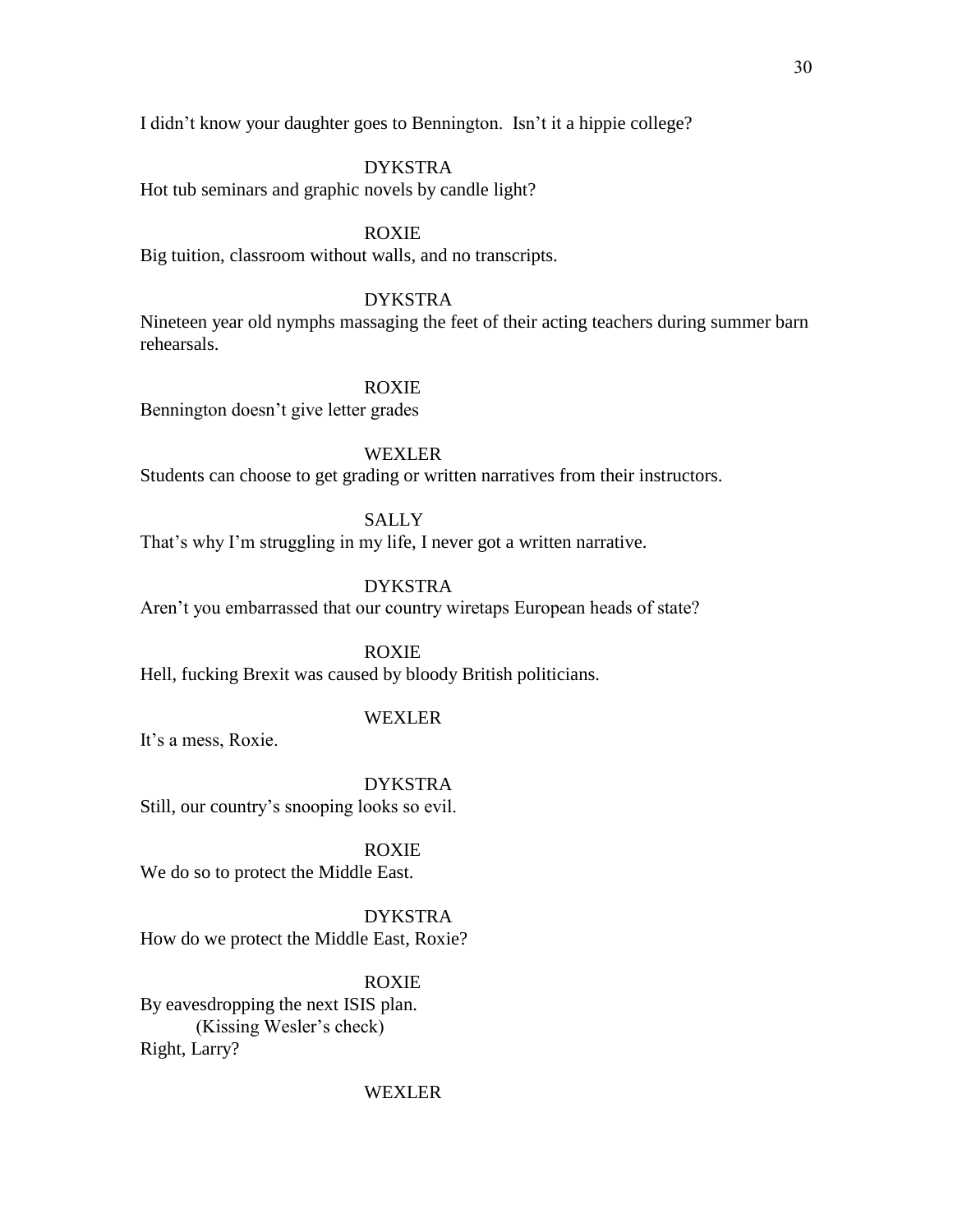I didn't know your daughter goes to Bennington.  Isn't it a hippie college?

DYKSTRA

Hot tub seminars and graphic novels by candle light?

ROXIE

Big tuition, classroom without walls, and no transcripts.

DYKSTRA

Nineteen year old nymphs massaging the feet of their acting teachers during summer barn rehearsals.

ROXIE

Bennington doesn't give letter grades

WEXLER

Students can choose to get grading or written narratives from their instructors.

SALLY

That's why I'm struggling in my life, I never got a written narrative.

DYKSTRA

Aren't you embarrassed that our country wiretaps European heads of state?

ROXIE

Hell, fucking Brexit was caused by bloody British politicians.

WEXLER

It's a mess, Roxie.

DYKSTRA

Still, our country's snooping looks so evil.

ROXIE

We do so to protect the Middle East.

DYKSTRA

How do we protect the Middle East, Roxie?

ROXIE

By eavesdropping the next ISIS plan.
(Kissing Wesler's check)
Right, Larry?

WEXLER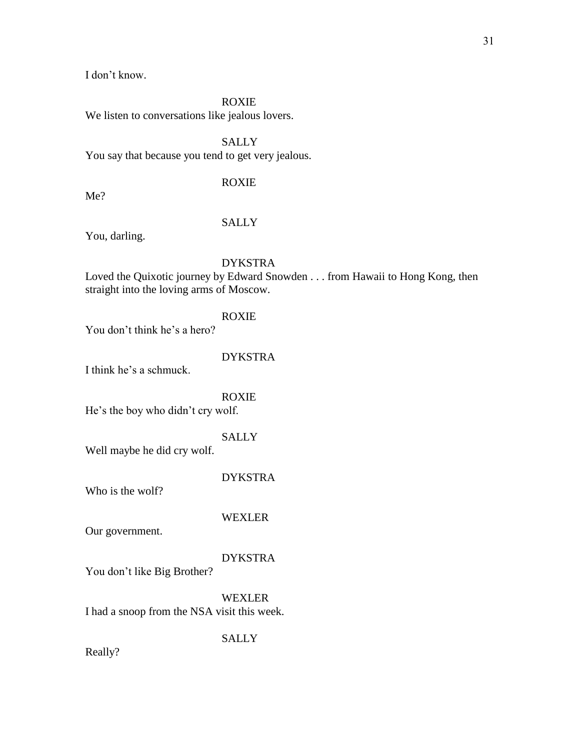I don't know.

ROXIE

We listen to conversations like jealous lovers.

SALLY

You say that because you tend to get very jealous.

ROXIE

Me?

SALLY

You, darling.

DYKSTRA

Loved the Quixotic journey by Edward Snowden . . . from Hawaii to Hong Kong, then straight into the loving arms of Moscow.

ROXIE

You don't think he's a hero?

DYKSTRA

I think he's a schmuck.

ROXIE

He's the boy who didn't cry wolf.

SALLY

Well maybe he did cry wolf.

DYKSTRA

Who is the wolf?

WEXLER

Our government.

DYKSTRA

You don't like Big Brother?

WEXLER

I had a snoop from the NSA visit this week.

SALLY

Really?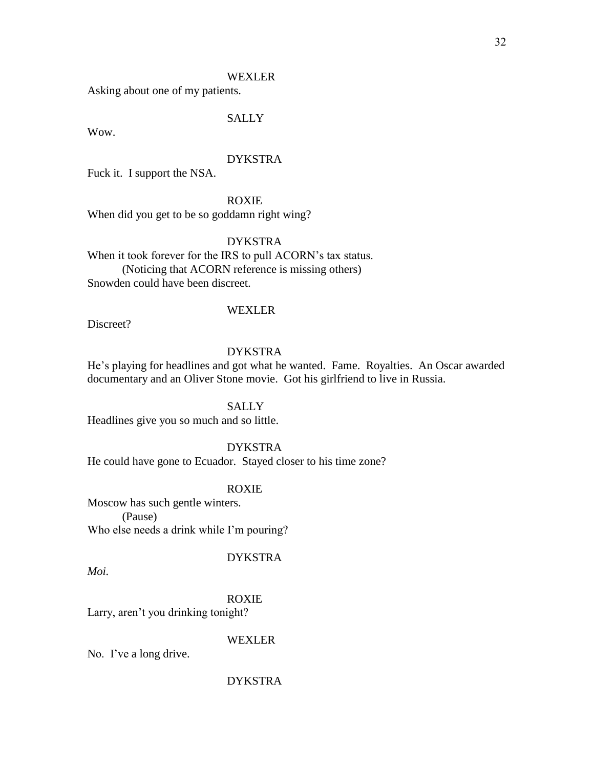WEXLER

Asking about one of my patients.

SALLY

Wow.

DYKSTRA

Fuck it. I support the NSA.

ROXIE

When did you get to be so goddamn right wing?

DYKSTRA

When it took forever for the IRS to pull ACORN's tax status.

(Noticing that ACORN reference is missing others)

Snowden could have been discreet.

WEXLER

Discreet?

DYKSTRA

He's playing for headlines and got what he wanted. Fame. Royalties. An Oscar awarded documentary and an Oliver Stone movie. Got his girlfriend to live in Russia.

SALLY

Headlines give you so much and so little.

DYKSTRA

He could have gone to Ecuador. Stayed closer to his time zone?

ROXIE

Moscow has such gentle winters.

(Pause)

Who else needs a drink while I'm pouring?

DYKSTRA

*Moi.*

ROXIE

Larry, aren't you drinking tonight?

WEXLER

No. I've a long drive.

DYKSTRA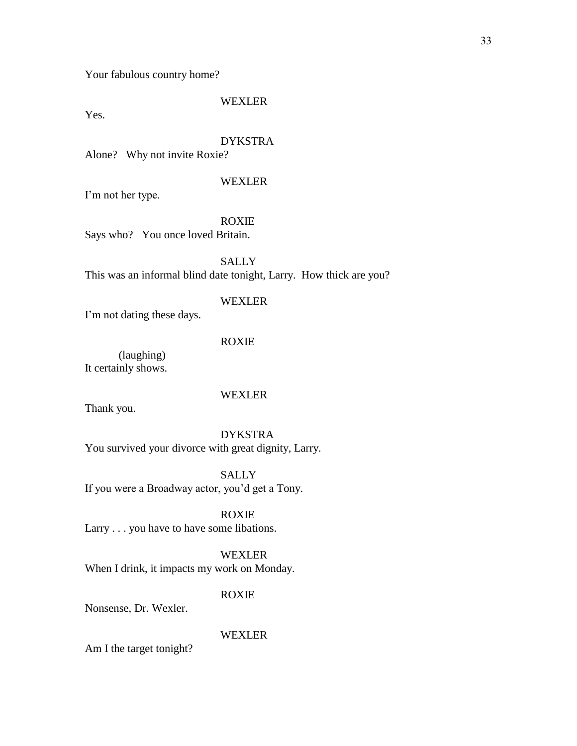Your fabulous country home?

WEXLER

Yes.

DYKSTRA

Alone? Why not invite Roxie?

WEXLER

I'm not her type.

ROXIE

Says who? You once loved Britain.

SALLY

This was an informal blind date tonight, Larry. How thick are you?

WEXLER

I'm not dating these days.

ROXIE

(laughing)

It certainly shows.

WEXLER

Thank you.

DYKSTRA

You survived your divorce with great dignity, Larry.

SALLY

If you were a Broadway actor, you'd get a Tony.

ROXIE

Larry . . . you have to have some libations.

WEXLER

When I drink, it impacts my work on Monday.

ROXIE

Nonsense, Dr. Wexler.

WEXLER

Am I the target tonight?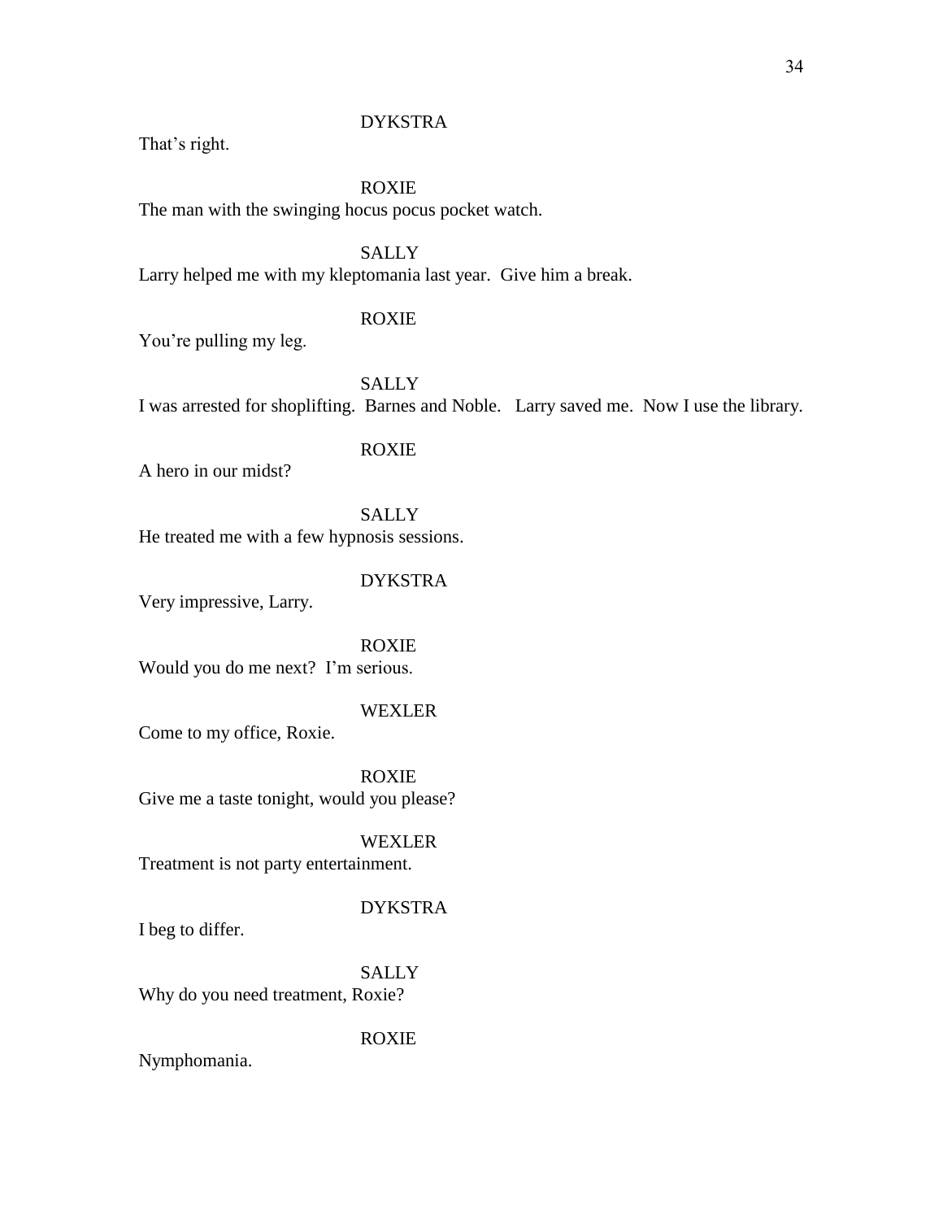DYKSTRA

That's right.

ROXIE

The man with the swinging hocus pocus pocket watch.

SALLY

Larry helped me with my kleptomania last year. Give him a break.

ROXIE

You're pulling my leg.

SALLY

I was arrested for shoplifting. Barnes and Noble. Larry saved me. Now I use the library.

ROXIE

A hero in our midst?

SALLY

He treated me with a few hypnosis sessions.

DYKSTRA

Very impressive, Larry.

ROXIE

Would you do me next? I'm serious.

WEXLER

Come to my office, Roxie.

ROXIE

Give me a taste tonight, would you please?

WEXLER

Treatment is not party entertainment.

DYKSTRA

I beg to differ.

SALLY

Why do you need treatment, Roxie?

ROXIE

Nymphomania.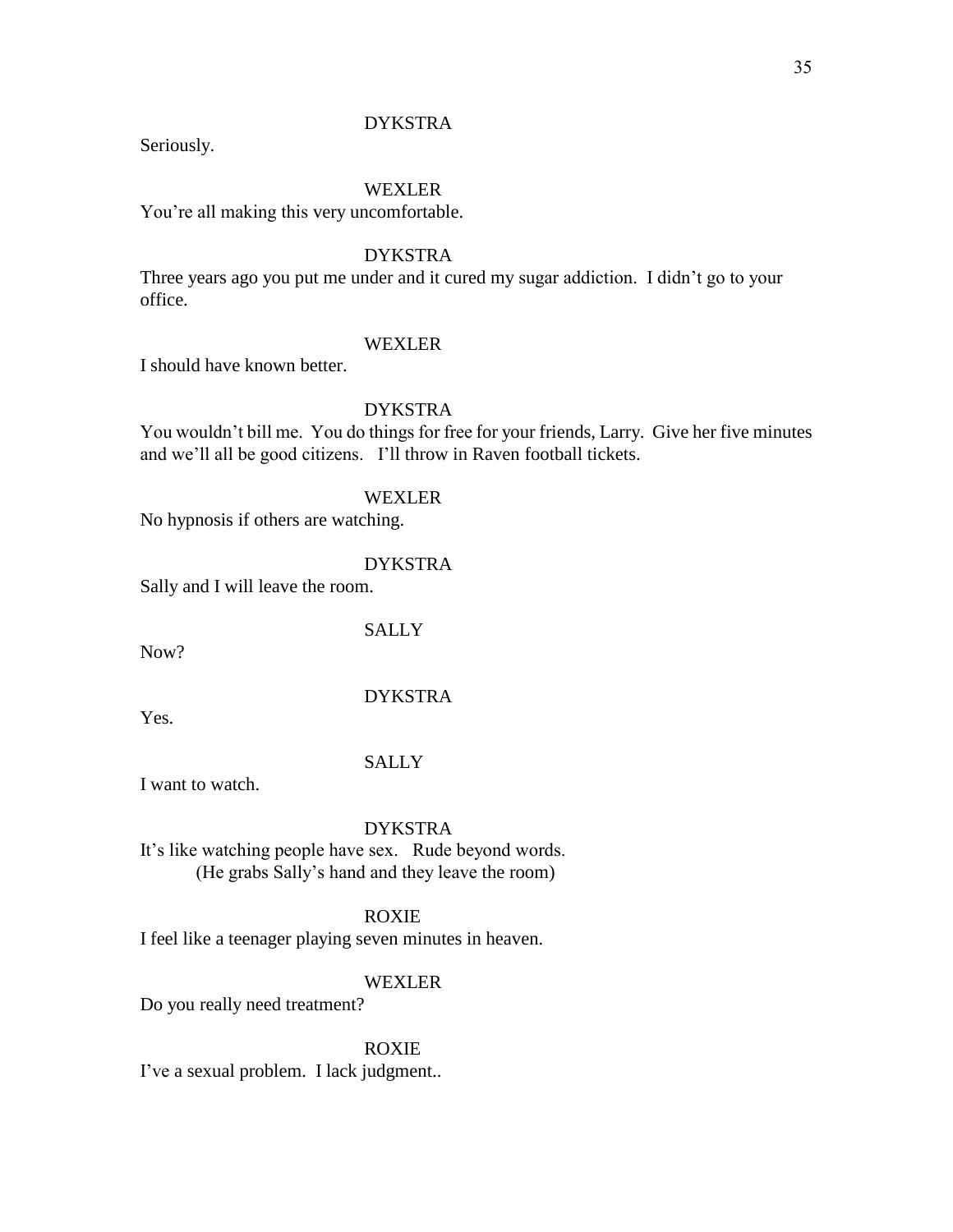DYKSTRA

Seriously.

WEXLER

You're all making this very uncomfortable.

DYKSTRA

Three years ago you put me under and it cured my sugar addiction. I didn't go to your office.

WEXLER

I should have known better.

DYKSTRA

You wouldn't bill me. You do things for free for your friends, Larry. Give her five minutes and we'll all be good citizens. I'll throw in Raven football tickets.

WEXLER

No hypnosis if others are watching.

DYKSTRA

Sally and I will leave the room.

SALLY

Now?

DYKSTRA

Yes.

SALLY

I want to watch.

DYKSTRA

It's like watching people have sex. Rude beyond words.

(He grabs Sally's hand and they leave the room)

ROXIE

I feel like a teenager playing seven minutes in heaven.

WEXLER

Do you really need treatment?

ROXIE

I've a sexual problem. I lack judgment..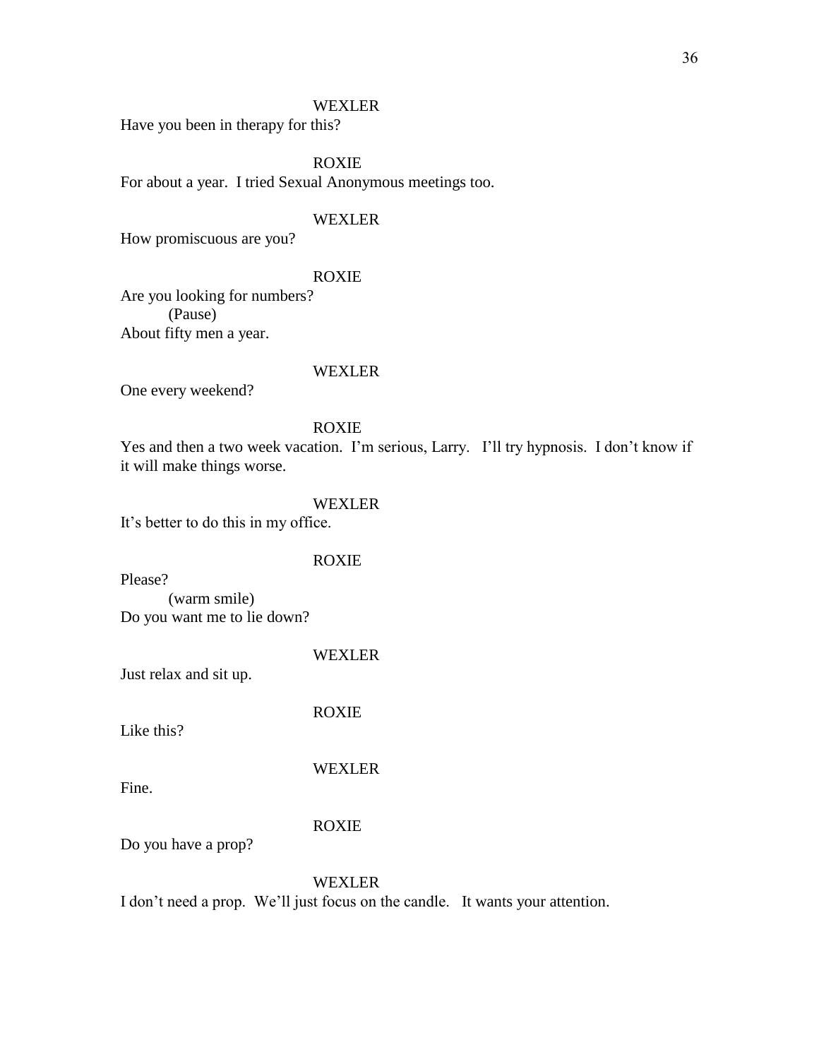WEXLER

Have you been in therapy for this?

ROXIE

For about a year.  I tried Sexual Anonymous meetings too.

WEXLER

How promiscuous are you?

ROXIE

Are you looking for numbers?

(Pause)

About fifty men a year.

WEXLER

One every weekend?

ROXIE

Yes and then a two week vacation.  I'm serious, Larry.   I'll try hypnosis.  I don't know if it will make things worse.

WEXLER

It's better to do this in my office.

ROXIE

Please?

(warm smile)

Do you want me to lie down?

WEXLER

Just relax and sit up.

ROXIE

Like this?

WEXLER

Fine.

ROXIE

Do you have a prop?

WEXLER

I don't need a prop.  We'll just focus on the candle.   It wants your attention.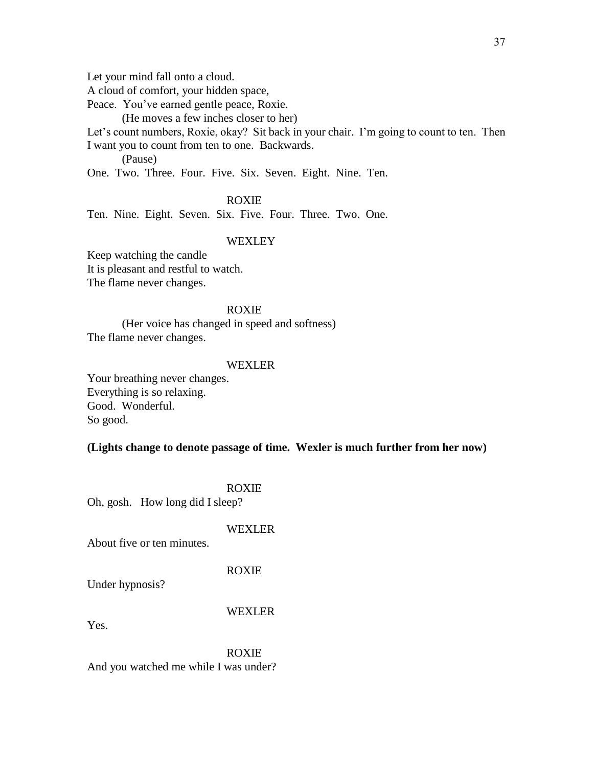Let your mind fall onto a cloud.
A cloud of comfort, your hidden space,
Peace. You've earned gentle peace, Roxie.

(He moves a few inches closer to her)

Let's count numbers, Roxie, okay? Sit back in your chair. I'm going to count to ten. Then I want you to count from ten to one. Backwards.

(Pause)

One. Two. Three. Four. Five. Six. Seven. Eight. Nine. Ten.

ROXIE

Ten. Nine. Eight. Seven. Six. Five. Four. Three. Two. One.

WEXLEY

Keep watching the candle
It is pleasant and restful to watch.
The flame never changes.

ROXIE

(Her voice has changed in speed and softness)

The flame never changes.

WEXLER

Your breathing never changes.
Everything is so relaxing.
Good. Wonderful.
So good.

**(Lights change to denote passage of time. Wexler is much further from her now)**

ROXIE

Oh, gosh. How long did I sleep?

WEXLER

About five or ten minutes.

ROXIE

Under hypnosis?

WEXLER

Yes.

ROXIE

And you watched me while I was under?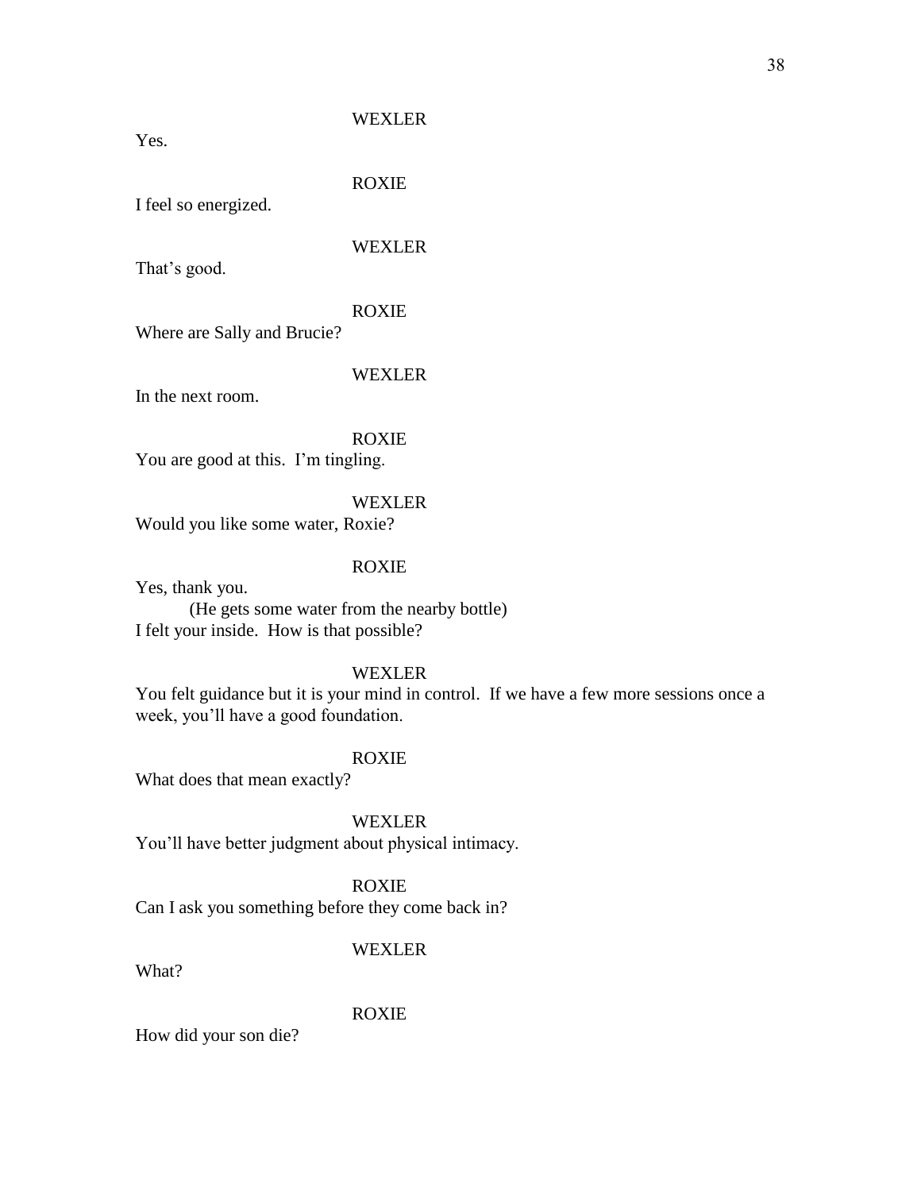WEXLER

Yes.

ROXIE

I feel so energized.

WEXLER

That's good.

ROXIE

Where are Sally and Brucie?

WEXLER

In the next room.

ROXIE

You are good at this. I'm tingling.

WEXLER

Would you like some water, Roxie?

ROXIE

Yes, thank you.

(He gets some water from the nearby bottle)

I felt your inside. How is that possible?

WEXLER

You felt guidance but it is your mind in control. If we have a few more sessions once a week, you'll have a good foundation.

ROXIE

What does that mean exactly?

WEXLER

You'll have better judgment about physical intimacy.

ROXIE

Can I ask you something before they come back in?

WEXLER

What?

ROXIE

How did your son die?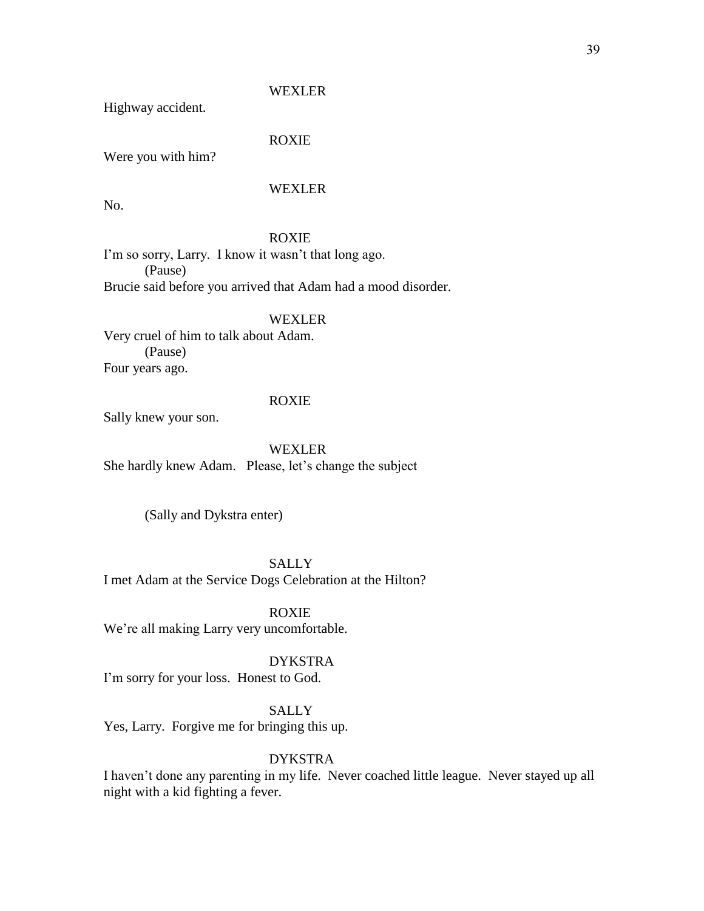WEXLER

Highway accident.

ROXIE

Were you with him?

WEXLER

No.

ROXIE

I'm so sorry, Larry. I know it wasn't that long ago.

(Pause)

Brucie said before you arrived that Adam had a mood disorder.

WEXLER

Very cruel of him to talk about Adam.

(Pause)

Four years ago.

ROXIE

Sally knew your son.

WEXLER

She hardly knew Adam. Please, let's change the subject

(Sally and Dykstra enter)

SALLY

I met Adam at the Service Dogs Celebration at the Hilton?

ROXIE

We're all making Larry very uncomfortable.

DYKSTRA

I'm sorry for your loss. Honest to God.

SALLY

Yes, Larry. Forgive me for bringing this up.

DYKSTRA

I haven't done any parenting in my life. Never coached little league. Never stayed up all night with a kid fighting a fever.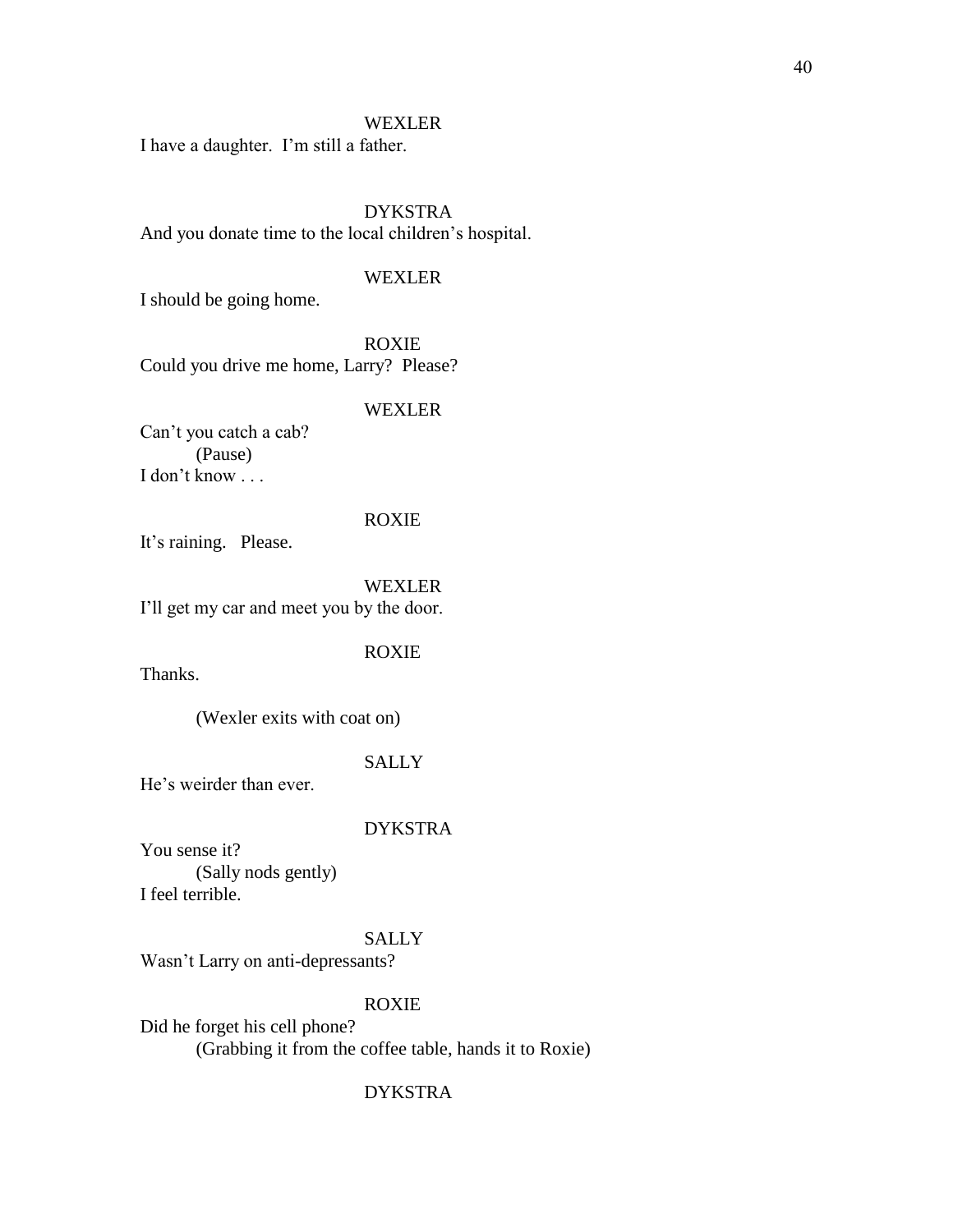WEXLER

I have a daughter. I'm still a father.

DYKSTRA

And you donate time to the local children's hospital.

WEXLER

I should be going home.

ROXIE

Could you drive me home, Larry? Please?

WEXLER

Can't you catch a cab?

(Pause)

I don't know . . .

ROXIE

It's raining. Please.

WEXLER

I'll get my car and meet you by the door.

ROXIE

Thanks.

(Wexler exits with coat on)

SALLY

He's weirder than ever.

DYKSTRA

You sense it?

(Sally nods gently)

I feel terrible.

SALLY

Wasn't Larry on anti-depressants?

ROXIE

Did he forget his cell phone?

(Grabbing it from the coffee table, hands it to Roxie)

DYKSTRA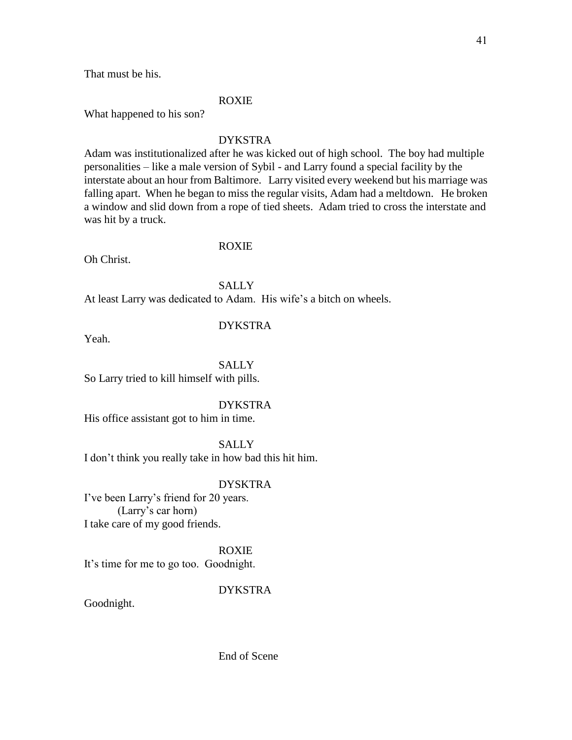That must be his.

ROXIE

What happened to his son?

DYKSTRA

Adam was institutionalized after he was kicked out of high school. The boy had multiple personalities – like a male version of Sybil - and Larry found a special facility by the interstate about an hour from Baltimore. Larry visited every weekend but his marriage was falling apart. When he began to miss the regular visits, Adam had a meltdown. He broken a window and slid down from a rope of tied sheets. Adam tried to cross the interstate and was hit by a truck.

ROXIE

Oh Christ.

SALLY

At least Larry was dedicated to Adam. His wife's a bitch on wheels.

DYKSTRA

Yeah.

SALLY

So Larry tried to kill himself with pills.

DYKSTRA

His office assistant got to him in time.

SALLY

I don't think you really take in how bad this hit him.

DYSKTRA

I've been Larry's friend for 20 years.

(Larry's car horn)

I take care of my good friends.

ROXIE

It's time for me to go too. Goodnight.

DYKSTRA

Goodnight.

End of Scene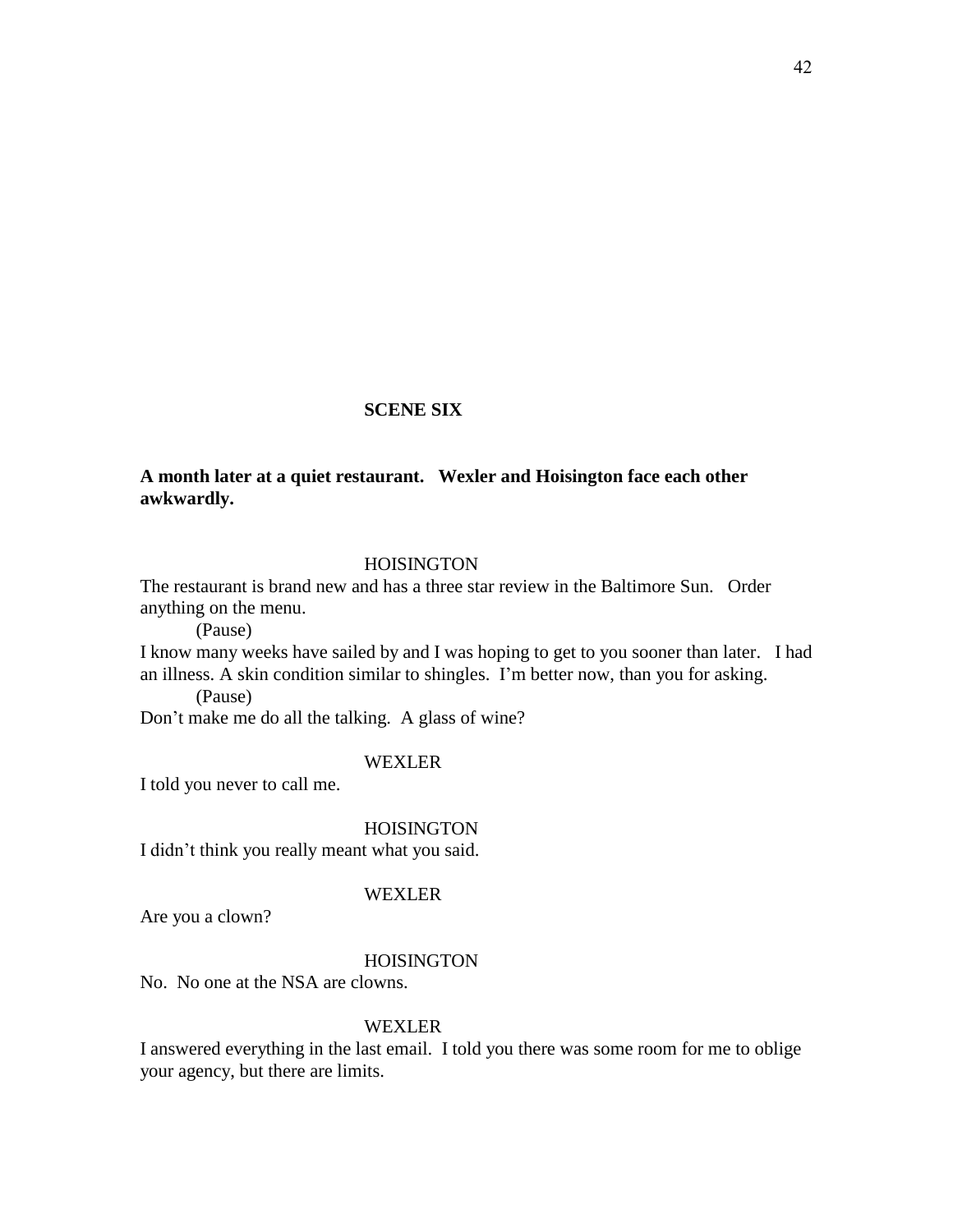**SCENE SIX**

**A month later at a quiet restaurant. Wexler and Hoisington face each other awkwardly.**

HOISINGTON

The restaurant is brand new and has a three star review in the Baltimore Sun. Order anything on the menu.

(Pause)

I know many weeks have sailed by and I was hoping to get to you sooner than later. I had an illness. A skin condition similar to shingles. I'm better now, than you for asking.

(Pause)

Don't make me do all the talking. A glass of wine?

WEXLER

I told you never to call me.

HOISINGTON

I didn't think you really meant what you said.

WEXLER

Are you a clown?

HOISINGTON

No. No one at the NSA are clowns.

WEXLER

I answered everything in the last email. I told you there was some room for me to oblige your agency, but there are limits.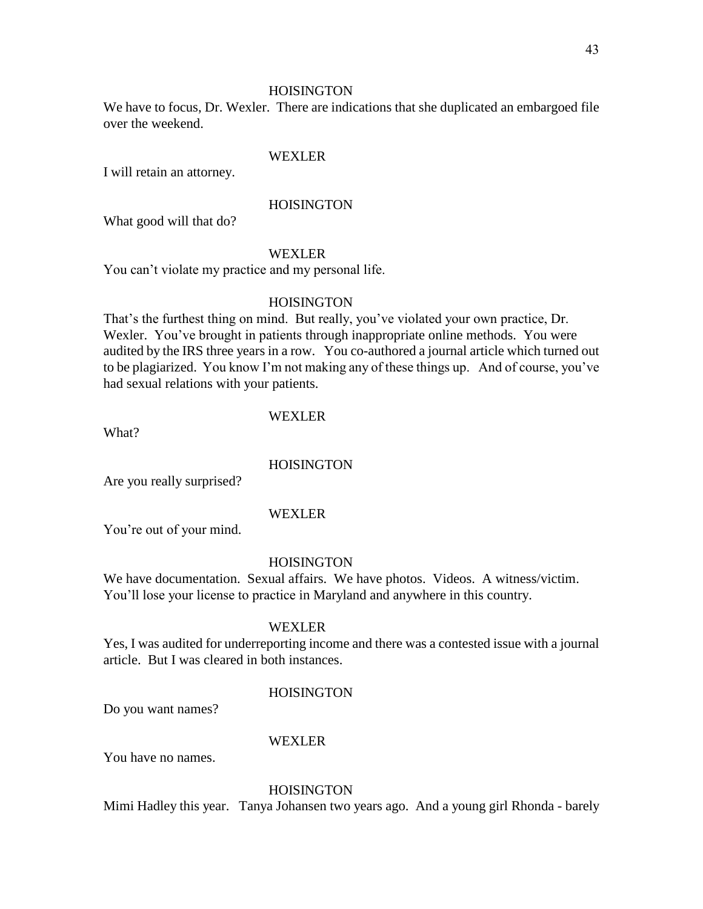HOISINGTON

We have to focus, Dr. Wexler. There are indications that she duplicated an embargoed file over the weekend.

WEXLER

I will retain an attorney.

HOISINGTON

What good will that do?

WEXLER

You can't violate my practice and my personal life.

HOISINGTON

That's the furthest thing on mind. But really, you've violated your own practice, Dr. Wexler. You've brought in patients through inappropriate online methods. You were audited by the IRS three years in a row. You co-authored a journal article which turned out to be plagiarized. You know I'm not making any of these things up. And of course, you've had sexual relations with your patients.

WEXLER

What?

HOISINGTON

Are you really surprised?

WEXLER

You're out of your mind.

HOISINGTON

We have documentation. Sexual affairs. We have photos. Videos. A witness/victim. You'll lose your license to practice in Maryland and anywhere in this country.

WEXLER

Yes, I was audited for underreporting income and there was a contested issue with a journal article. But I was cleared in both instances.

HOISINGTON

Do you want names?

WEXLER

You have no names.

HOISINGTON

Mimi Hadley this year. Tanya Johansen two years ago. And a young girl Rhonda - barely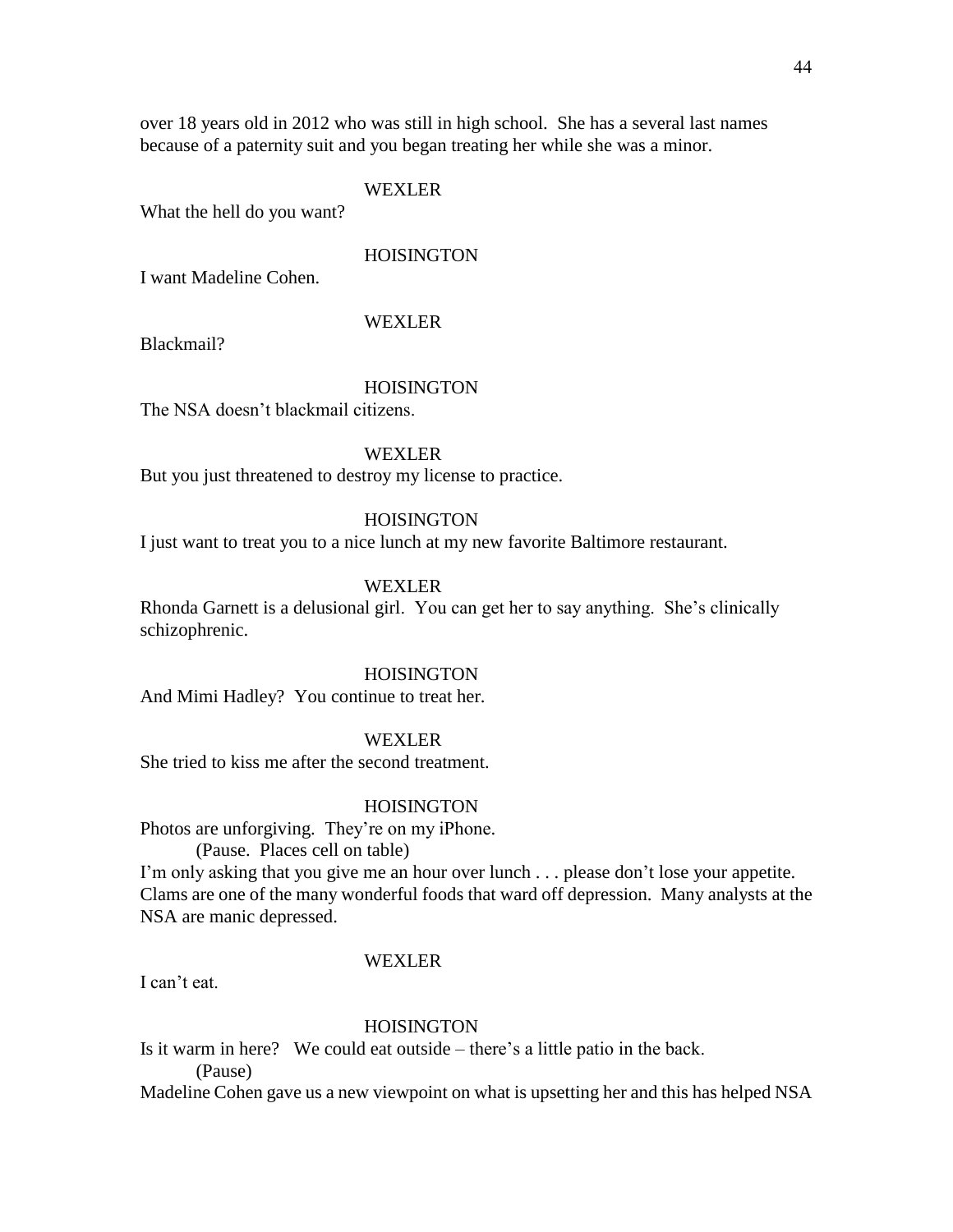over 18 years old in 2012 who was still in high school. She has a several last names because of a paternity suit and you began treating her while she was a minor.

WEXLER

What the hell do you want?

HOISINGTON

I want Madeline Cohen.

WEXLER

Blackmail?

HOISINGTON

The NSA doesn't blackmail citizens.

WEXLER

But you just threatened to destroy my license to practice.

HOISINGTON

I just want to treat you to a nice lunch at my new favorite Baltimore restaurant.

WEXLER

Rhonda Garnett is a delusional girl. You can get her to say anything. She's clinically schizophrenic.

HOISINGTON

And Mimi Hadley? You continue to treat her.

WEXLER

She tried to kiss me after the second treatment.

HOISINGTON

Photos are unforgiving. They're on my iPhone.

(Pause. Places cell on table)

I'm only asking that you give me an hour over lunch . . . please don't lose your appetite. Clams are one of the many wonderful foods that ward off depression. Many analysts at the NSA are manic depressed.

WEXLER

I can't eat.

HOISINGTON

Is it warm in here? We could eat outside – there's a little patio in the back.

(Pause)

Madeline Cohen gave us a new viewpoint on what is upsetting her and this has helped NSA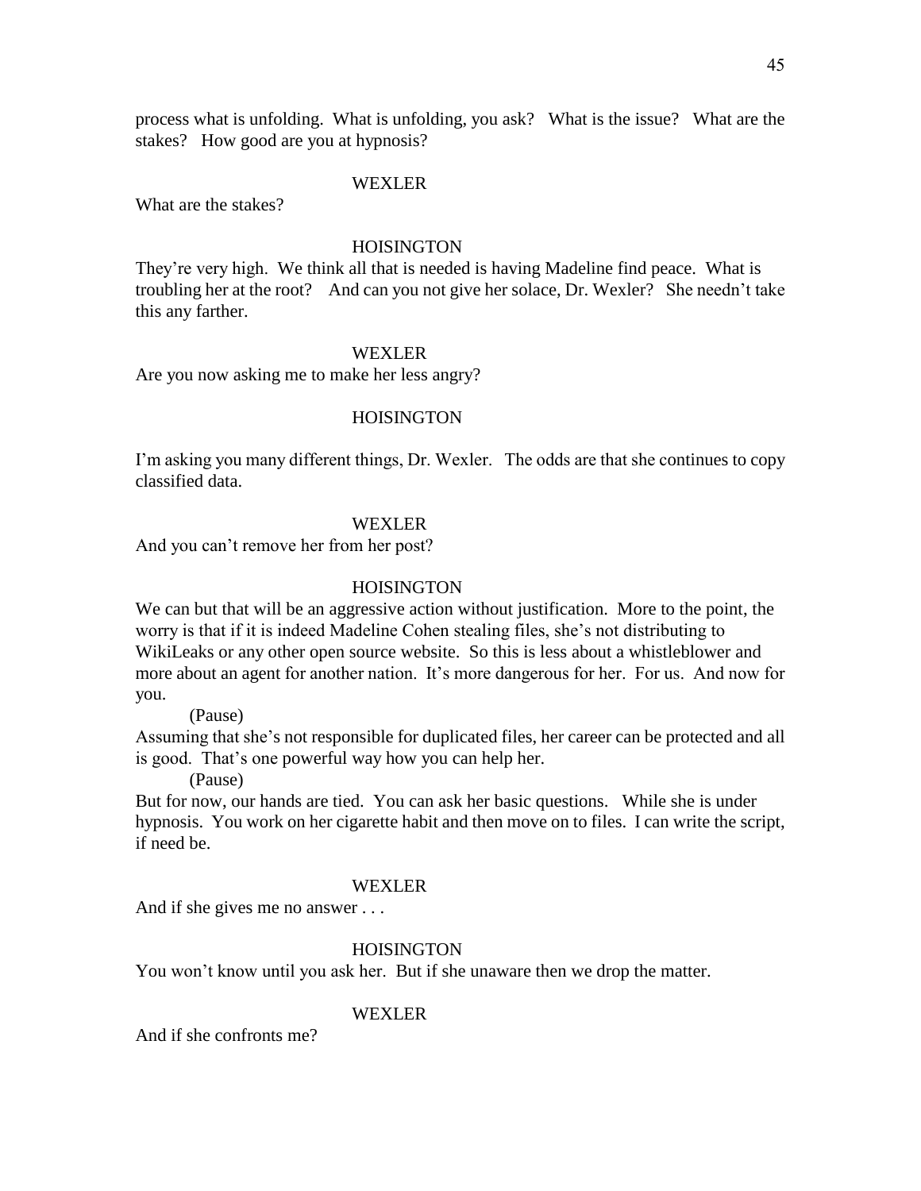process what is unfolding. What is unfolding, you ask? What is the issue? What are the stakes? How good are you at hypnosis?

WEXLER

What are the stakes?

HOISINGTON

They're very high. We think all that is needed is having Madeline find peace. What is troubling her at the root? And can you not give her solace, Dr. Wexler? She needn't take this any farther.

WEXLER

Are you now asking me to make her less angry?

HOISINGTON

I'm asking you many different things, Dr. Wexler. The odds are that she continues to copy classified data.

WEXLER

And you can't remove her from her post?

HOISINGTON

We can but that will be an aggressive action without justification. More to the point, the worry is that if it is indeed Madeline Cohen stealing files, she's not distributing to WikiLeaks or any other open source website. So this is less about a whistleblower and more about an agent for another nation. It's more dangerous for her. For us. And now for you.

(Pause)

Assuming that she's not responsible for duplicated files, her career can be protected and all is good. That's one powerful way how you can help her.

(Pause)

But for now, our hands are tied. You can ask her basic questions. While she is under hypnosis. You work on her cigarette habit and then move on to files. I can write the script, if need be.

WEXLER

And if she gives me no answer . . .

HOISINGTON

You won't know until you ask her. But if she unaware then we drop the matter.

WEXLER

And if she confronts me?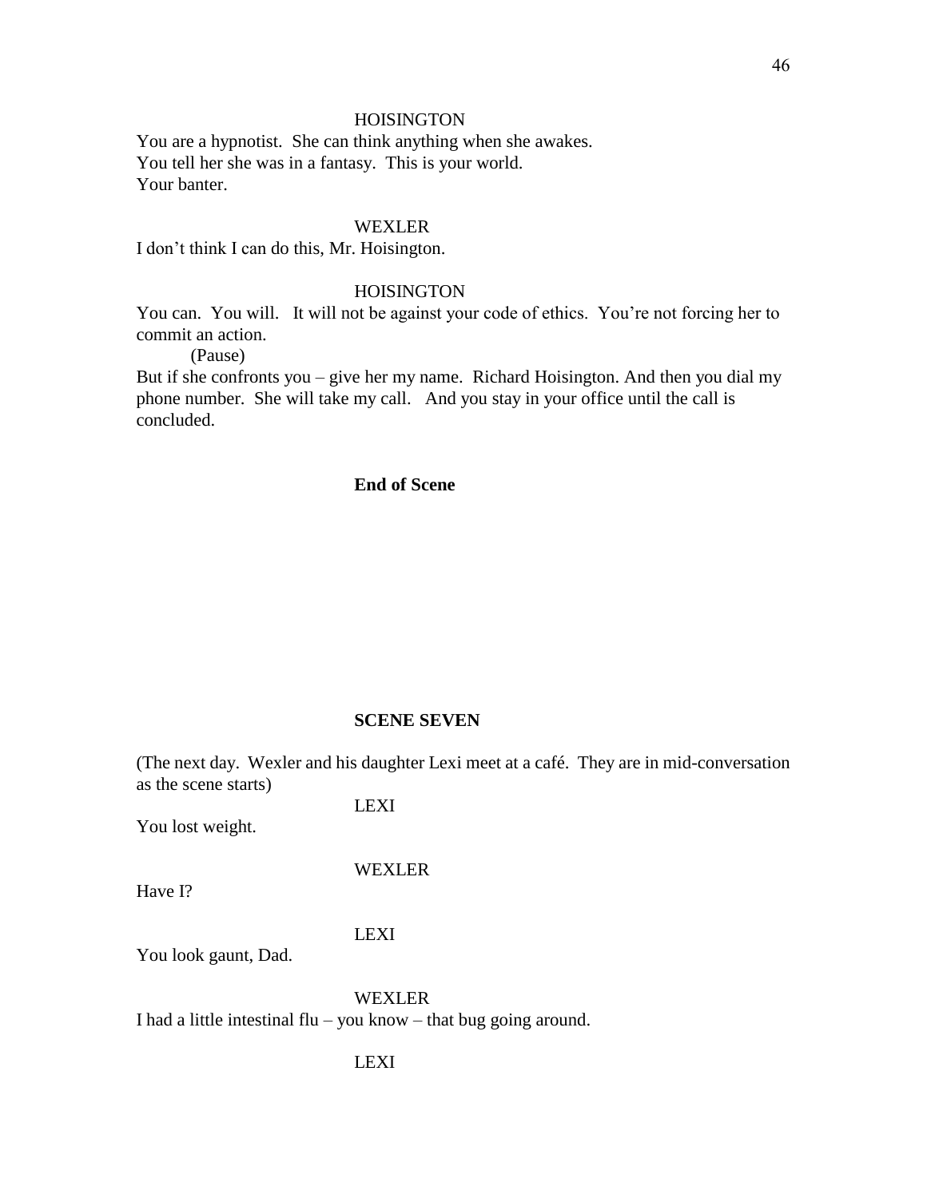HOISINGTON

You are a hypnotist. She can think anything when she awakes.
You tell her she was in a fantasy. This is your world.
Your banter.

WEXLER

I don't think I can do this, Mr. Hoisington.

HOISINGTON

You can. You will. It will not be against your code of ethics. You're not forcing her to commit an action.

(Pause)

But if she confronts you – give her my name. Richard Hoisington. And then you dial my phone number. She will take my call. And you stay in your office until the call is concluded.

**End of Scene**

**SCENE SEVEN**

(The next day. Wexler and his daughter Lexi meet at a café. They are in mid-conversation as the scene starts)

LEXI

You lost weight.

WEXLER

Have I?

LEXI

You look gaunt, Dad.

WEXLER

I had a little intestinal flu – you know – that bug going around.

LEXI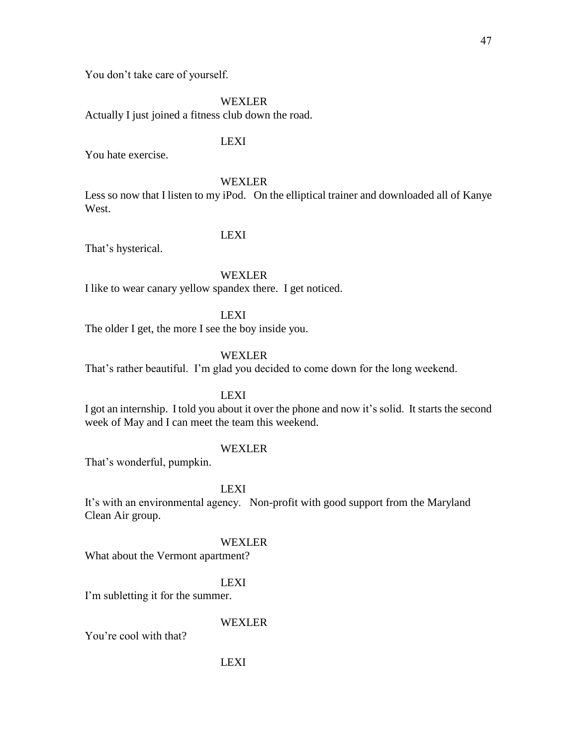You don't take care of yourself.

WEXLER

Actually I just joined a fitness club down the road.

LEXI

You hate exercise.

WEXLER

Less so now that I listen to my iPod.   On the elliptical trainer and downloaded all of Kanye West.

LEXI

That's hysterical.

WEXLER

I like to wear canary yellow spandex there.  I get noticed.

LEXI

The older I get, the more I see the boy inside you.

WEXLER

That's rather beautiful.  I'm glad you decided to come down for the long weekend.

LEXI

I got an internship.  I told you about it over the phone and now it's solid.  It starts the second week of May and I can meet the team this weekend.

WEXLER

That's wonderful, pumpkin.

LEXI

It's with an environmental agency.   Non-profit with good support from the Maryland Clean Air group.

WEXLER

What about the Vermont apartment?

LEXI

I'm subletting it for the summer.

WEXLER

You're cool with that?

LEXI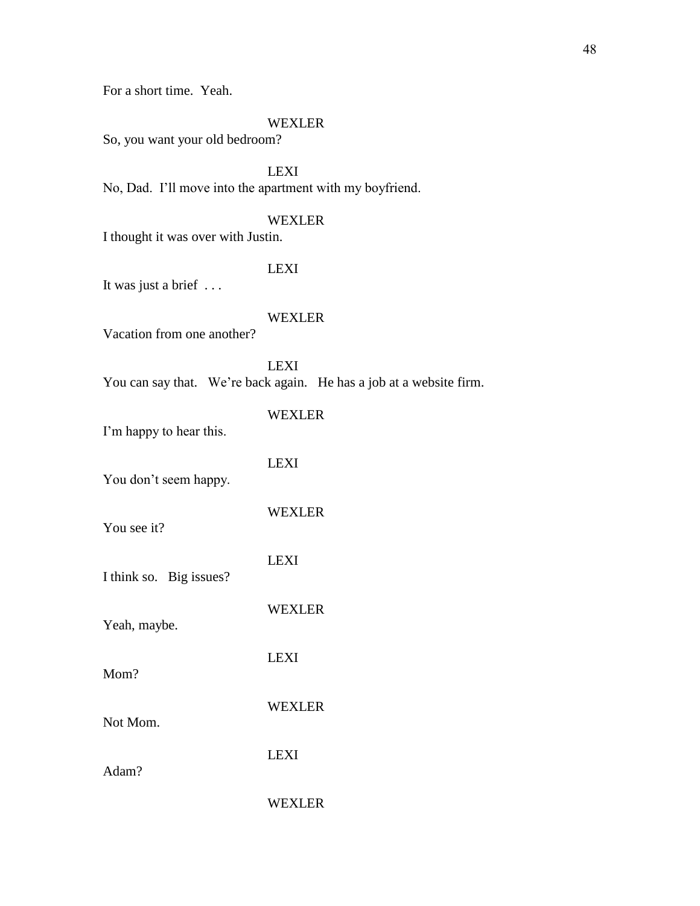For a short time. Yeah.

WEXLER

So, you want your old bedroom?

LEXI

No, Dad. I'll move into the apartment with my boyfriend.

WEXLER

I thought it was over with Justin.

LEXI

It was just a brief . . .

WEXLER

Vacation from one another?

LEXI

You can say that. We're back again. He has a job at a website firm.

WEXLER

I'm happy to hear this.

LEXI

You don't seem happy.

WEXLER

You see it?

LEXI

I think so. Big issues?

WEXLER

Yeah, maybe.

LEXI

Mom?

WEXLER

Not Mom.

LEXI

Adam?

WEXLER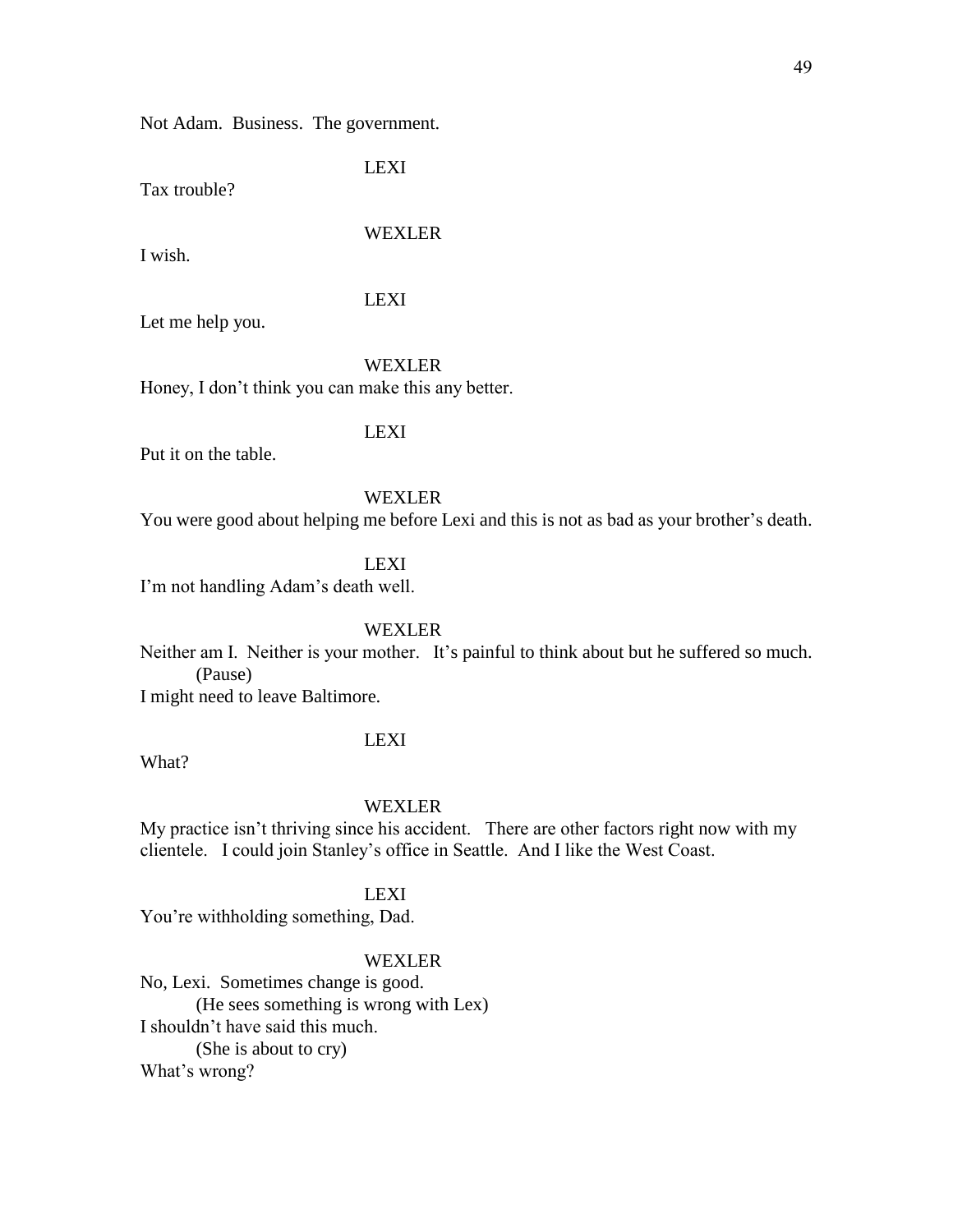Not Adam. Business. The government.

LEXI

Tax trouble?

WEXLER

I wish.

LEXI

Let me help you.

WEXLER

Honey, I don't think you can make this any better.

LEXI

Put it on the table.

WEXLER

You were good about helping me before Lexi and this is not as bad as your brother's death.

LEXI

I'm not handling Adam's death well.

WEXLER

Neither am I. Neither is your mother. It's painful to think about but he suffered so much.

(Pause)

I might need to leave Baltimore.

LEXI

What?

WEXLER

My practice isn't thriving since his accident. There are other factors right now with my clientele. I could join Stanley's office in Seattle. And I like the West Coast.

LEXI

You're withholding something, Dad.

WEXLER

No, Lexi. Sometimes change is good.

(He sees something is wrong with Lex)

I shouldn't have said this much.

(She is about to cry)

What's wrong?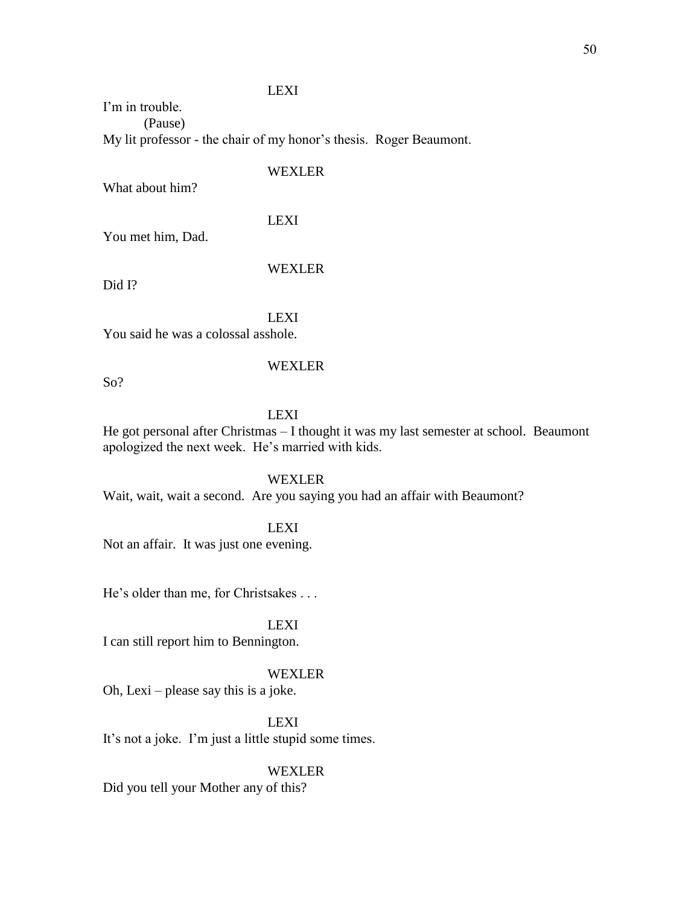LEXI

I'm in trouble.

(Pause)

My lit professor - the chair of my honor's thesis.  Roger Beaumont.

WEXLER

What about him?

LEXI

You met him, Dad.

WEXLER

Did I?

LEXI

You said he was a colossal asshole.

WEXLER

So?

LEXI

He got personal after Christmas – I thought it was my last semester at school.  Beaumont apologized the next week.  He's married with kids.

WEXLER

Wait, wait, wait a second.  Are you saying you had an affair with Beaumont?

LEXI

Not an affair.  It was just one evening.

He's older than me, for Christsakes . . .

LEXI

I can still report him to Bennington.

WEXLER

Oh, Lexi – please say this is a joke.

LEXI

It's not a joke.  I'm just a little stupid some times.

WEXLER

Did you tell your Mother any of this?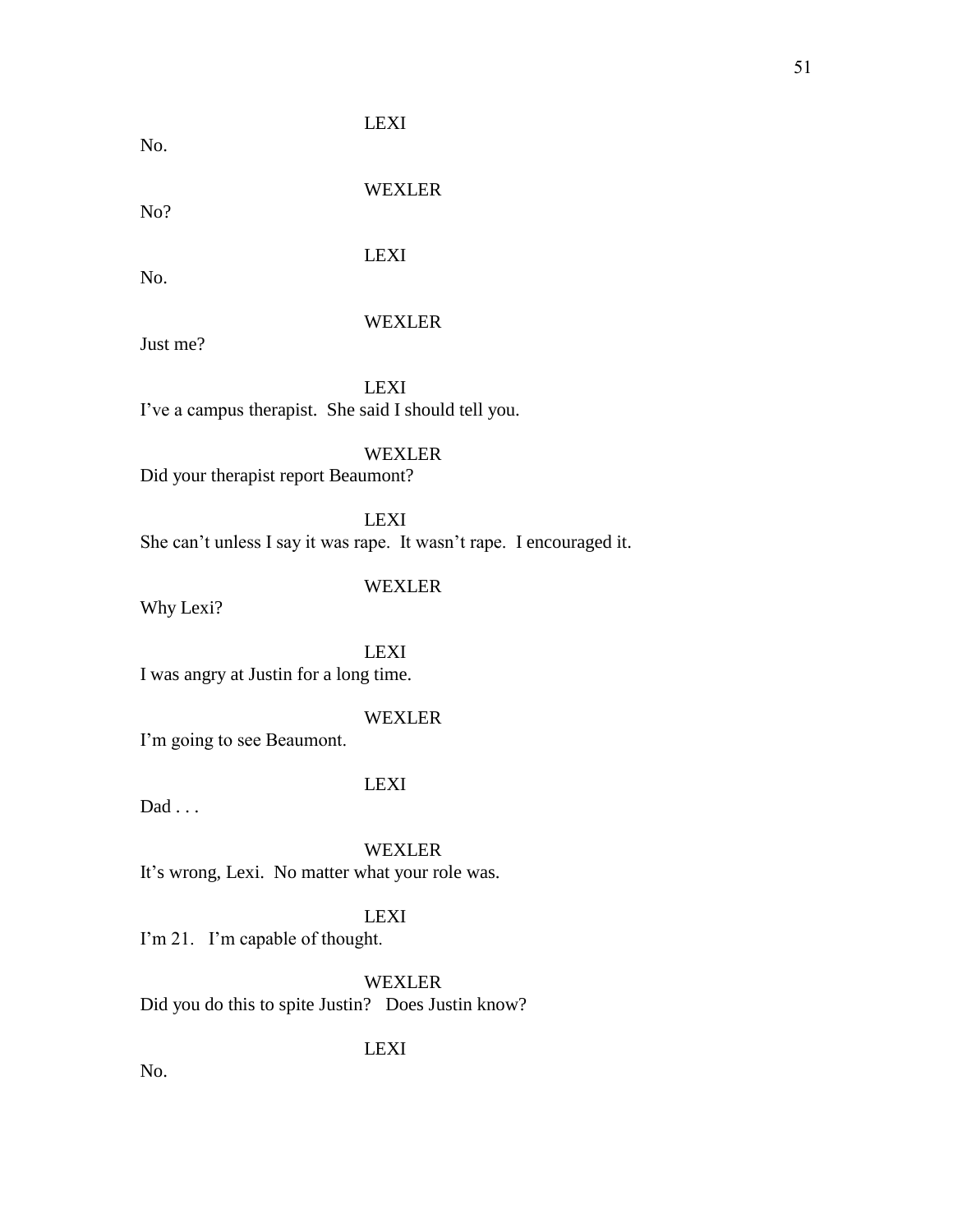LEXI

No.

WEXLER

No?

LEXI

No.

WEXLER

Just me?

LEXI

I've a campus therapist. She said I should tell you.

WEXLER

Did your therapist report Beaumont?

LEXI

She can't unless I say it was rape. It wasn't rape. I encouraged it.

WEXLER

Why Lexi?

LEXI

I was angry at Justin for a long time.

WEXLER

I'm going to see Beaumont.

LEXI

Dad . . .

WEXLER

It's wrong, Lexi. No matter what your role was.

LEXI

I'm 21. I'm capable of thought.

WEXLER

Did you do this to spite Justin? Does Justin know?

LEXI

No.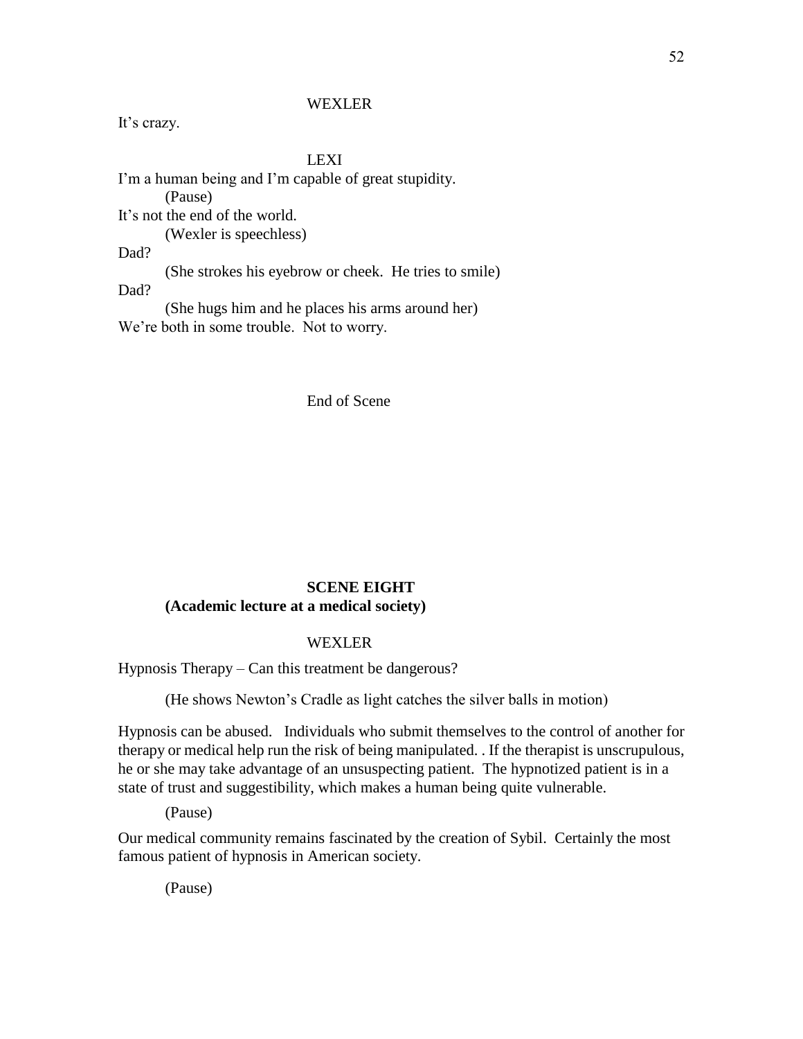WEXLER

It's crazy.

LEXI

I'm a human being and I'm capable of great stupidity.

(Pause)

It's not the end of the world.

(Wexler is speechless)

Dad?

(She strokes his eyebrow or cheek. He tries to smile)

Dad?

(She hugs him and he places his arms around her)

We're both in some trouble. Not to worry.

End of Scene

## SCENE EIGHT

**(Academic lecture at a medical society)**

WEXLER

Hypnosis Therapy – Can this treatment be dangerous?

(He shows Newton's Cradle as light catches the silver balls in motion)

Hypnosis can be abused. Individuals who submit themselves to the control of another for therapy or medical help run the risk of being manipulated. . If the therapist is unscrupulous, he or she may take advantage of an unsuspecting patient. The hypnotized patient is in a state of trust and suggestibility, which makes a human being quite vulnerable.

(Pause)

Our medical community remains fascinated by the creation of Sybil. Certainly the most famous patient of hypnosis in American society.

(Pause)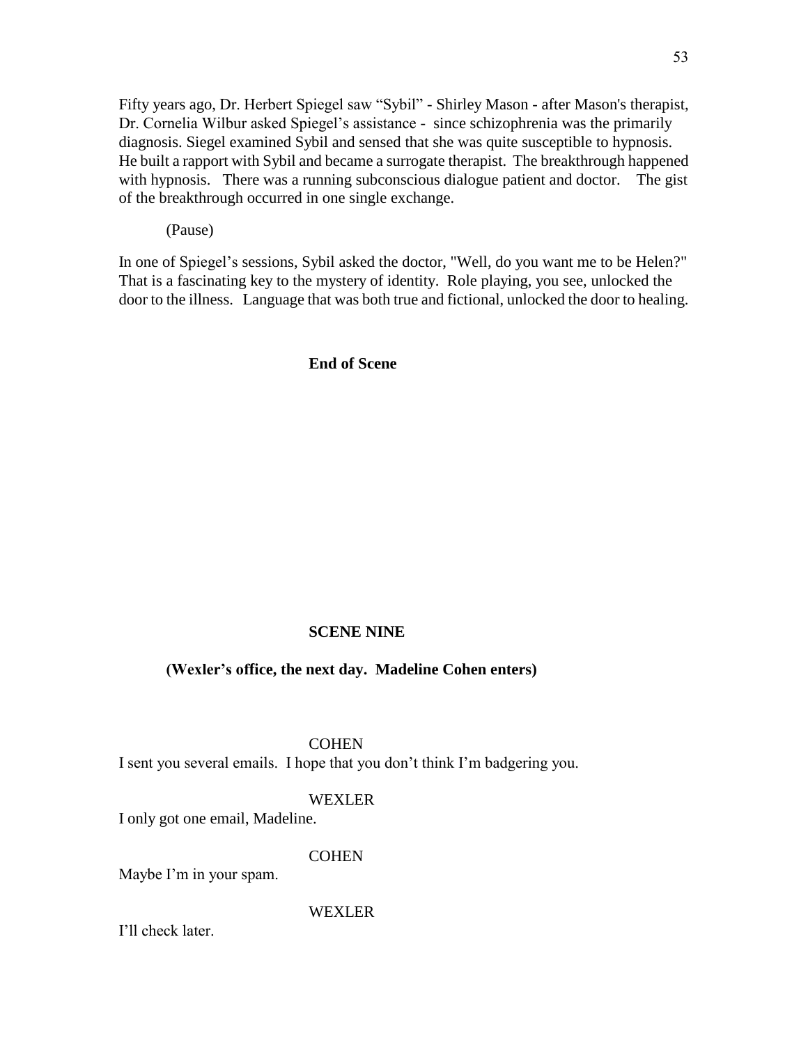Fifty years ago, Dr. Herbert Spiegel saw "Sybil" - Shirley Mason - after Mason's therapist, Dr. Cornelia Wilbur asked Spiegel's assistance - since schizophrenia was the primarily diagnosis. Siegel examined Sybil and sensed that she was quite susceptible to hypnosis. He built a rapport with Sybil and became a surrogate therapist. The breakthrough happened with hypnosis. There was a running subconscious dialogue patient and doctor. The gist of the breakthrough occurred in one single exchange.

(Pause)

In one of Spiegel's sessions, Sybil asked the doctor, "Well, do you want me to be Helen?" That is a fascinating key to the mystery of identity. Role playing, you see, unlocked the door to the illness. Language that was both true and fictional, unlocked the door to healing.

**End of Scene**

**SCENE NINE**

**(Wexler's office, the next day. Madeline Cohen enters)**

COHEN

I sent you several emails. I hope that you don't think I'm badgering you.

WEXLER

I only got one email, Madeline.

COHEN

Maybe I'm in your spam.

WEXLER

I'll check later.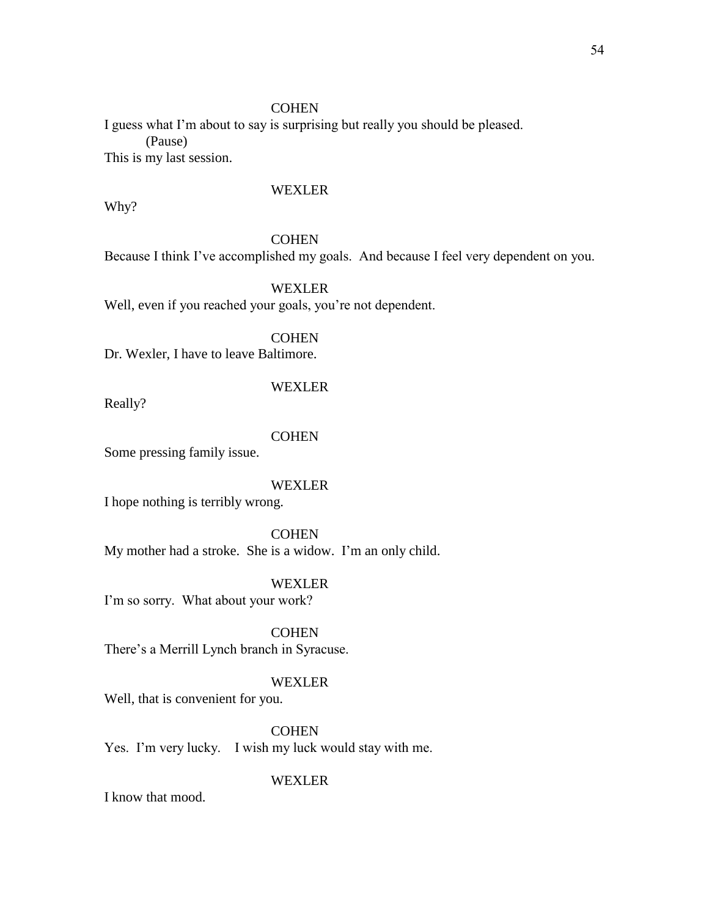COHEN

I guess what I'm about to say is surprising but really you should be pleased.

(Pause)

This is my last session.

WEXLER

Why?

COHEN

Because I think I've accomplished my goals. And because I feel very dependent on you.

WEXLER

Well, even if you reached your goals, you're not dependent.

COHEN

Dr. Wexler, I have to leave Baltimore.

WEXLER

Really?

COHEN

Some pressing family issue.

WEXLER

I hope nothing is terribly wrong.

COHEN

My mother had a stroke. She is a widow. I'm an only child.

WEXLER

I'm so sorry. What about your work?

COHEN

There's a Merrill Lynch branch in Syracuse.

WEXLER

Well, that is convenient for you.

COHEN

Yes. I'm very lucky. I wish my luck would stay with me.

WEXLER

I know that mood.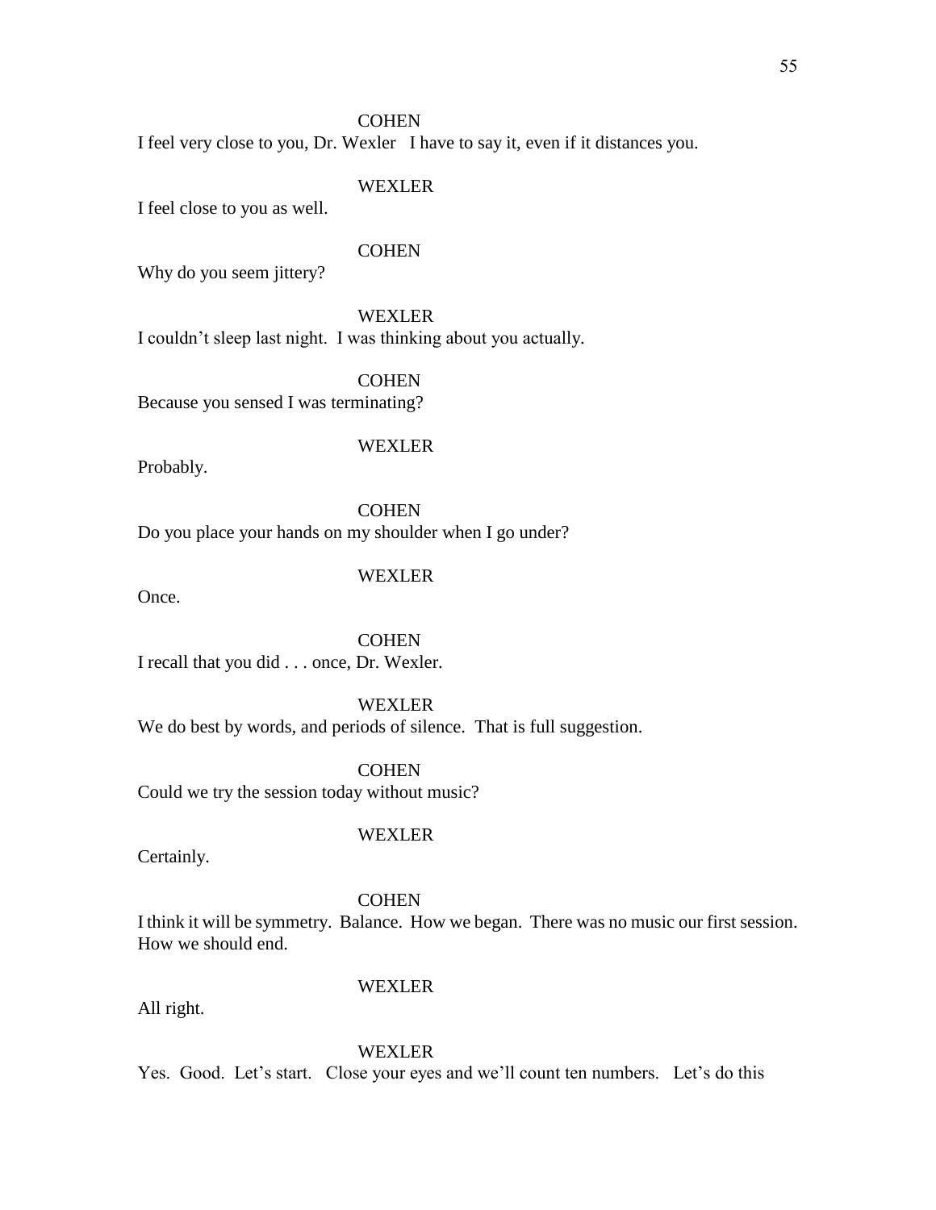COHEN

I feel very close to you, Dr. Wexler   I have to say it, even if it distances you.

WEXLER

I feel close to you as well.

COHEN

Why do you seem jittery?

WEXLER

I couldn't sleep last night.  I was thinking about you actually.

COHEN

Because you sensed I was terminating?

WEXLER

Probably.

COHEN

Do you place your hands on my shoulder when I go under?

WEXLER

Once.

COHEN

I recall that you did . . . once, Dr. Wexler.

WEXLER

We do best by words, and periods of silence.  That is full suggestion.

COHEN

Could we try the session today without music?

WEXLER

Certainly.

COHEN

I think it will be symmetry.  Balance.  How we began.  There was no music our first session.  How we should end.

WEXLER

All right.

WEXLER

Yes.  Good.  Let's start.   Close your eyes and we'll count ten numbers.   Let's do this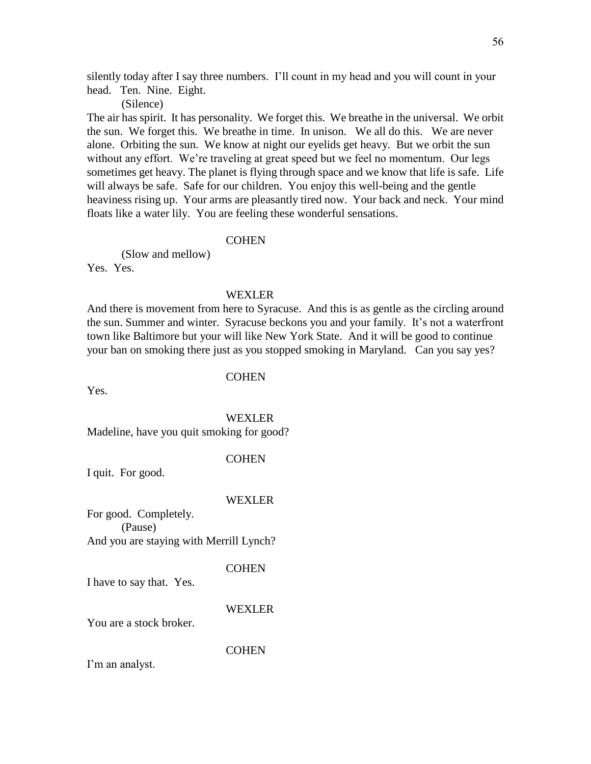silently today after I say three numbers. I'll count in my head and you will count in your head. Ten. Nine. Eight.

(Silence)

The air has spirit. It has personality. We forget this. We breathe in the universal. We orbit the sun. We forget this. We breathe in time. In unison. We all do this. We are never alone. Orbiting the sun. We know at night our eyelids get heavy. But we orbit the sun without any effort. We're traveling at great speed but we feel no momentum. Our legs sometimes get heavy. The planet is flying through space and we know that life is safe. Life will always be safe. Safe for our children. You enjoy this well-being and the gentle heaviness rising up. Your arms are pleasantly tired now. Your back and neck. Your mind floats like a water lily. You are feeling these wonderful sensations.

COHEN

(Slow and mellow)

Yes. Yes.

WEXLER

And there is movement from here to Syracuse. And this is as gentle as the circling around the sun. Summer and winter. Syracuse beckons you and your family. It's not a waterfront town like Baltimore but your will like New York State. And it will be good to continue your ban on smoking there just as you stopped smoking in Maryland. Can you say yes?

COHEN

Yes.

WEXLER

Madeline, have you quit smoking for good?

COHEN

I quit. For good.

WEXLER

For good. Completely.

(Pause)

And you are staying with Merrill Lynch?

COHEN

I have to say that. Yes.

WEXLER

You are a stock broker.

COHEN

I'm an analyst.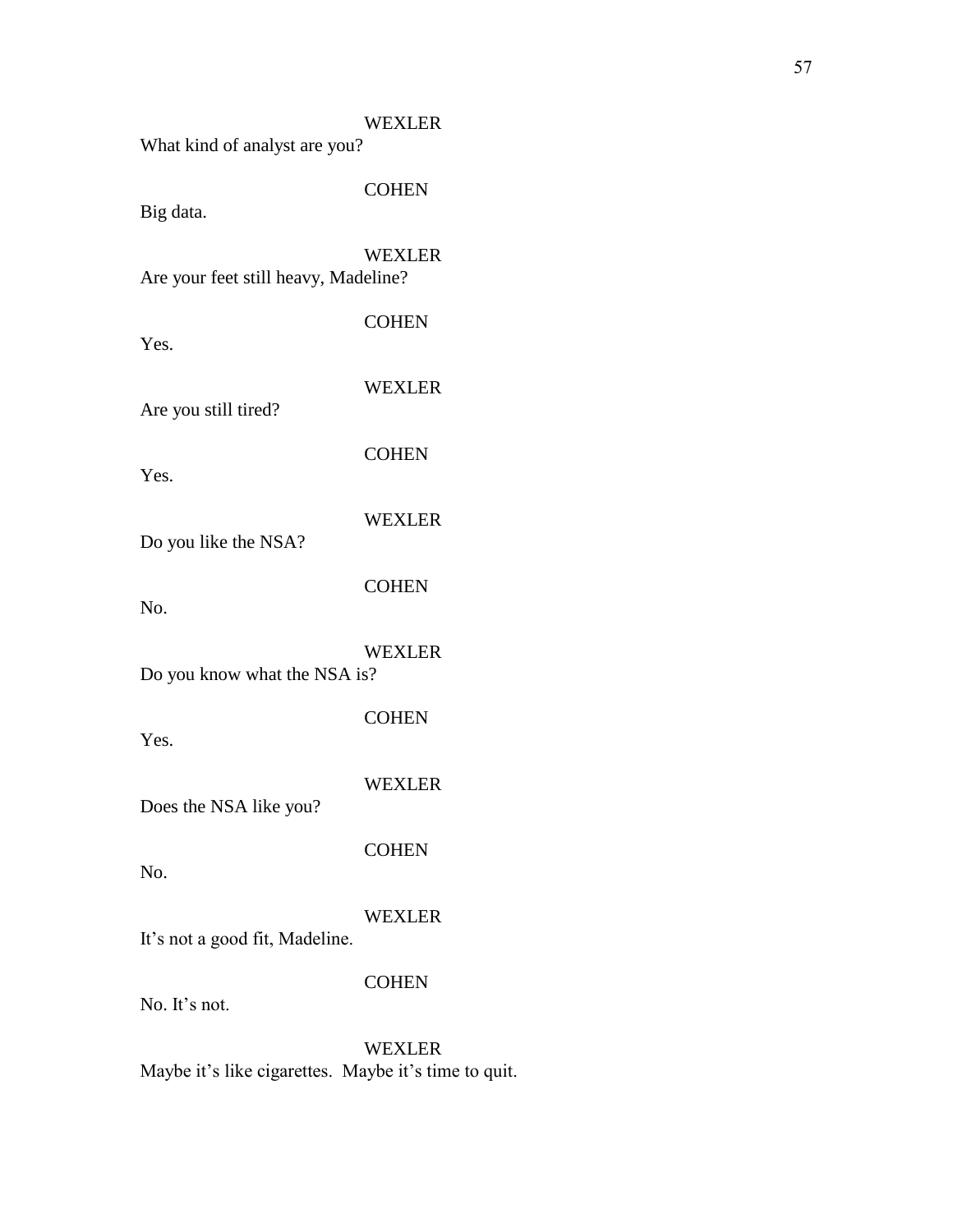WEXLER
What kind of analyst are you?

COHEN
Big data.

WEXLER
Are your feet still heavy, Madeline?

COHEN
Yes.

WEXLER
Are you still tired?

COHEN
Yes.

WEXLER
Do you like the NSA?

COHEN
No.

WEXLER
Do you know what the NSA is?

COHEN
Yes.

WEXLER
Does the NSA like you?

COHEN
No.

WEXLER
It's not a good fit, Madeline.

COHEN
No. It's not.

WEXLER
Maybe it's like cigarettes. Maybe it's time to quit.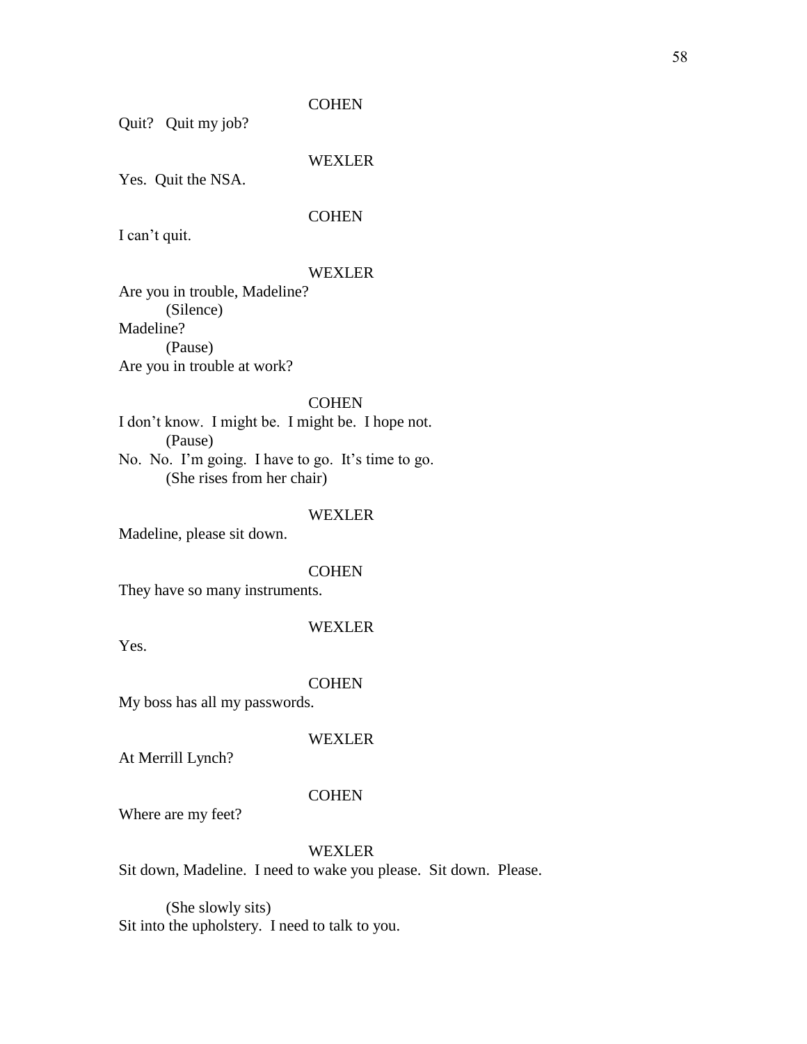COHEN

Quit? Quit my job?

WEXLER

Yes. Quit the NSA.

COHEN

I can't quit.

WEXLER

Are you in trouble, Madeline?
(Silence)
Madeline?
(Pause)
Are you in trouble at work?

COHEN

I don't know. I might be. I might be. I hope not.
(Pause)
No. No. I'm going. I have to go. It's time to go.
(She rises from her chair)

WEXLER

Madeline, please sit down.

COHEN

They have so many instruments.

WEXLER

Yes.

COHEN

My boss has all my passwords.

WEXLER

At Merrill Lynch?

COHEN

Where are my feet?

WEXLER

Sit down, Madeline. I need to wake you please. Sit down. Please.

(She slowly sits)
Sit into the upholstery. I need to talk to you.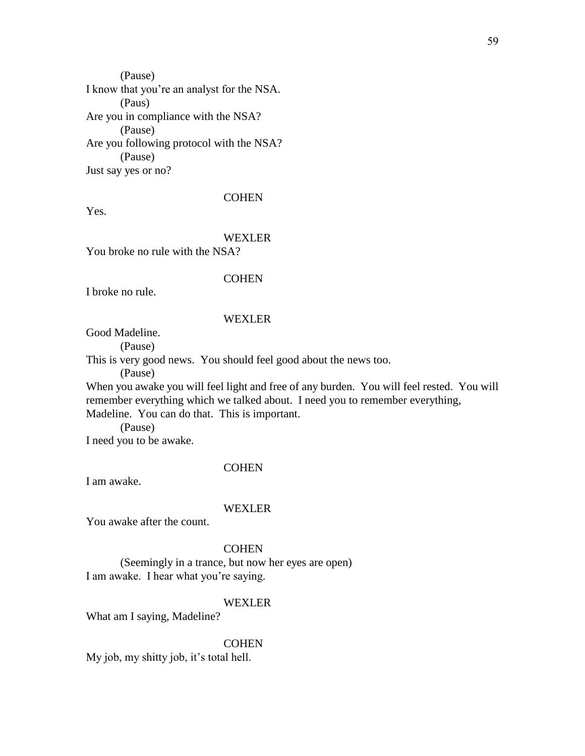(Pause)

I know that you're an analyst for the NSA.

(Paus)

Are you in compliance with the NSA?

(Pause)

Are you following protocol with the NSA?

(Pause)

Just say yes or no?

COHEN

Yes.

WEXLER

You broke no rule with the NSA?

COHEN

I broke no rule.

WEXLER

Good Madeline.

(Pause)

This is very good news. You should feel good about the news too.

(Pause)

When you awake you will feel light and free of any burden. You will feel rested. You will remember everything which we talked about. I need you to remember everything, Madeline. You can do that. This is important.

(Pause)

I need you to be awake.

COHEN

I am awake.

WEXLER

You awake after the count.

COHEN

(Seemingly in a trance, but now her eyes are open)

I am awake. I hear what you're saying.

WEXLER

What am I saying, Madeline?

COHEN

My job, my shitty job, it's total hell.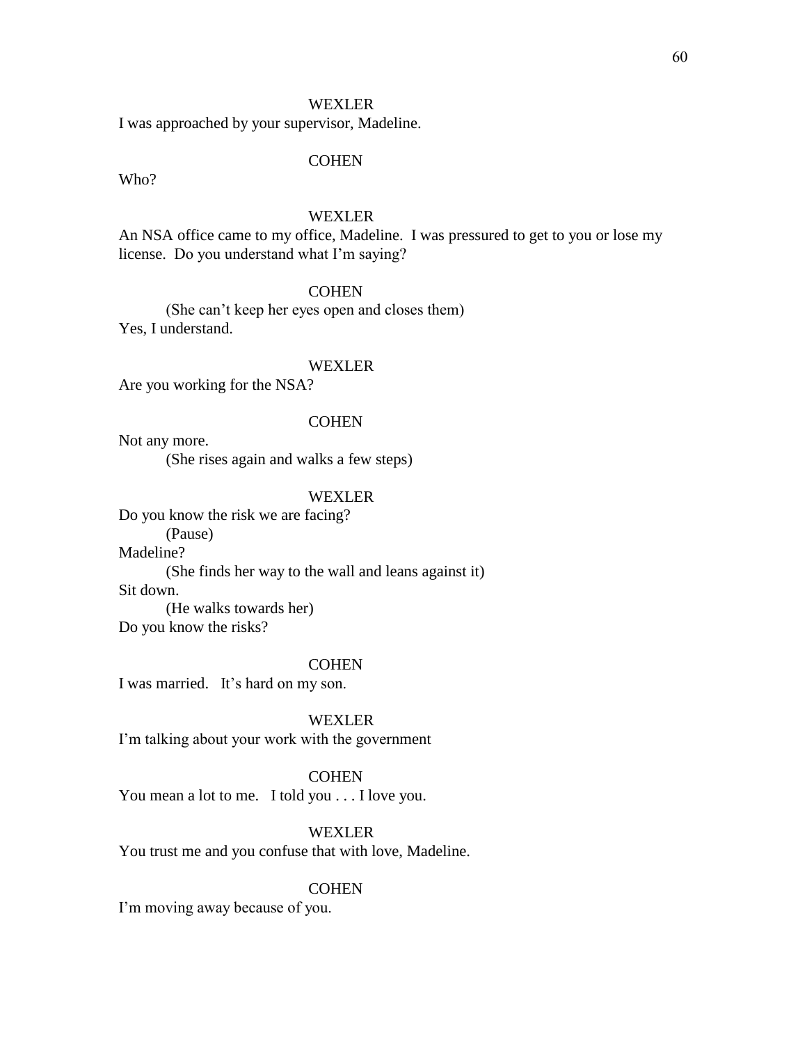WEXLER

I was approached by your supervisor, Madeline.

COHEN

Who?

WEXLER

An NSA office came to my office, Madeline. I was pressured to get to you or lose my license. Do you understand what I'm saying?

COHEN

(She can't keep her eyes open and closes them)

Yes, I understand.

WEXLER

Are you working for the NSA?

COHEN

Not any more.

(She rises again and walks a few steps)

WEXLER

Do you know the risk we are facing?

(Pause)

Madeline?

(She finds her way to the wall and leans against it)

Sit down.

(He walks towards her)

Do you know the risks?

COHEN

I was married. It's hard on my son.

WEXLER

I'm talking about your work with the government

COHEN

You mean a lot to me. I told you . . . I love you.

WEXLER

You trust me and you confuse that with love, Madeline.

COHEN

I'm moving away because of you.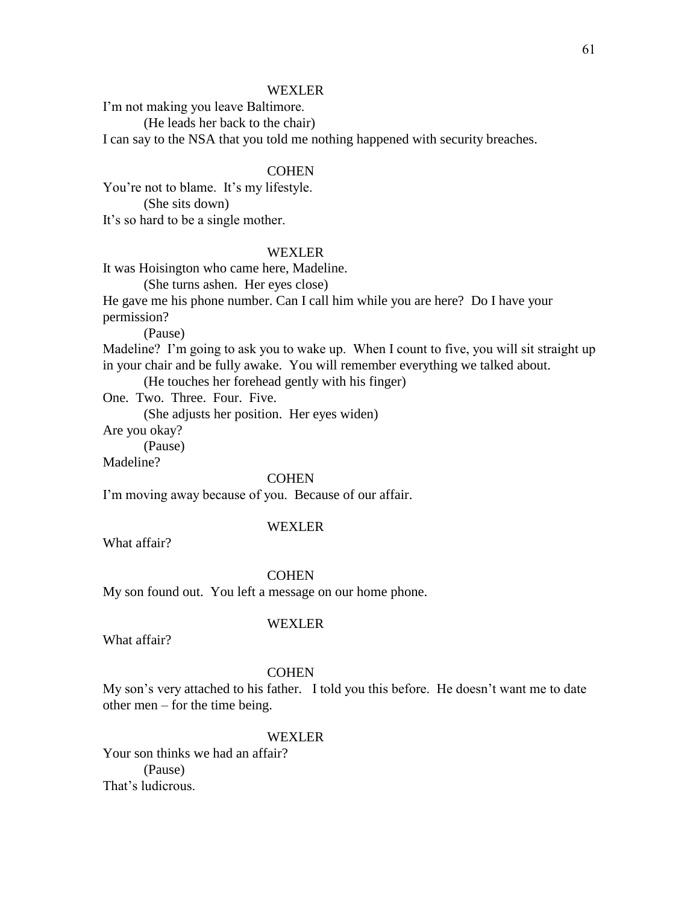WEXLER

I'm not making you leave Baltimore.

(He leads her back to the chair)

I can say to the NSA that you told me nothing happened with security breaches.

COHEN

You're not to blame. It's my lifestyle.

(She sits down)

It's so hard to be a single mother.

WEXLER

It was Hoisington who came here, Madeline.

(She turns ashen. Her eyes close)

He gave me his phone number. Can I call him while you are here? Do I have your permission?

(Pause)

Madeline? I'm going to ask you to wake up. When I count to five, you will sit straight up in your chair and be fully awake. You will remember everything we talked about.

(He touches her forehead gently with his finger)

One. Two. Three. Four. Five.

(She adjusts her position. Her eyes widen)

Are you okay?

(Pause)

Madeline?

COHEN

I'm moving away because of you. Because of our affair.

WEXLER

What affair?

COHEN

My son found out. You left a message on our home phone.

WEXLER

What affair?

COHEN

My son's very attached to his father. I told you this before. He doesn't want me to date other men – for the time being.

WEXLER

Your son thinks we had an affair?

(Pause)

That's ludicrous.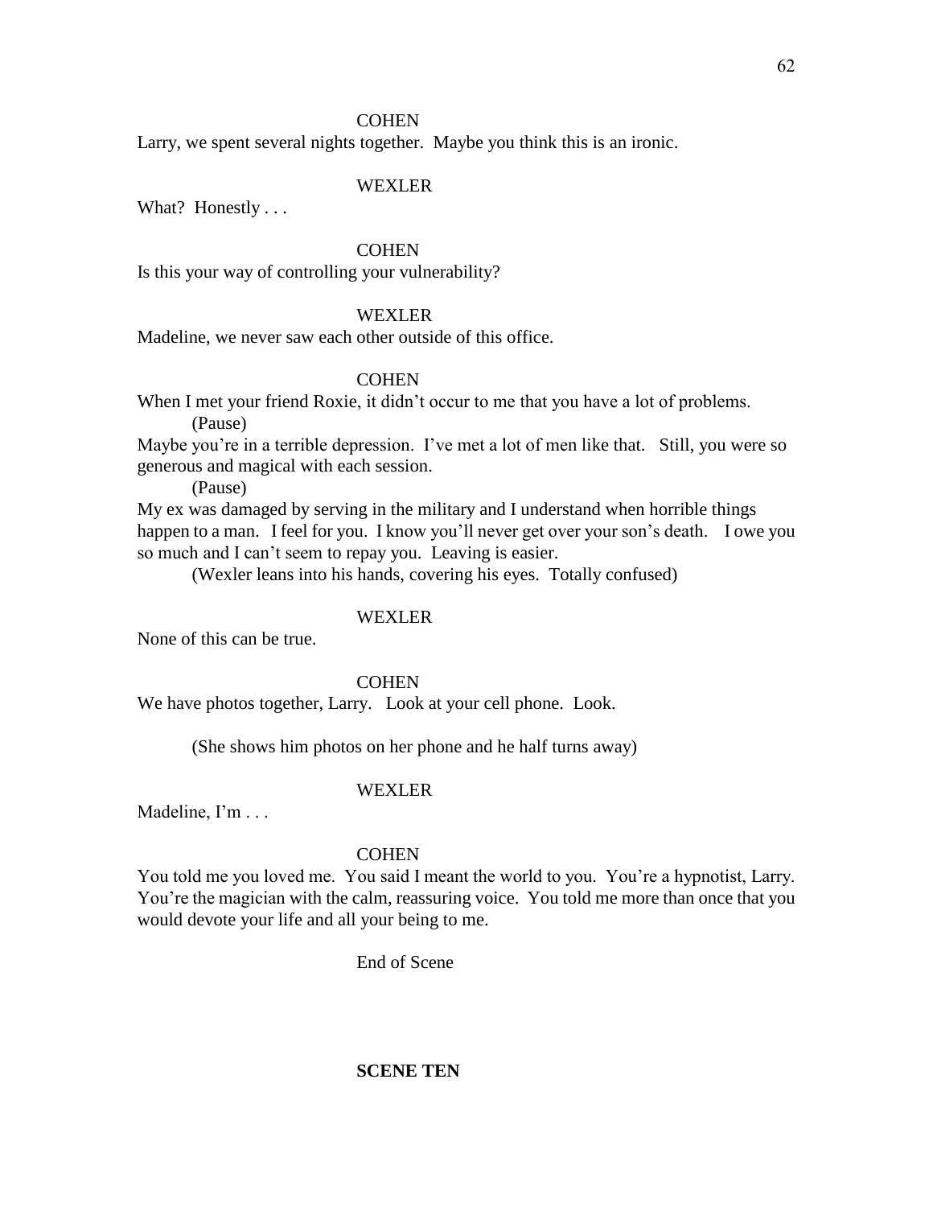COHEN

Larry, we spent several nights together. Maybe you think this is an ironic.

WEXLER

What? Honestly . . .

COHEN

Is this your way of controlling your vulnerability?

WEXLER

Madeline, we never saw each other outside of this office.

COHEN

When I met your friend Roxie, it didn't occur to me that you have a lot of problems.

(Pause)

Maybe you're in a terrible depression. I've met a lot of men like that. Still, you were so generous and magical with each session.

(Pause)

My ex was damaged by serving in the military and I understand when horrible things happen to a man. I feel for you. I know you'll never get over your son's death. I owe you so much and I can't seem to repay you. Leaving is easier.

(Wexler leans into his hands, covering his eyes. Totally confused)

WEXLER

None of this can be true.

COHEN

We have photos together, Larry. Look at your cell phone. Look.

(She shows him photos on her phone and he half turns away)

WEXLER

Madeline, I'm . . .

COHEN

You told me you loved me. You said I meant the world to you. You're a hypnotist, Larry. You're the magician with the calm, reassuring voice. You told me more than once that you would devote your life and all your being to me.

End of Scene

**SCENE TEN**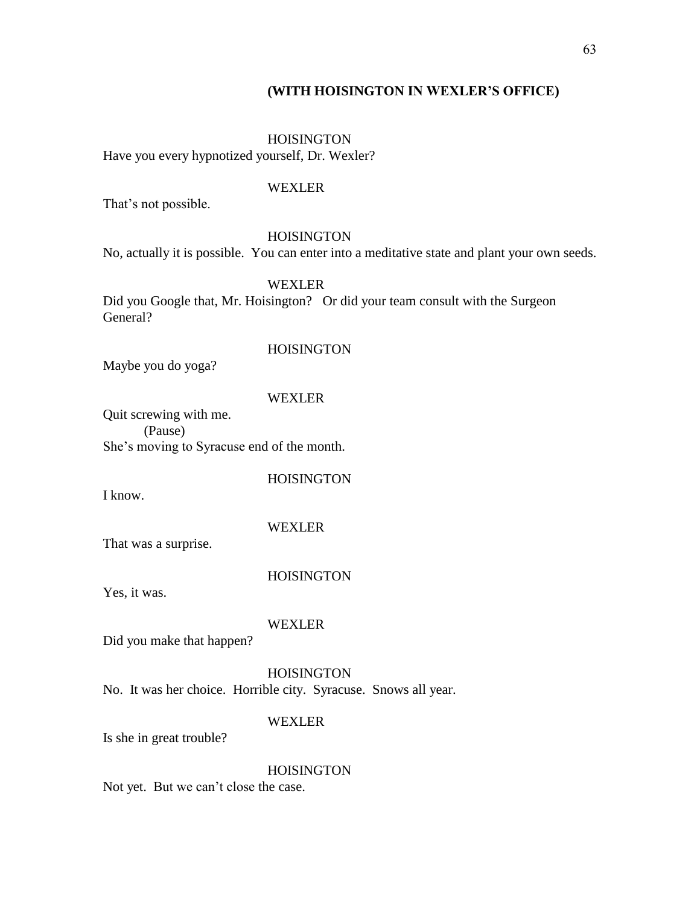**(WITH HOISINGTON IN WEXLER'S OFFICE)**

HOISINGTON

Have you every hypnotized yourself, Dr. Wexler?

WEXLER

That's not possible.

HOISINGTON

No, actually it is possible. You can enter into a meditative state and plant your own seeds.

WEXLER

Did you Google that, Mr. Hoisington? Or did your team consult with the Surgeon General?

HOISINGTON

Maybe you do yoga?

WEXLER

Quit screwing with me.
(Pause)
She's moving to Syracuse end of the month.

HOISINGTON

I know.

WEXLER

That was a surprise.

HOISINGTON

Yes, it was.

WEXLER

Did you make that happen?

HOISINGTON

No. It was her choice. Horrible city. Syracuse. Snows all year.

WEXLER

Is she in great trouble?

HOISINGTON

Not yet. But we can't close the case.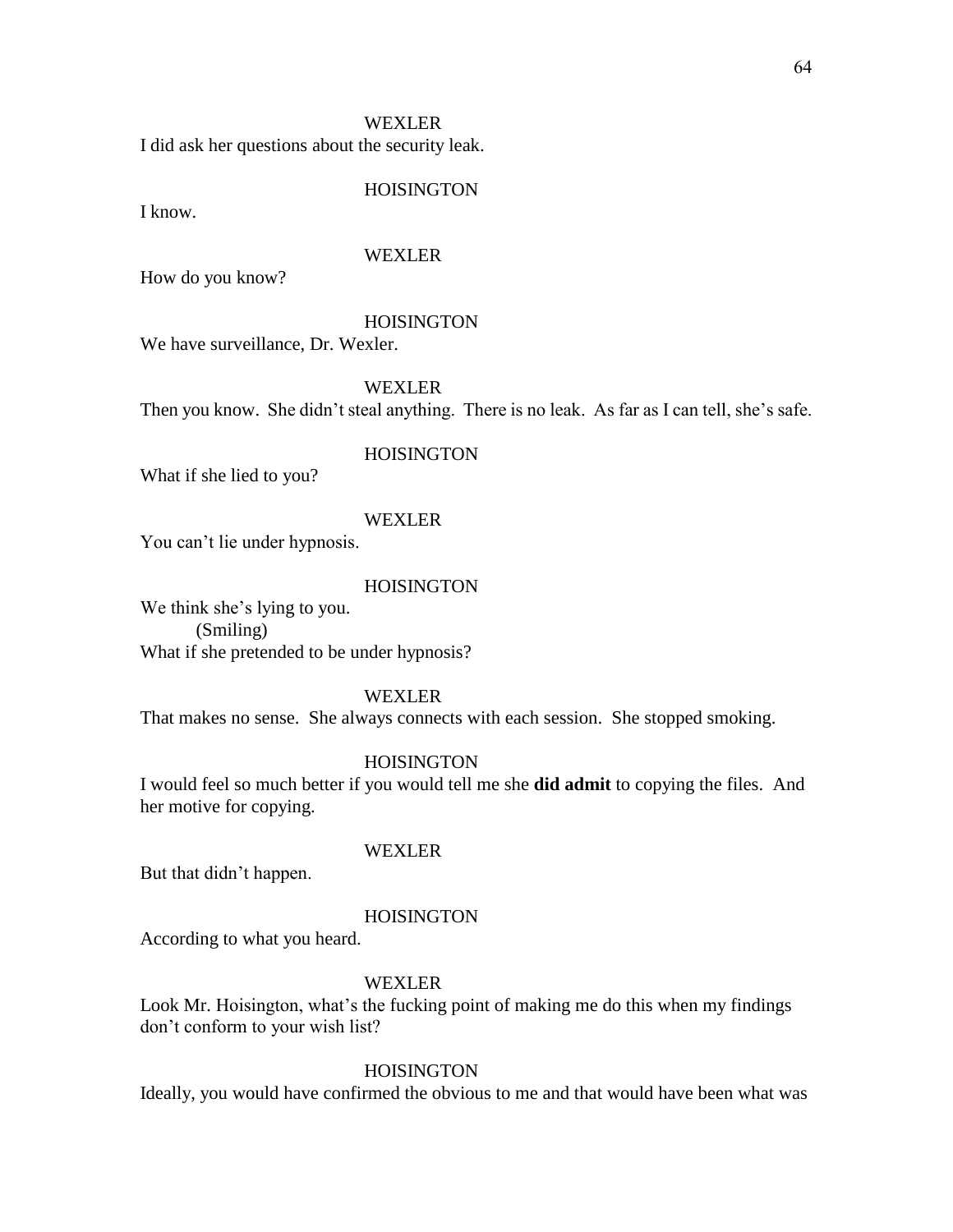WEXLER

I did ask her questions about the security leak.

HOISINGTON

I know.

WEXLER

How do you know?

HOISINGTON

We have surveillance, Dr. Wexler.

WEXLER

Then you know. She didn't steal anything. There is no leak. As far as I can tell, she's safe.

HOISINGTON

What if she lied to you?

WEXLER

You can't lie under hypnosis.

HOISINGTON

We think she's lying to you.
(Smiling)
What if she pretended to be under hypnosis?

WEXLER

That makes no sense. She always connects with each session. She stopped smoking.

HOISINGTON

I would feel so much better if you would tell me she **did admit** to copying the files. And her motive for copying.

WEXLER

But that didn't happen.

HOISINGTON

According to what you heard.

WEXLER

Look Mr. Hoisington, what's the fucking point of making me do this when my findings don't conform to your wish list?

HOISINGTON

Ideally, you would have confirmed the obvious to me and that would have been what was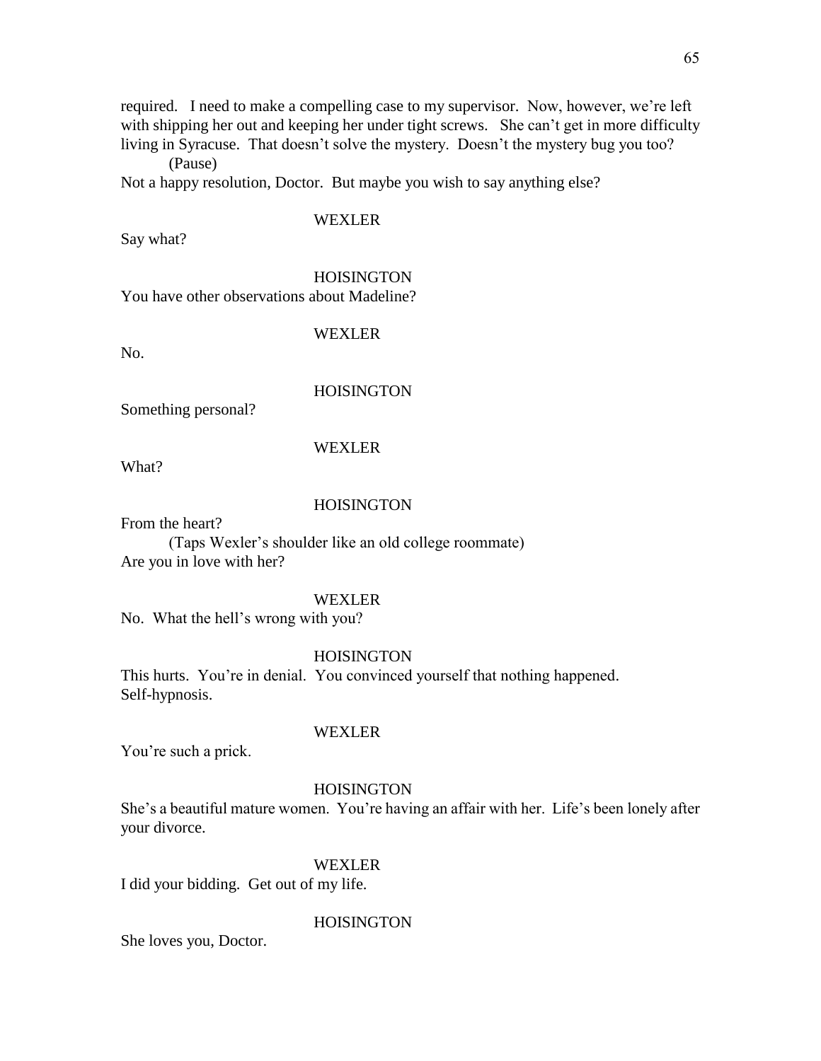required. I need to make a compelling case to my supervisor. Now, however, we're left with shipping her out and keeping her under tight screws. She can't get in more difficulty living in Syracuse. That doesn't solve the mystery. Doesn't the mystery bug you too?

(Pause)

Not a happy resolution, Doctor. But maybe you wish to say anything else?

WEXLER

Say what?

HOISINGTON

You have other observations about Madeline?

WEXLER

No.

HOISINGTON

Something personal?

WEXLER

What?

HOISINGTON

From the heart?

(Taps Wexler's shoulder like an old college roommate)

Are you in love with her?

WEXLER

No. What the hell's wrong with you?

HOISINGTON

This hurts. You're in denial. You convinced yourself that nothing happened. Self-hypnosis.

WEXLER

You're such a prick.

HOISINGTON

She's a beautiful mature women. You're having an affair with her. Life's been lonely after your divorce.

WEXLER

I did your bidding. Get out of my life.

HOISINGTON

She loves you, Doctor.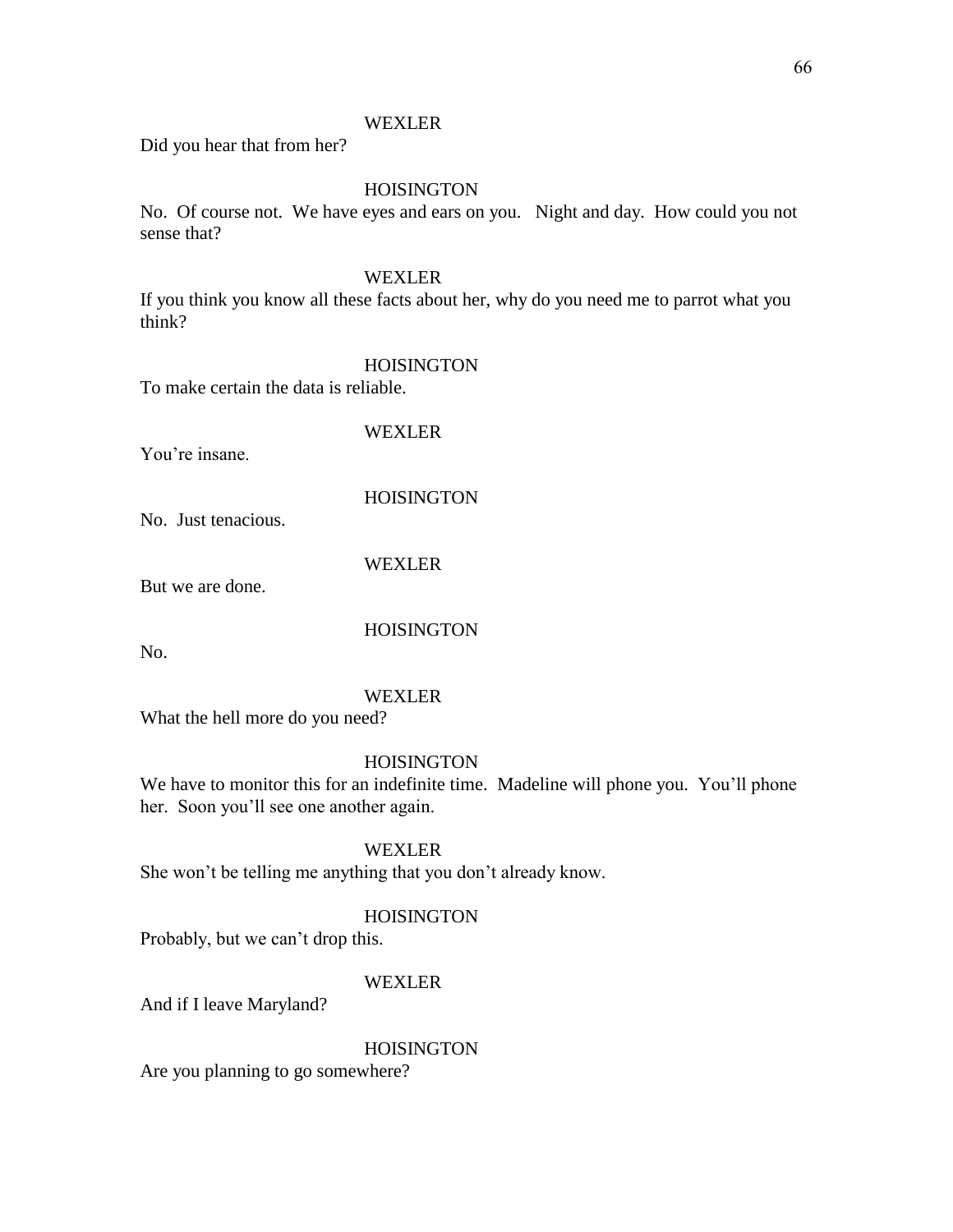WEXLER

Did you hear that from her?

HOISINGTON

No. Of course not. We have eyes and ears on you. Night and day. How could you not sense that?

WEXLER

If you think you know all these facts about her, why do you need me to parrot what you think?

HOISINGTON

To make certain the data is reliable.

WEXLER

You're insane.

HOISINGTON

No. Just tenacious.

WEXLER

But we are done.

HOISINGTON

No.

WEXLER

What the hell more do you need?

HOISINGTON

We have to monitor this for an indefinite time. Madeline will phone you. You'll phone her. Soon you'll see one another again.

WEXLER

She won't be telling me anything that you don't already know.

HOISINGTON

Probably, but we can't drop this.

WEXLER

And if I leave Maryland?

HOISINGTON

Are you planning to go somewhere?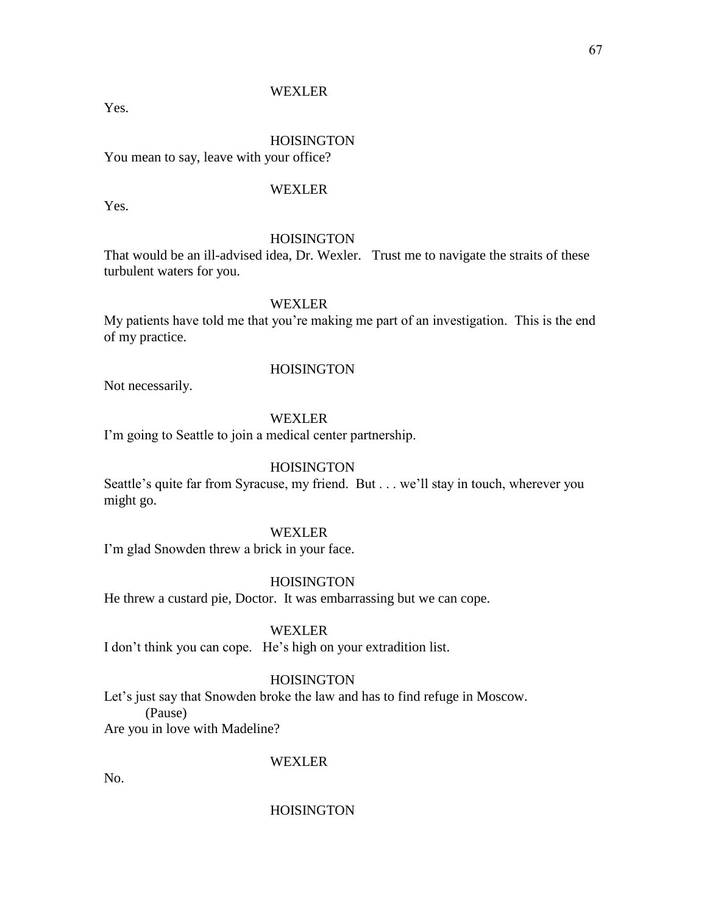WEXLER

Yes.

HOISINGTON

You mean to say, leave with your office?

WEXLER

Yes.

HOISINGTON

That would be an ill-advised idea, Dr. Wexler. Trust me to navigate the straits of these turbulent waters for you.

WEXLER

My patients have told me that you're making me part of an investigation. This is the end of my practice.

HOISINGTON

Not necessarily.

WEXLER

I'm going to Seattle to join a medical center partnership.

HOISINGTON

Seattle's quite far from Syracuse, my friend. But . . . we'll stay in touch, wherever you might go.

WEXLER

I'm glad Snowden threw a brick in your face.

HOISINGTON

He threw a custard pie, Doctor. It was embarrassing but we can cope.

WEXLER

I don't think you can cope. He's high on your extradition list.

HOISINGTON

Let's just say that Snowden broke the law and has to find refuge in Moscow.

(Pause)

Are you in love with Madeline?

WEXLER

No.

HOISINGTON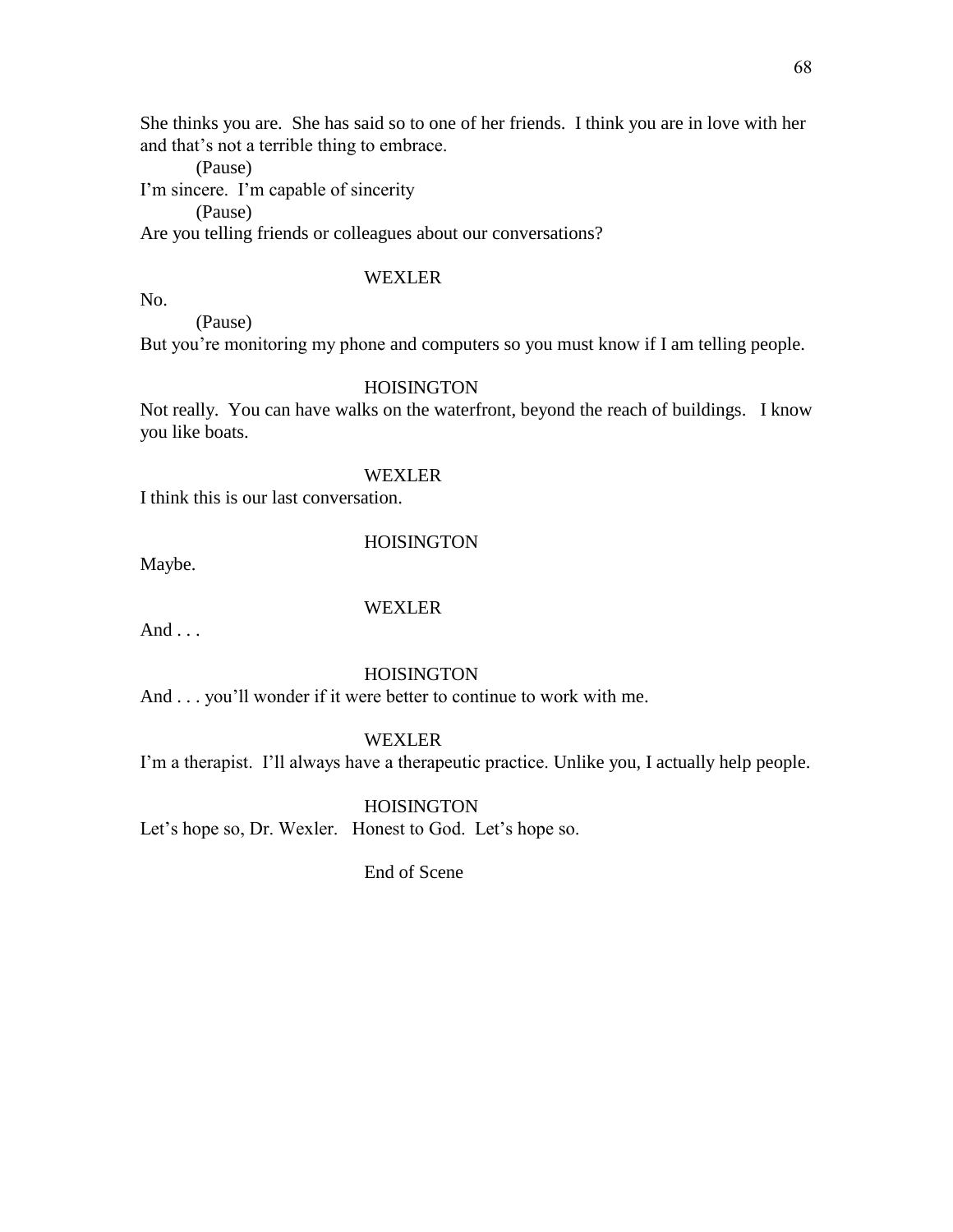She thinks you are.  She has said so to one of her friends.  I think you are in love with her and that's not a terrible thing to embrace.

(Pause)

I'm sincere.  I'm capable of sincerity

(Pause)

Are you telling friends or colleagues about our conversations?

WEXLER

No.

(Pause)

But you're monitoring my phone and computers so you must know if I am telling people.

HOISINGTON

Not really.  You can have walks on the waterfront, beyond the reach of buildings.   I know you like boats.

WEXLER

I think this is our last conversation.

HOISINGTON

Maybe.

WEXLER

And . . .

HOISINGTON

And . . . you'll wonder if it were better to continue to work with me.

WEXLER

I'm a therapist.  I'll always have a therapeutic practice. Unlike you, I actually help people.

HOISINGTON

Let's hope so, Dr. Wexler.   Honest to God.  Let's hope so.

End of Scene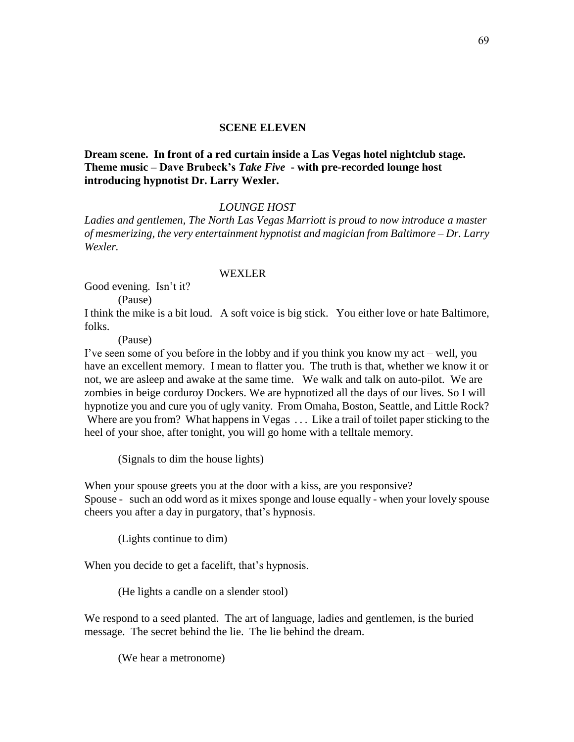**SCENE ELEVEN**

**Dream scene. In front of a red curtain inside a Las Vegas hotel nightclub stage. Theme music – Dave Brubeck's *Take Five* - with pre-recorded lounge host introducing hypnotist Dr. Larry Wexler.**

*LOUNGE HOST*

*Ladies and gentlemen, The North Las Vegas Marriott is proud to now introduce a master of mesmerizing, the very entertainment hypnotist and magician from Baltimore – Dr. Larry Wexler.*

WEXLER

Good evening. Isn't it?

(Pause)

I think the mike is a bit loud. A soft voice is big stick. You either love or hate Baltimore, folks.

(Pause)

I've seen some of you before in the lobby and if you think you know my act – well, you have an excellent memory. I mean to flatter you. The truth is that, whether we know it or not, we are asleep and awake at the same time. We walk and talk on auto-pilot. We are zombies in beige corduroy Dockers. We are hypnotized all the days of our lives. So I will hypnotize you and cure you of ugly vanity. From Omaha, Boston, Seattle, and Little Rock? Where are you from? What happens in Vegas . . . Like a trail of toilet paper sticking to the heel of your shoe, after tonight, you will go home with a telltale memory.

(Signals to dim the house lights)

When your spouse greets you at the door with a kiss, are you responsive?
Spouse - such an odd word as it mixes sponge and louse equally - when your lovely spouse cheers you after a day in purgatory, that's hypnosis.

(Lights continue to dim)

When you decide to get a facelift, that's hypnosis.

(He lights a candle on a slender stool)

We respond to a seed planted. The art of language, ladies and gentlemen, is the buried message. The secret behind the lie. The lie behind the dream.

(We hear a metronome)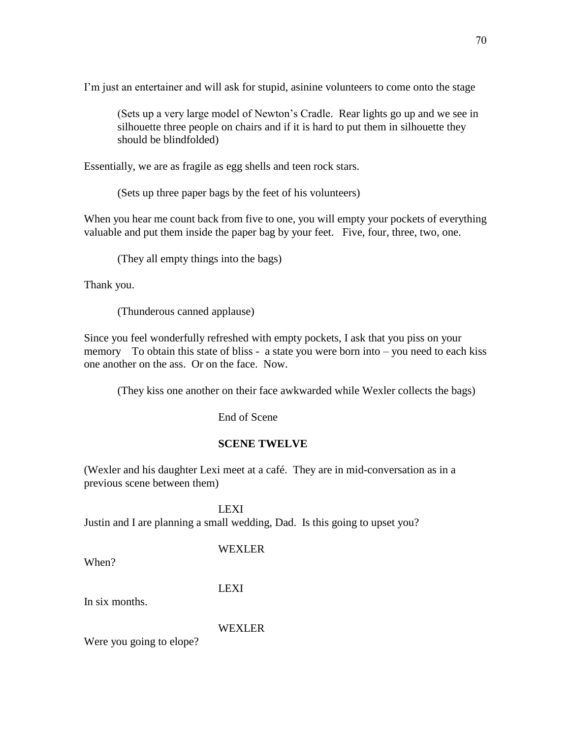I'm just an entertainer and will ask for stupid, asinine volunteers to come onto the stage

> (Sets up a very large model of Newton's Cradle. Rear lights go up and we see in silhouette three people on chairs and if it is hard to put them in silhouette they should be blindfolded)

Essentially, we are as fragile as egg shells and teen rock stars.

> (Sets up three paper bags by the feet of his volunteers)

When you hear me count back from five to one, you will empty your pockets of everything valuable and put them inside the paper bag by your feet. Five, four, three, two, one.

> (They all empty things into the bags)

Thank you.

> (Thunderous canned applause)

Since you feel wonderfully refreshed with empty pockets, I ask that you piss on your memory To obtain this state of bliss - a state you were born into – you need to each kiss one another on the ass. Or on the face. Now.

> (They kiss one another on their face awkwarded while Wexler collects the bags)

End of Scene

**SCENE TWELVE**

(Wexler and his daughter Lexi meet at a café. They are in mid-conversation as in a previous scene between them)

LEXI

Justin and I are planning a small wedding, Dad. Is this going to upset you?

WEXLER

When?

LEXI

In six months.

WEXLER

Were you going to elope?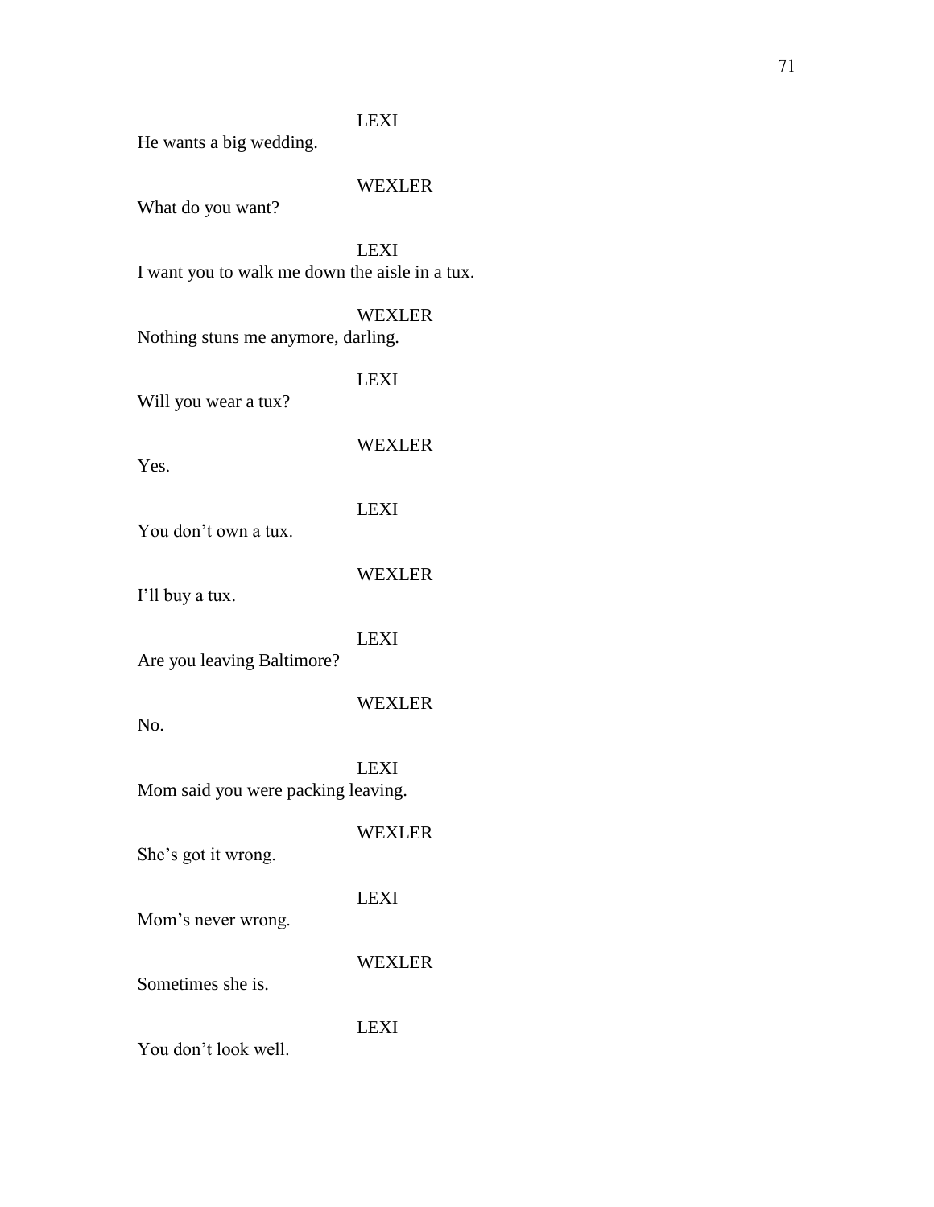LEXI

He wants a big wedding.

WEXLER

What do you want?

LEXI

I want you to walk me down the aisle in a tux.

WEXLER

Nothing stuns me anymore, darling.

LEXI

Will you wear a tux?

WEXLER

Yes.

LEXI

You don't own a tux.

WEXLER

I'll buy a tux.

LEXI

Are you leaving Baltimore?

WEXLER

No.

LEXI

Mom said you were packing leaving.

WEXLER

She's got it wrong.

LEXI

Mom's never wrong.

WEXLER

Sometimes she is.

LEXI

You don't look well.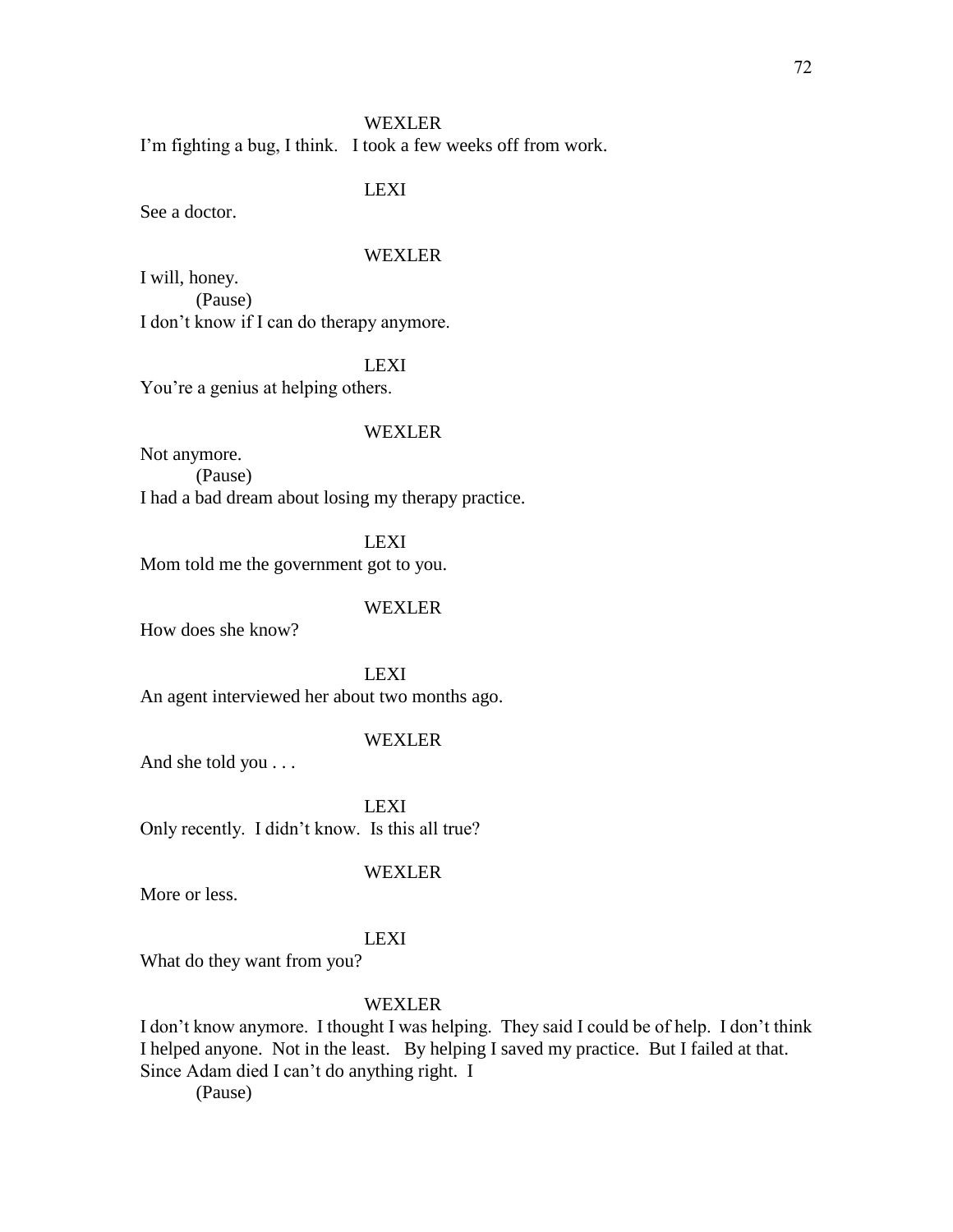WEXLER

I'm fighting a bug, I think. I took a few weeks off from work.

LEXI

See a doctor.

WEXLER

I will, honey.

(Pause)

I don't know if I can do therapy anymore.

LEXI

You're a genius at helping others.

WEXLER

Not anymore.

(Pause)

I had a bad dream about losing my therapy practice.

LEXI

Mom told me the government got to you.

WEXLER

How does she know?

LEXI

An agent interviewed her about two months ago.

WEXLER

And she told you . . .

LEXI

Only recently. I didn't know. Is this all true?

WEXLER

More or less.

LEXI

What do they want from you?

WEXLER

I don't know anymore. I thought I was helping. They said I could be of help. I don't think I helped anyone. Not in the least. By helping I saved my practice. But I failed at that. Since Adam died I can't do anything right. I

(Pause)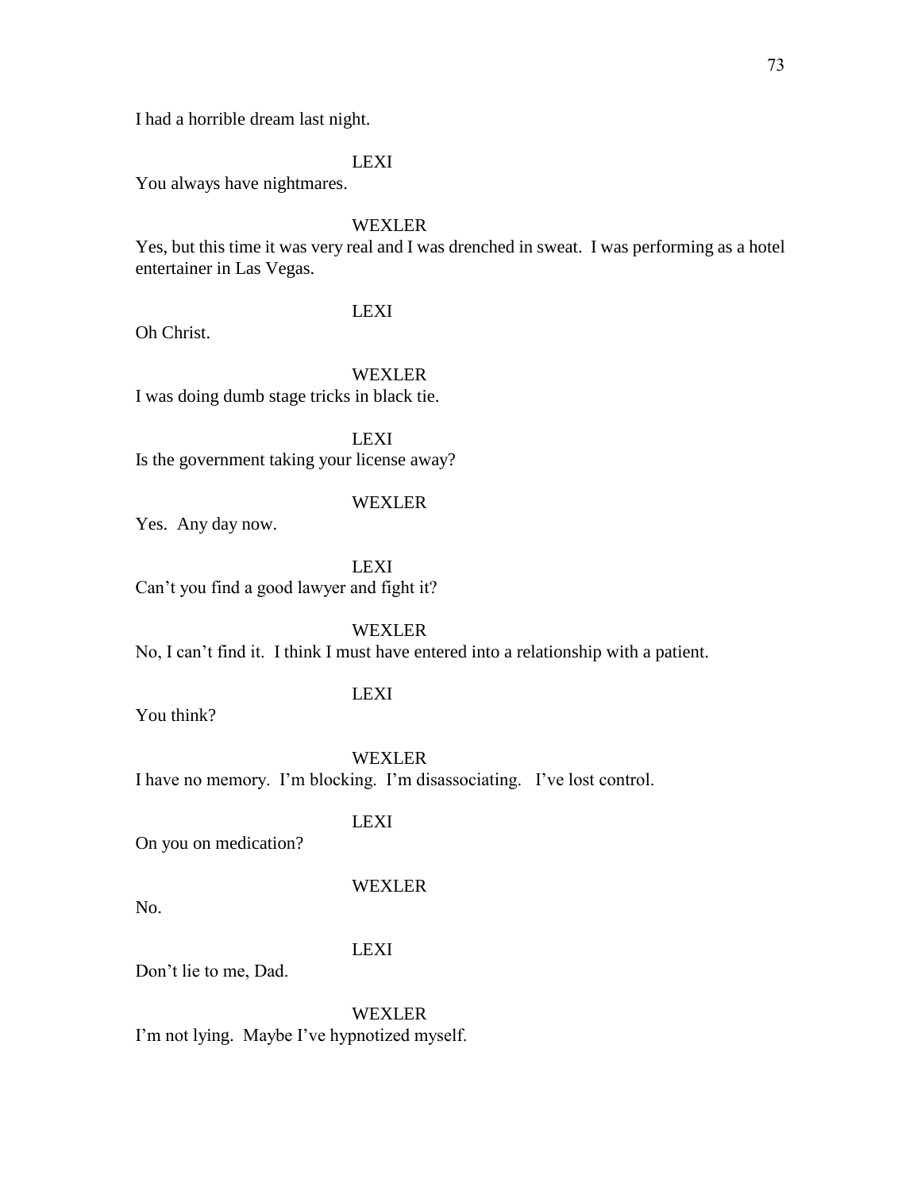I had a horrible dream last night.

LEXI

You always have nightmares.

WEXLER

Yes, but this time it was very real and I was drenched in sweat. I was performing as a hotel entertainer in Las Vegas.

LEXI

Oh Christ.

WEXLER

I was doing dumb stage tricks in black tie.

LEXI

Is the government taking your license away?

WEXLER

Yes. Any day now.

LEXI

Can't you find a good lawyer and fight it?

WEXLER

No, I can't find it. I think I must have entered into a relationship with a patient.

LEXI

You think?

WEXLER

I have no memory. I'm blocking. I'm disassociating. I've lost control.

LEXI

On you on medication?

WEXLER

No.

LEXI

Don't lie to me, Dad.

WEXLER

I'm not lying. Maybe I've hypnotized myself.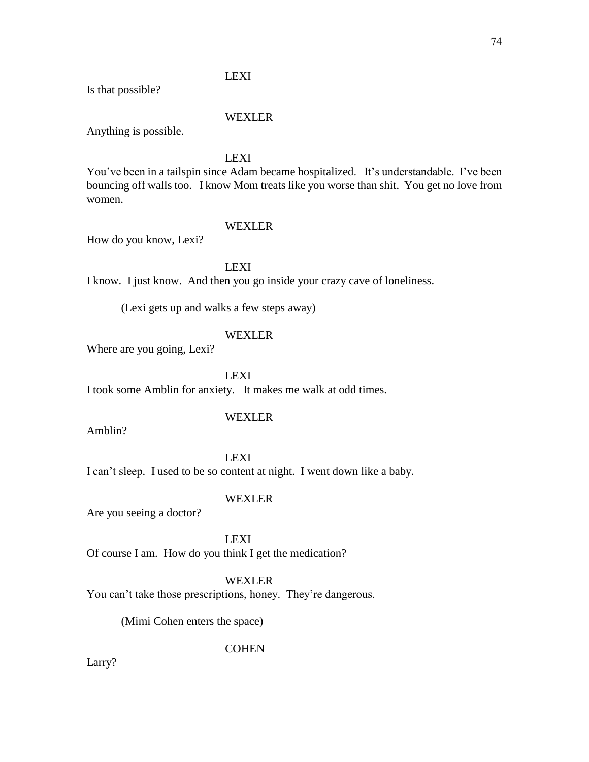LEXI

Is that possible?

WEXLER

Anything is possible.

LEXI

You've been in a tailspin since Adam became hospitalized. It's understandable. I've been bouncing off walls too. I know Mom treats like you worse than shit. You get no love from women.

WEXLER

How do you know, Lexi?

LEXI

I know. I just know. And then you go inside your crazy cave of loneliness.

(Lexi gets up and walks a few steps away)

WEXLER

Where are you going, Lexi?

LEXI

I took some Amblin for anxiety. It makes me walk at odd times.

WEXLER

Amblin?

LEXI

I can't sleep. I used to be so content at night. I went down like a baby.

WEXLER

Are you seeing a doctor?

LEXI

Of course I am. How do you think I get the medication?

WEXLER

You can't take those prescriptions, honey. They're dangerous.

(Mimi Cohen enters the space)

COHEN

Larry?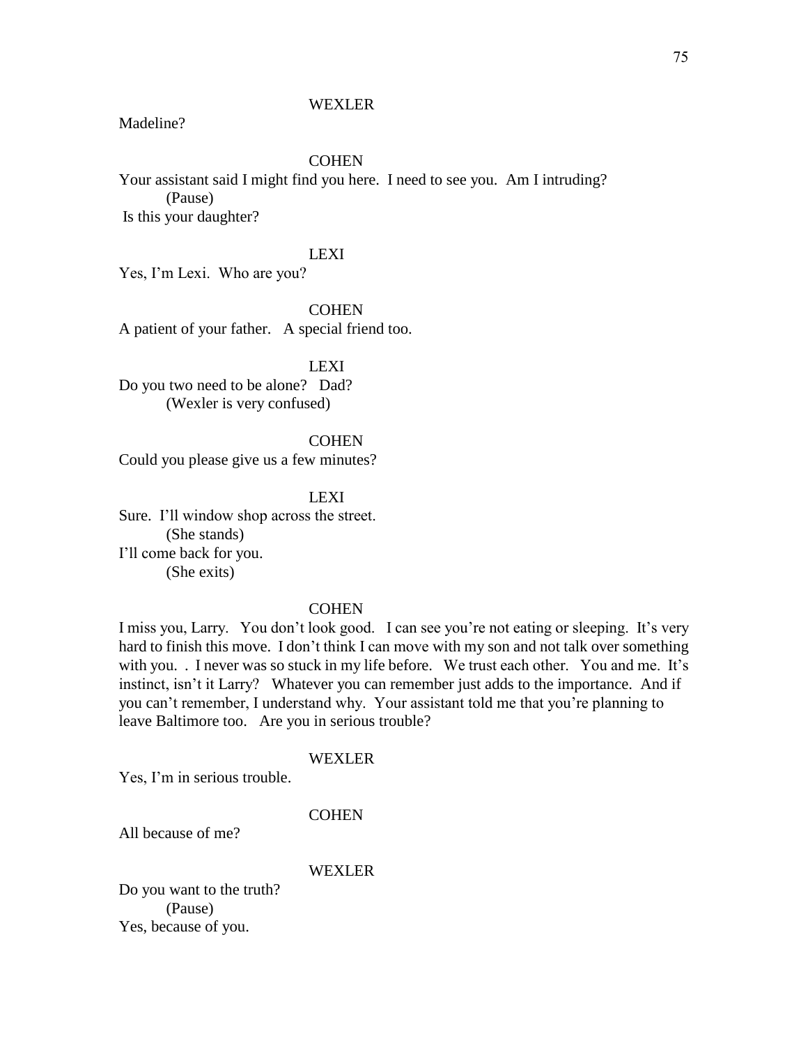WEXLER

Madeline?

COHEN

Your assistant said I might find you here. I need to see you. Am I intruding?

(Pause)

Is this your daughter?

LEXI

Yes, I'm Lexi. Who are you?

COHEN

A patient of your father. A special friend too.

LEXI

Do you two need to be alone? Dad?

(Wexler is very confused)

COHEN

Could you please give us a few minutes?

LEXI

Sure. I'll window shop across the street.

(She stands)

I'll come back for you.

(She exits)

COHEN

I miss you, Larry. You don't look good. I can see you're not eating or sleeping. It's very hard to finish this move. I don't think I can move with my son and not talk over something with you. . I never was so stuck in my life before. We trust each other. You and me. It's instinct, isn't it Larry? Whatever you can remember just adds to the importance. And if you can't remember, I understand why. Your assistant told me that you're planning to leave Baltimore too. Are you in serious trouble?

WEXLER

Yes, I'm in serious trouble.

COHEN

All because of me?

WEXLER

Do you want to the truth?

(Pause)

Yes, because of you.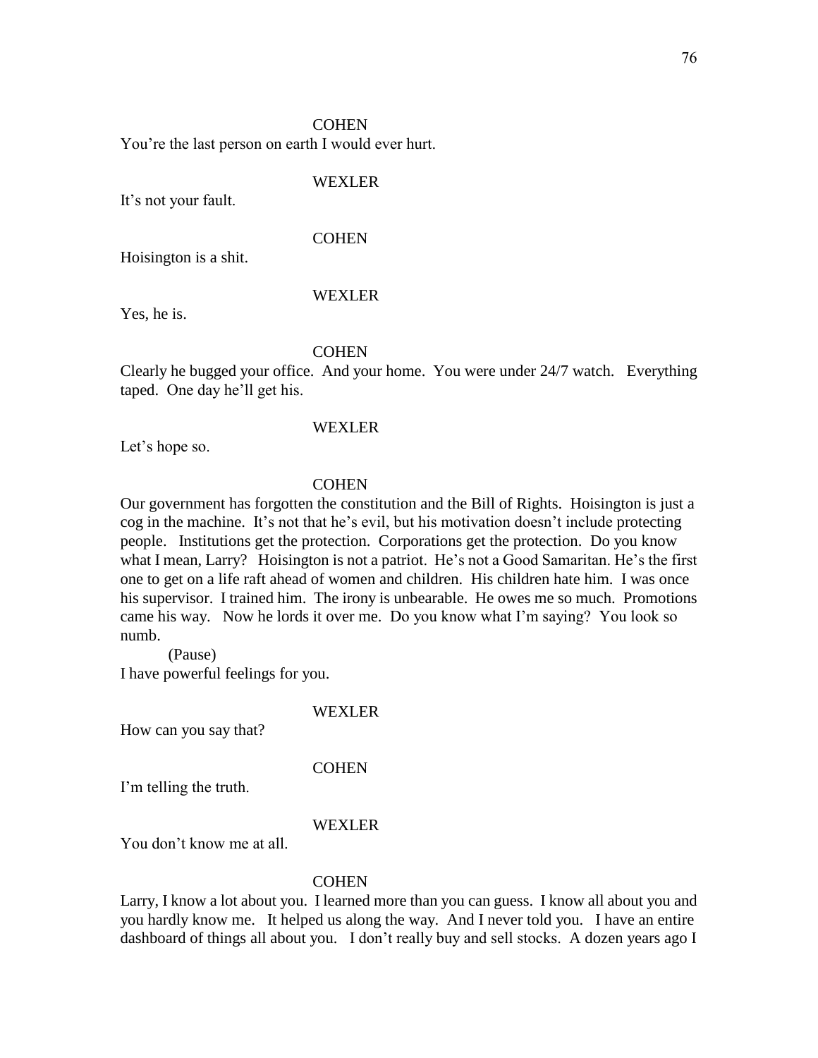COHEN

You're the last person on earth I would ever hurt.

WEXLER

It's not your fault.

COHEN

Hoisington is a shit.

WEXLER

Yes, he is.

COHEN

Clearly he bugged your office. And your home. You were under 24/7 watch. Everything taped. One day he'll get his.

WEXLER

Let's hope so.

COHEN

Our government has forgotten the constitution and the Bill of Rights. Hoisington is just a cog in the machine. It's not that he's evil, but his motivation doesn't include protecting people. Institutions get the protection. Corporations get the protection. Do you know what I mean, Larry? Hoisington is not a patriot. He's not a Good Samaritan. He's the first one to get on a life raft ahead of women and children. His children hate him. I was once his supervisor. I trained him. The irony is unbearable. He owes me so much. Promotions came his way. Now he lords it over me. Do you know what I'm saying? You look so numb.

(Pause)

I have powerful feelings for you.

WEXLER

How can you say that?

COHEN

I'm telling the truth.

WEXLER

You don't know me at all.

COHEN

Larry, I know a lot about you. I learned more than you can guess. I know all about you and you hardly know me. It helped us along the way. And I never told you. I have an entire dashboard of things all about you. I don't really buy and sell stocks. A dozen years ago I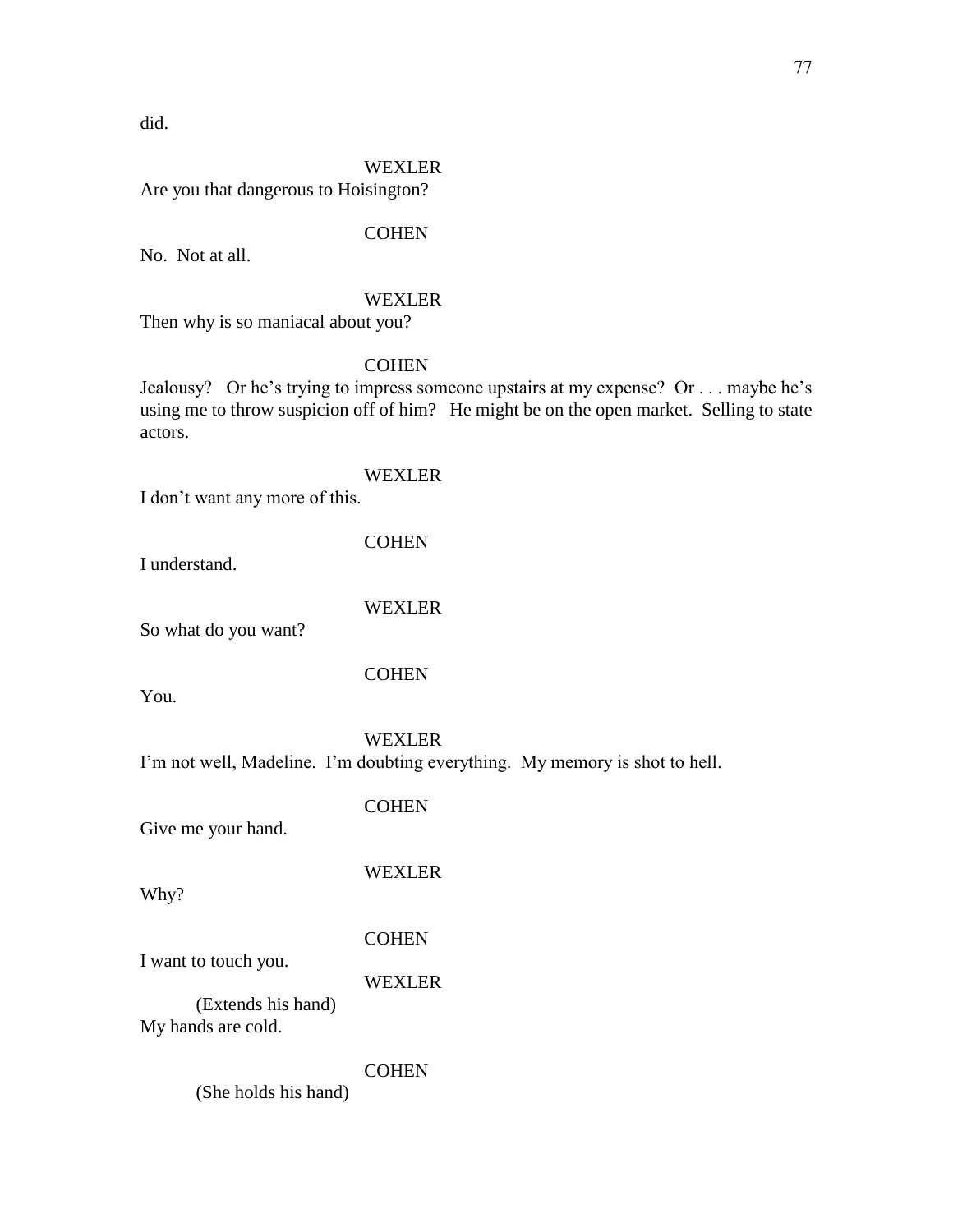did.

WEXLER

Are you that dangerous to Hoisington?

COHEN

No. Not at all.

WEXLER

Then why is so maniacal about you?

COHEN

Jealousy? Or he's trying to impress someone upstairs at my expense? Or . . . maybe he's using me to throw suspicion off of him? He might be on the open market. Selling to state actors.

WEXLER

I don't want any more of this.

COHEN

I understand.

WEXLER

So what do you want?

COHEN

You.

WEXLER

I'm not well, Madeline. I'm doubting everything. My memory is shot to hell.

COHEN

Give me your hand.

WEXLER

Why?

COHEN

I want to touch you.

WEXLER

(Extends his hand)

My hands are cold.

COHEN

(She holds his hand)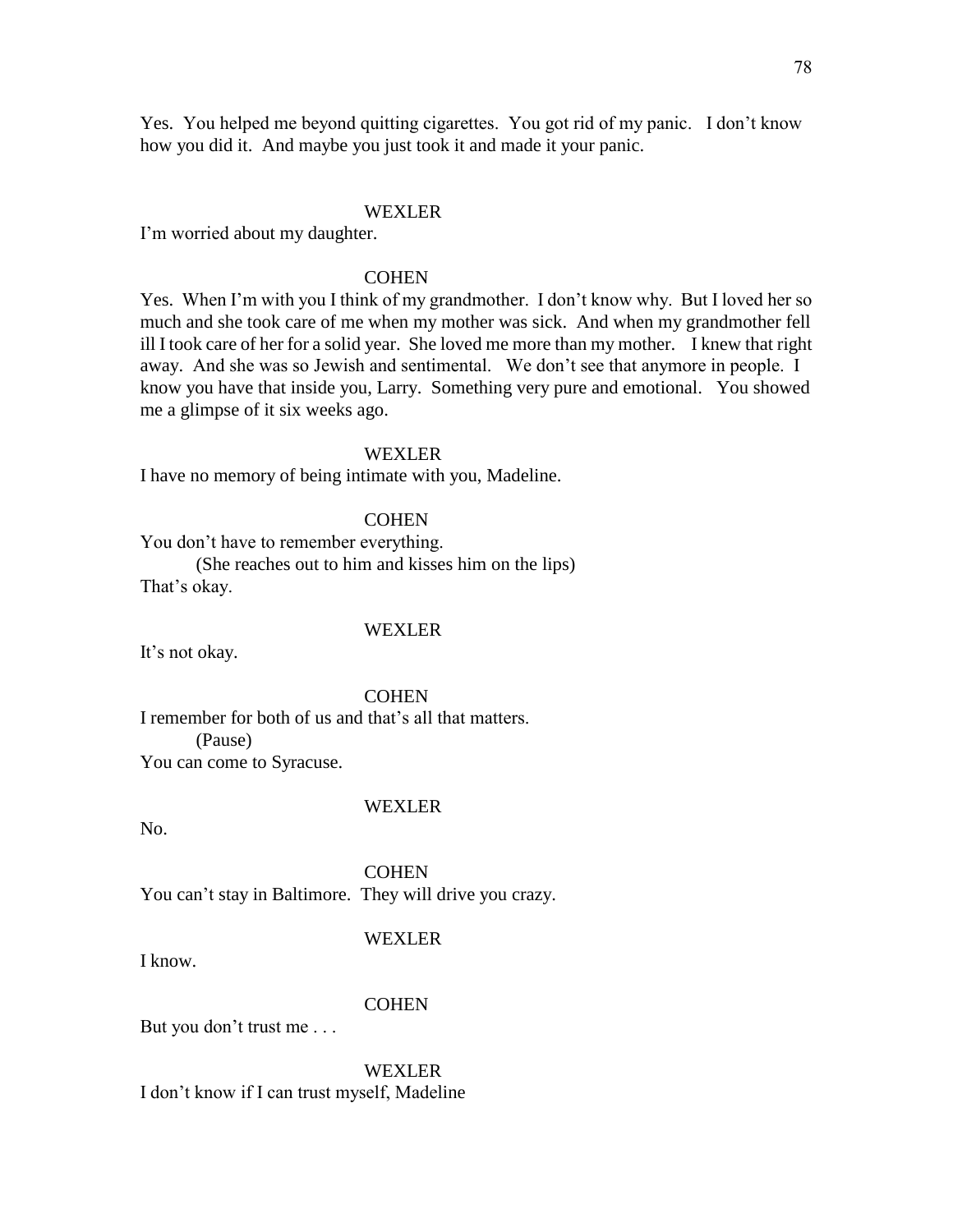Yes. You helped me beyond quitting cigarettes. You got rid of my panic. I don't know how you did it. And maybe you just took it and made it your panic.

WEXLER

I'm worried about my daughter.

COHEN

Yes. When I'm with you I think of my grandmother. I don't know why. But I loved her so much and she took care of me when my mother was sick. And when my grandmother fell ill I took care of her for a solid year. She loved me more than my mother. I knew that right away. And she was so Jewish and sentimental. We don't see that anymore in people. I know you have that inside you, Larry. Something very pure and emotional. You showed me a glimpse of it six weeks ago.

WEXLER

I have no memory of being intimate with you, Madeline.

COHEN

You don't have to remember everything.

(She reaches out to him and kisses him on the lips)

That's okay.

WEXLER

It's not okay.

COHEN

I remember for both of us and that's all that matters.

(Pause)

You can come to Syracuse.

WEXLER

No.

COHEN

You can't stay in Baltimore. They will drive you crazy.

WEXLER

I know.

COHEN

But you don't trust me . . .

WEXLER

I don't know if I can trust myself, Madeline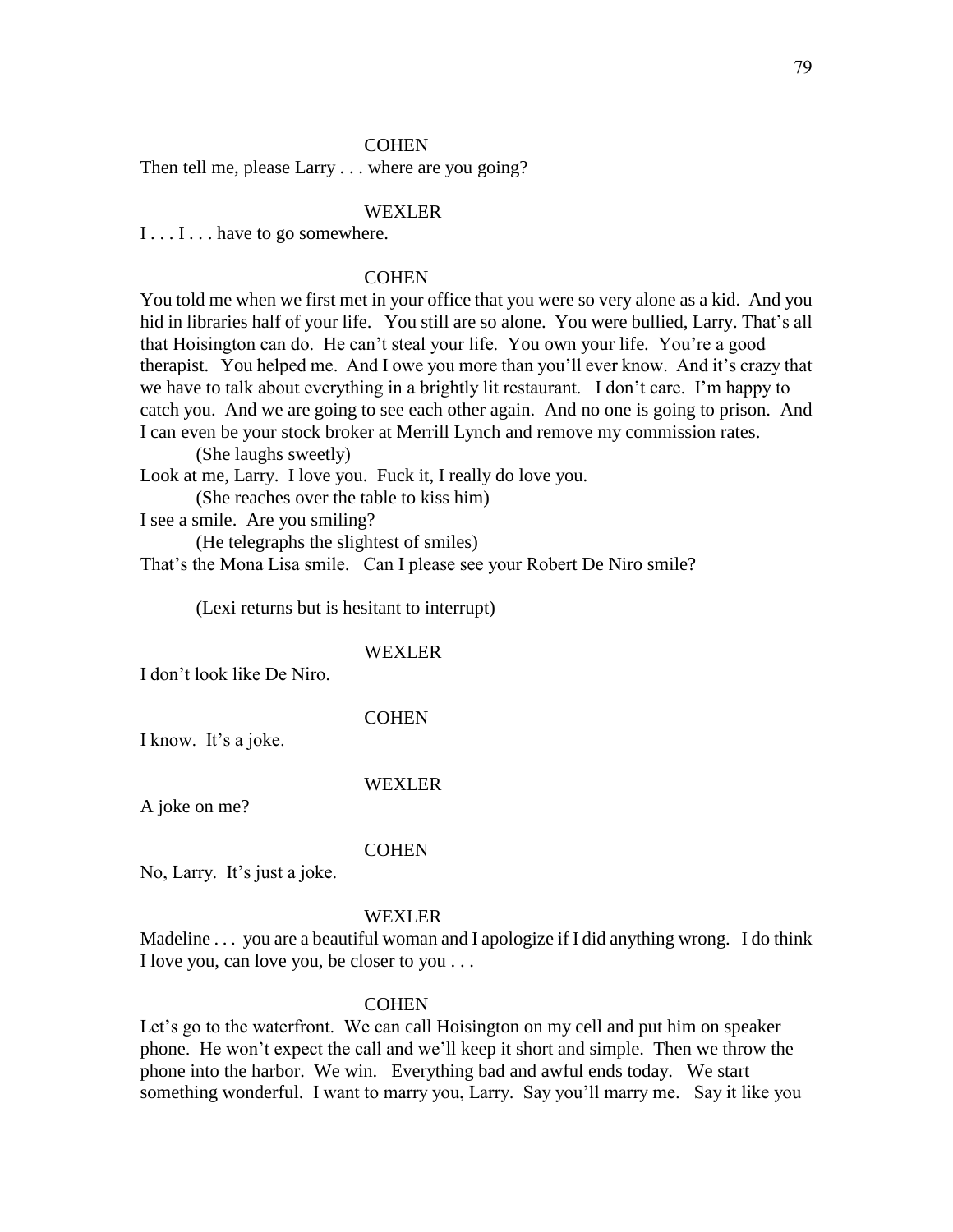COHEN

Then tell me, please Larry . . . where are you going?

WEXLER

I . . . I . . . have to go somewhere.

COHEN

You told me when we first met in your office that you were so very alone as a kid. And you hid in libraries half of your life. You still are so alone. You were bullied, Larry. That's all that Hoisington can do. He can't steal your life. You own your life. You're a good therapist. You helped me. And I owe you more than you'll ever know. And it's crazy that we have to talk about everything in a brightly lit restaurant. I don't care. I'm happy to catch you. And we are going to see each other again. And no one is going to prison. And I can even be your stock broker at Merrill Lynch and remove my commission rates.

(She laughs sweetly)

Look at me, Larry. I love you. Fuck it, I really do love you.

(She reaches over the table to kiss him)

I see a smile. Are you smiling?

(He telegraphs the slightest of smiles)

That's the Mona Lisa smile. Can I please see your Robert De Niro smile?

(Lexi returns but is hesitant to interrupt)

WEXLER

I don't look like De Niro.

COHEN

I know. It's a joke.

WEXLER

A joke on me?

COHEN

No, Larry. It's just a joke.

WEXLER

Madeline . . . you are a beautiful woman and I apologize if I did anything wrong. I do think I love you, can love you, be closer to you . . .

COHEN

Let's go to the waterfront. We can call Hoisington on my cell and put him on speaker phone. He won't expect the call and we'll keep it short and simple. Then we throw the phone into the harbor. We win. Everything bad and awful ends today. We start something wonderful. I want to marry you, Larry. Say you'll marry me. Say it like you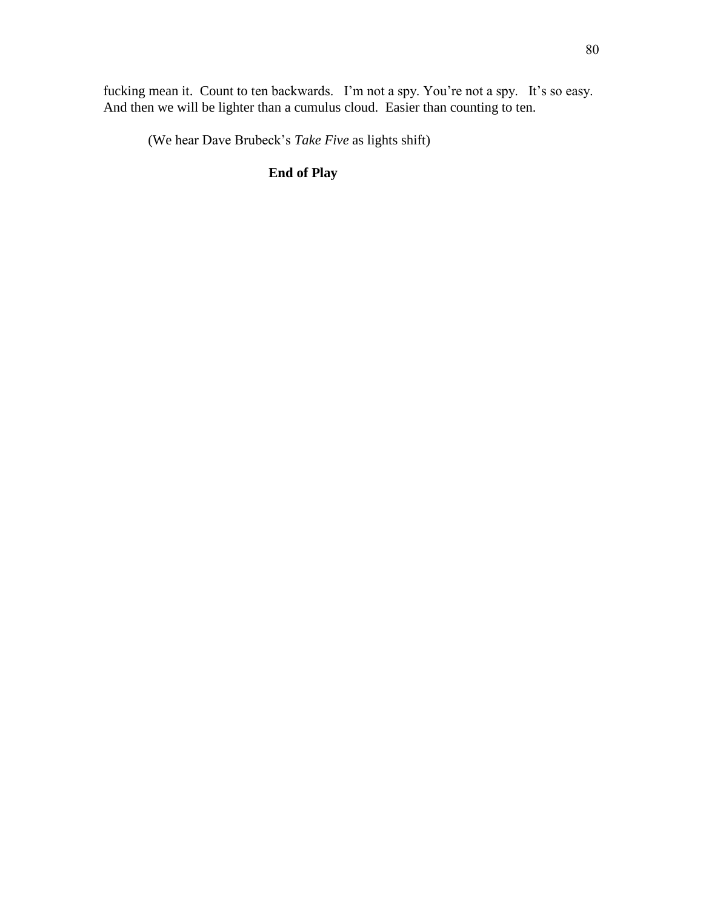fucking mean it. Count to ten backwards. I'm not a spy. You're not a spy. It's so easy. And then we will be lighter than a cumulus cloud. Easier than counting to ten.

(We hear Dave Brubeck's *Take Five* as lights shift)

**End of Play**